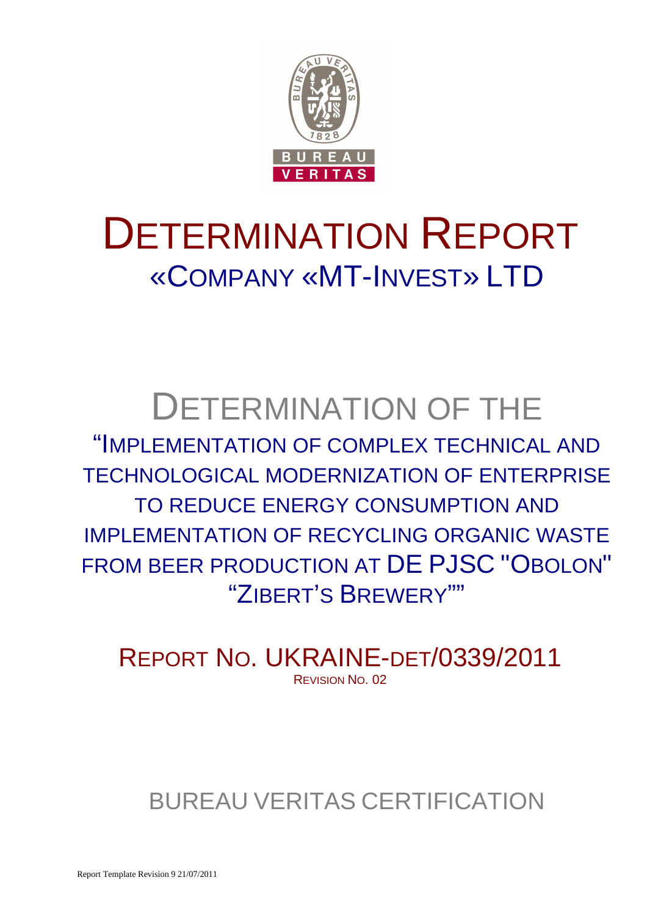# DETERMINATION REPORT

## «COMPANY «MT-INVEST» LTD

# DETERMINATION OF THE

## "IMPLEMENTATION OF COMPLEX TECHNICAL AND TECHNOLOGICAL MODERNIZATION OF ENTERPRISE TO REDUCE ENERGY CONSUMPTION AND IMPLEMENTATION OF RECYCLING ORGANIC WASTE FROM BEER PRODUCTION AT DE PJSC "OBOLON" "ZIBERT'S BREWERY""

## REPORT NO. UKRAINE-DET/0339/2011

REVISION NO. 02

BUREAU VERITAS CERTIFICATION

Report Template Revision 9 21/07/2011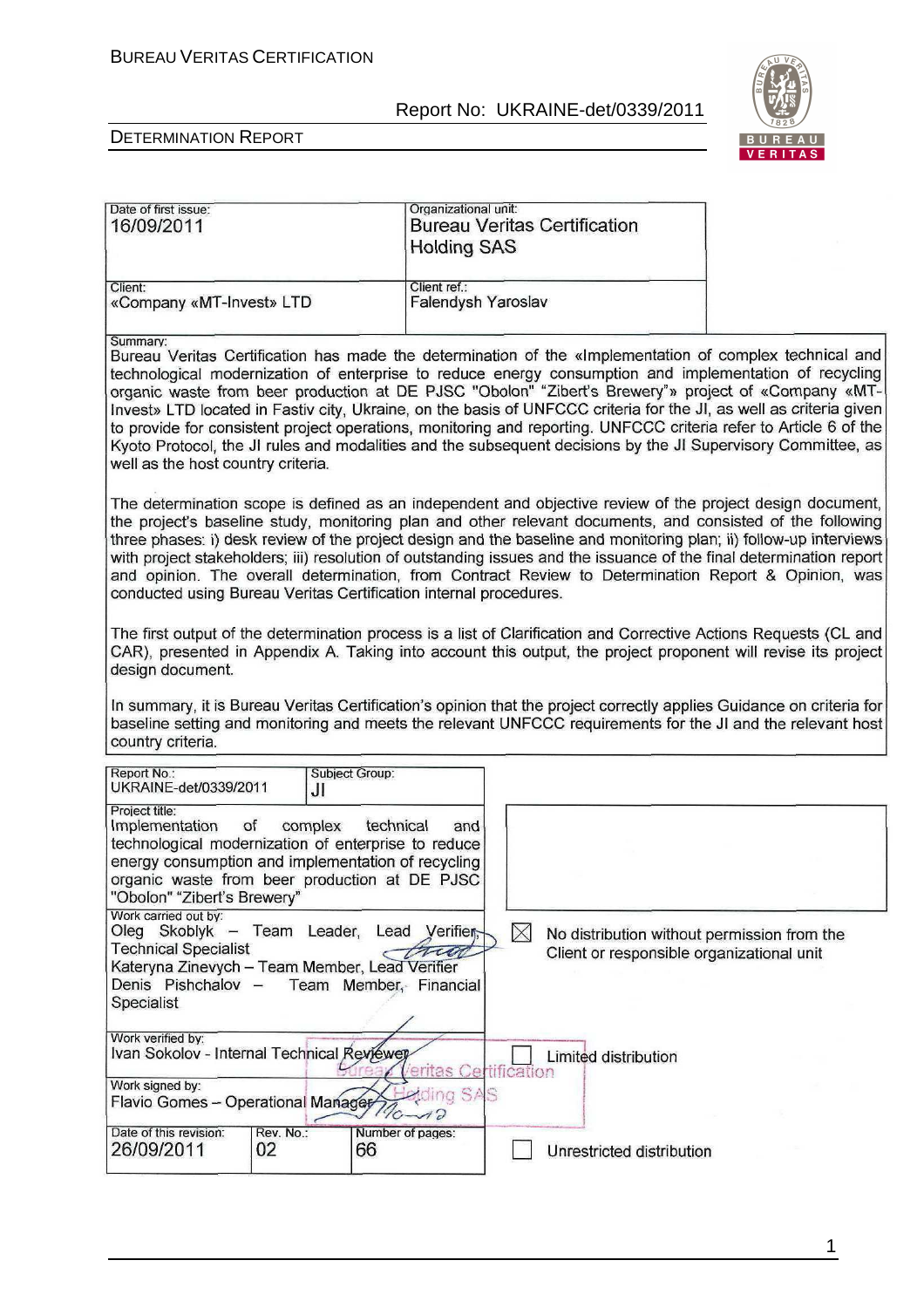| Date of first issue: 16/09/2011 | Organizational unit: Bureau Veritas Certification Holding SAS |
|---|---|
| Client: «Company «MT-Invest» LTD | Client ref.: Falendysh Yaroslav |

Summary:

Bureau Veritas Certification has made the determination of the «Implementation of complex technical and technological modernization of enterprise to reduce energy consumption and implementation of recycling organic waste from beer production at DE PJSC "Obolon" "Zibert's Brewery"» project of «Company «MT-Invest» LTD located in Fastiv city, Ukraine, on the basis of UNFCCC criteria for the JI, as well as criteria given to provide for consistent project operations, monitoring and reporting. UNFCCC criteria refer to Article 6 of the Kyoto Protocol, the JI rules and modalities and the subsequent decisions by the JI Supervisory Committee, as well as the host country criteria.

The determination scope is defined as an independent and objective review of the project design document, the project's baseline study, monitoring plan and other relevant documents, and consisted of the following three phases: i) desk review of the project design and the baseline and monitoring plan; ii) follow-up interviews with project stakeholders; iii) resolution of outstanding issues and the issuance of the final determination report and opinion. The overall determination, from Contract Review to Determination Report & Opinion, was conducted using Bureau Veritas Certification internal procedures.

The first output of the determination process is a list of Clarification and Corrective Actions Requests (CL and CAR), presented in Appendix A. Taking into account this output, the project proponent will revise its project design document.

In summary, it is Bureau Veritas Certification's opinion that the project correctly applies Guidance on criteria for baseline setting and monitoring and meets the relevant UNFCCC requirements for the JI and the relevant host country criteria.

| Report No.: UKRAINE-det/0339/2011 | Subject Group: JI | |
|---|---|---|
| Project title: Implementation of complex technical and technological modernization of enterprise to reduce energy consumption and implementation of recycling organic waste from beer production at DE PJSC "Obolon" "Zibert's Brewery" | | |
| Work carried out by: Oleg Skoblyk – Team Leader, Lead Verifier, Technical Specialist; Kateryna Zinevych – Team Member, Lead Verifier; Denis Pishchalov – Team Member, Financial Specialist | | ☒ No distribution without permission from the Client or responsible organizational unit |
| Work verified by: Ivan Sokolov - Internal Technical Reviewer | | ☐ Limited distribution |
| Work signed by: Flavio Gomes – Operational Manager | | |
| Date of this revision: 26/09/2011 | Rev. No.: 02 | Number of pages: 66 | ☐ Unrestricted distribution |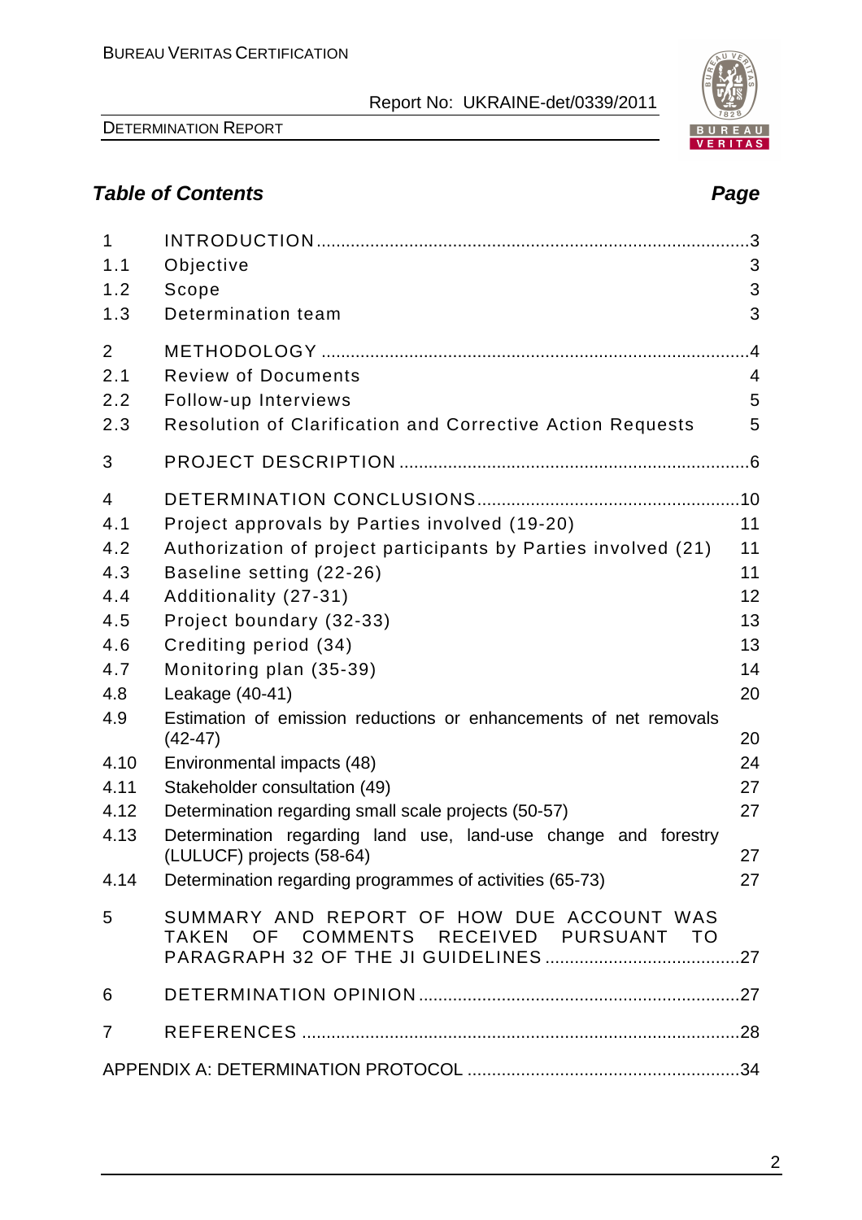## *Table of Contents* *Page*

| | | |
|---|---|---|
| 1 | INTRODUCTION | 3 |
| 1.1 | Objective | 3 |
| 1.2 | Scope | 3 |
| 1.3 | Determination team | 3 |
| 2 | METHODOLOGY | 4 |
| 2.1 | Review of Documents | 4 |
| 2.2 | Follow-up Interviews | 5 |
| 2.3 | Resolution of Clarification and Corrective Action Requests | 5 |
| 3 | PROJECT DESCRIPTION | 6 |
| 4 | DETERMINATION CONCLUSIONS | 10 |
| 4.1 | Project approvals by Parties involved (19-20) | 11 |
| 4.2 | Authorization of project participants by Parties involved (21) | 11 |
| 4.3 | Baseline setting (22-26) | 11 |
| 4.4 | Additionality (27-31) | 12 |
| 4.5 | Project boundary (32-33) | 13 |
| 4.6 | Crediting period (34) | 13 |
| 4.7 | Monitoring plan (35-39) | 14 |
| 4.8 | Leakage (40-41) | 20 |
| 4.9 | Estimation of emission reductions or enhancements of net removals (42-47) | 20 |
| 4.10 | Environmental impacts (48) | 24 |
| 4.11 | Stakeholder consultation (49) | 27 |
| 4.12 | Determination regarding small scale projects (50-57) | 27 |
| 4.13 | Determination regarding land use, land-use change and forestry (LULUCF) projects (58-64) | 27 |
| 4.14 | Determination regarding programmes of activities (65-73) | 27 |
| 5 | SUMMARY AND REPORT OF HOW DUE ACCOUNT WAS TAKEN OF COMMENTS RECEIVED PURSUANT TO PARAGRAPH 32 OF THE JI GUIDELINES | 27 |
| 6 | DETERMINATION OPINION | 27 |
| 7 | REFERENCES | 28 |
| | APPENDIX A: DETERMINATION PROTOCOL | 34 |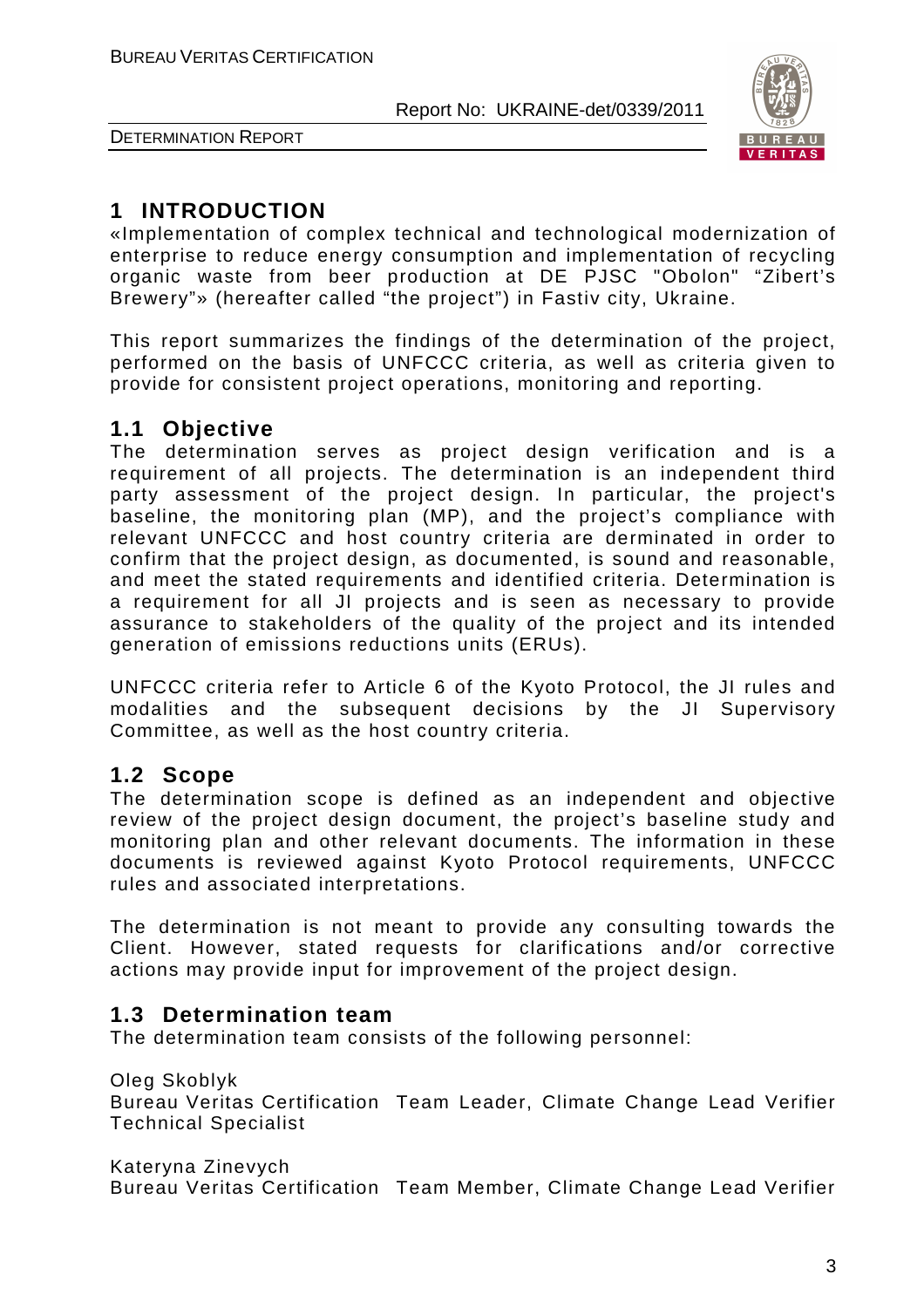# 1 INTRODUCTION

«Implementation of complex technical and technological modernization of enterprise to reduce energy consumption and implementation of recycling organic waste from beer production at DE PJSC "Obolon" "Zibert's Brewery"» (hereafter called "the project") in Fastiv city, Ukraine.

This report summarizes the findings of the determination of the project, performed on the basis of UNFCCC criteria, as well as criteria given to provide for consistent project operations, monitoring and reporting.

## 1.1 Objective

The determination serves as project design verification and is a requirement of all projects. The determination is an independent third party assessment of the project design. In particular, the project's baseline, the monitoring plan (MP), and the project's compliance with relevant UNFCCC and host country criteria are derminated in order to confirm that the project design, as documented, is sound and reasonable, and meet the stated requirements and identified criteria. Determination is a requirement for all JI projects and is seen as necessary to provide assurance to stakeholders of the quality of the project and its intended generation of emissions reductions units (ERUs).

UNFCCC criteria refer to Article 6 of the Kyoto Protocol, the JI rules and modalities and the subsequent decisions by the JI Supervisory Committee, as well as the host country criteria.

## 1.2 Scope

The determination scope is defined as an independent and objective review of the project design document, the project's baseline study and monitoring plan and other relevant documents. The information in these documents is reviewed against Kyoto Protocol requirements, UNFCCC rules and associated interpretations.

The determination is not meant to provide any consulting towards the Client. However, stated requests for clarifications and/or corrective actions may provide input for improvement of the project design.

## 1.3 Determination team

The determination team consists of the following personnel:

Oleg Skoblyk
Bureau Veritas Certification Team Leader, Climate Change Lead Verifier Technical Specialist

Kateryna Zinevych
Bureau Veritas Certification Team Member, Climate Change Lead Verifier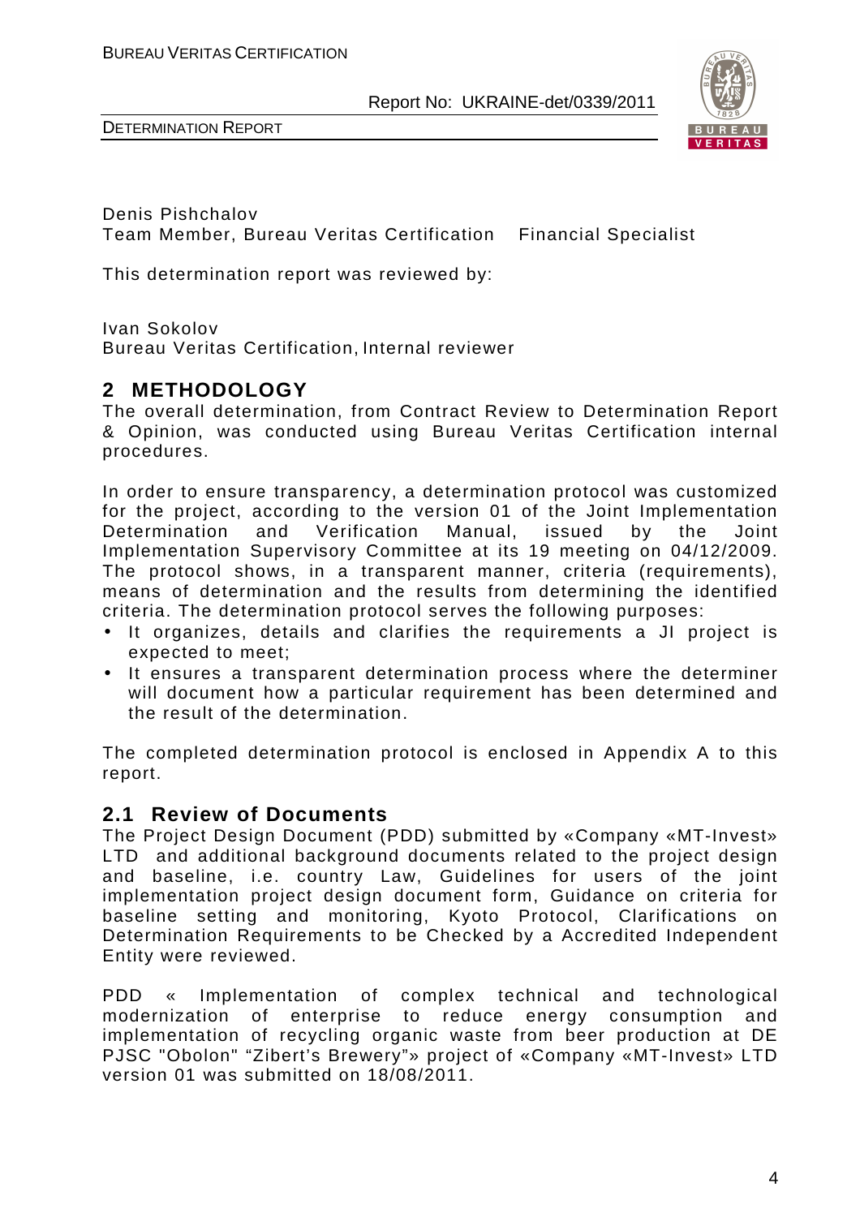Denis Pishchalov
Team Member, Bureau Veritas Certification    Financial Specialist

This determination report was reviewed by:

Ivan Sokolov
Bureau Veritas Certification, Internal reviewer

## 2 METHODOLOGY

The overall determination, from Contract Review to Determination Report & Opinion, was conducted using Bureau Veritas Certification internal procedures.

In order to ensure transparency, a determination protocol was customized for the project, according to the version 01 of the Joint Implementation Determination and Verification Manual, issued by the Joint Implementation Supervisory Committee at its 19 meeting on 04/12/2009. The protocol shows, in a transparent manner, criteria (requirements), means of determination and the results from determining the identified criteria. The determination protocol serves the following purposes:

- It organizes, details and clarifies the requirements a JI project is expected to meet;
- It ensures a transparent determination process where the determiner will document how a particular requirement has been determined and the result of the determination.

The completed determination protocol is enclosed in Appendix A to this report.

### 2.1 Review of Documents

The Project Design Document (PDD) submitted by «Company «MT-Invest» LTD and additional background documents related to the project design and baseline, i.e. country Law, Guidelines for users of the joint implementation project design document form, Guidance on criteria for baseline setting and monitoring, Kyoto Protocol, Clarifications on Determination Requirements to be Checked by a Accredited Independent Entity were reviewed.

PDD « Implementation of complex technical and technological modernization of enterprise to reduce energy consumption and implementation of recycling organic waste from beer production at DE PJSC "Obolon" "Zibert's Brewery"» project of «Company «MT-Invest» LTD version 01 was submitted on 18/08/2011.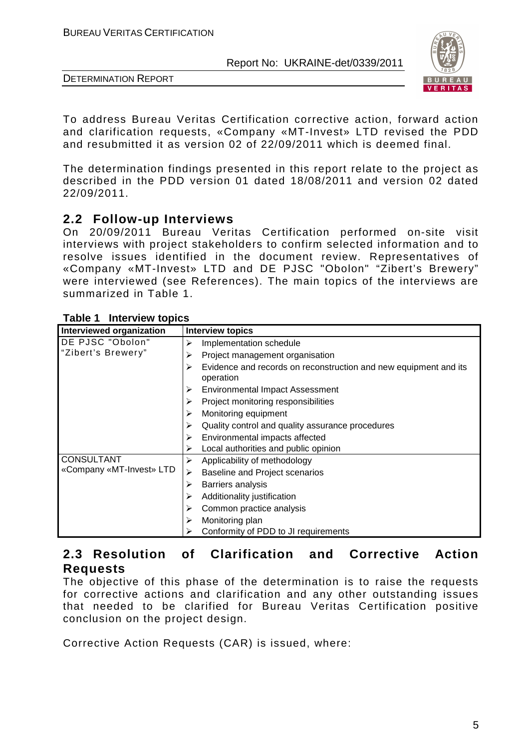To address Bureau Veritas Certification corrective action, forward action and clarification requests, «Company «MT-Invest» LTD revised the PDD and resubmitted it as version 02 of 22/09/2011 which is deemed final.

The determination findings presented in this report relate to the project as described in the PDD version 01 dated 18/08/2011 and version 02 dated 22/09/2011.

## 2.2 Follow-up Interviews

On 20/09/2011 Bureau Veritas Certification performed on-site visit interviews with project stakeholders to confirm selected information and to resolve issues identified in the document review. Representatives of «Company «MT-Invest» LTD and DE PJSC "Obolon" "Zibert's Brewery" were interviewed (see References). The main topics of the interviews are summarized in Table 1.

**Table 1 Interview topics**

| Interviewed organization | Interview topics |
|---|---|
| DE PJSC "Obolon" "Zibert's Brewery" | ➢ Implementation schedule<br>➢ Project management organisation<br>➢ Evidence and records on reconstruction and new equipment and its operation<br>➢ Environmental Impact Assessment<br>➢ Project monitoring responsibilities<br>➢ Monitoring equipment<br>➢ Quality control and quality assurance procedures<br>➢ Environmental impacts affected<br>➢ Local authorities and public opinion |
| CONSULTANT «Company «MT-Invest» LTD | ➢ Applicability of methodology<br>➢ Baseline and Project scenarios<br>➢ Barriers analysis<br>➢ Additionality justification<br>➢ Common practice analysis<br>➢ Monitoring plan<br>➢ Conformity of PDD to JI requirements |

## 2.3 Resolution of Clarification and Corrective Action Requests

The objective of this phase of the determination is to raise the requests for corrective actions and clarification and any other outstanding issues that needed to be clarified for Bureau Veritas Certification positive conclusion on the project design.

Corrective Action Requests (CAR) is issued, where: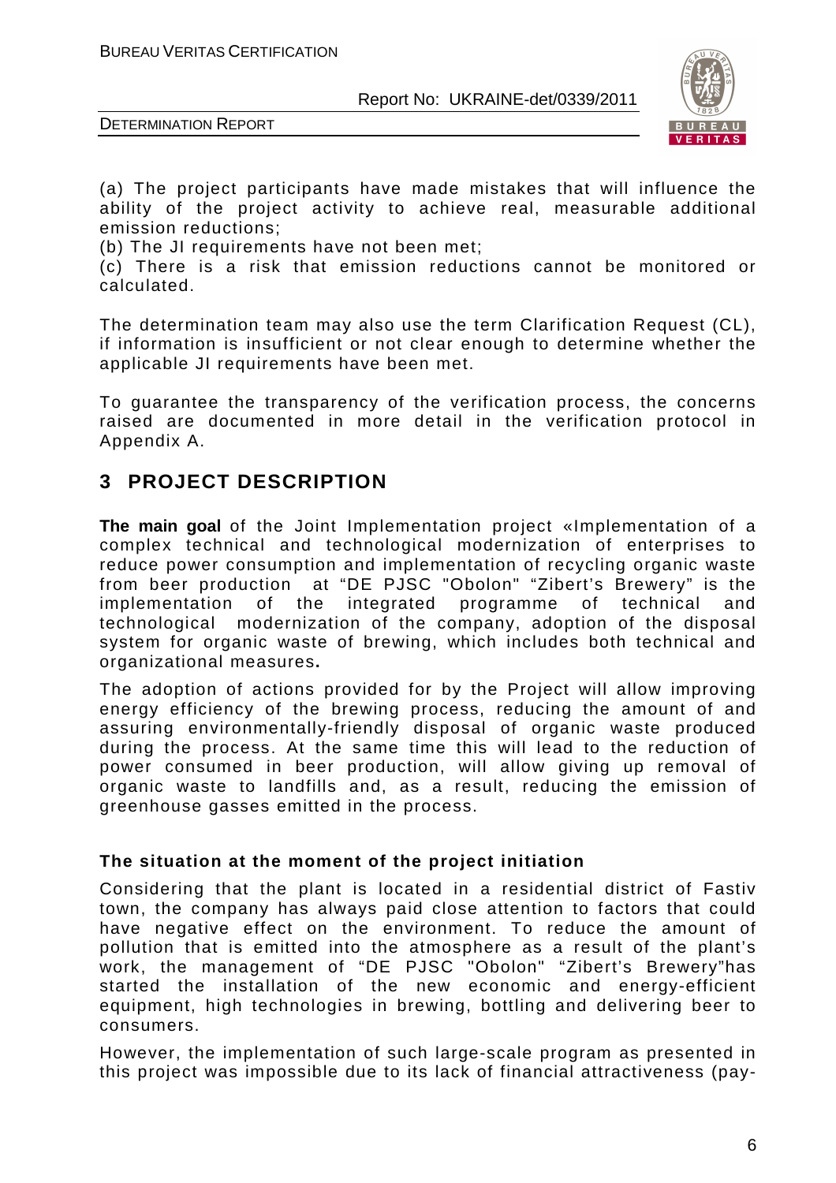(a) The project participants have made mistakes that will influence the ability of the project activity to achieve real, measurable additional emission reductions;

(b) The JI requirements have not been met;

(c) There is a risk that emission reductions cannot be monitored or calculated.

The determination team may also use the term Clarification Request (CL), if information is insufficient or not clear enough to determine whether the applicable JI requirements have been met.

To guarantee the transparency of the verification process, the concerns raised are documented in more detail in the verification protocol in Appendix A.

# 3 PROJECT DESCRIPTION

**The main goal** of the Joint Implementation project «Implementation of a complex technical and technological modernization of enterprises to reduce power consumption and implementation of recycling organic waste from beer production at "DE PJSC "Obolon" "Zibert's Brewery" is the implementation of the integrated programme of technical and technological modernization of the company, adoption of the disposal system for organic waste of brewing, which includes both technical and organizational measures**.**

The adoption of actions provided for by the Project will allow improving energy efficiency of the brewing process, reducing the amount of and assuring environmentally-friendly disposal of organic waste produced during the process. At the same time this will lead to the reduction of power consumed in beer production, will allow giving up removal of organic waste to landfills and, as a result, reducing the emission of greenhouse gasses emitted in the process.

### The situation at the moment of the project initiation

Considering that the plant is located in a residential district of Fastiv town, the company has always paid close attention to factors that could have negative effect on the environment. To reduce the amount of pollution that is emitted into the atmosphere as a result of the plant's work, the management of "DE PJSC "Obolon" "Zibert's Brewery"has started the installation of the new economic and energy-efficient equipment, high technologies in brewing, bottling and delivering beer to consumers.

However, the implementation of such large-scale program as presented in this project was impossible due to its lack of financial attractiveness (pay-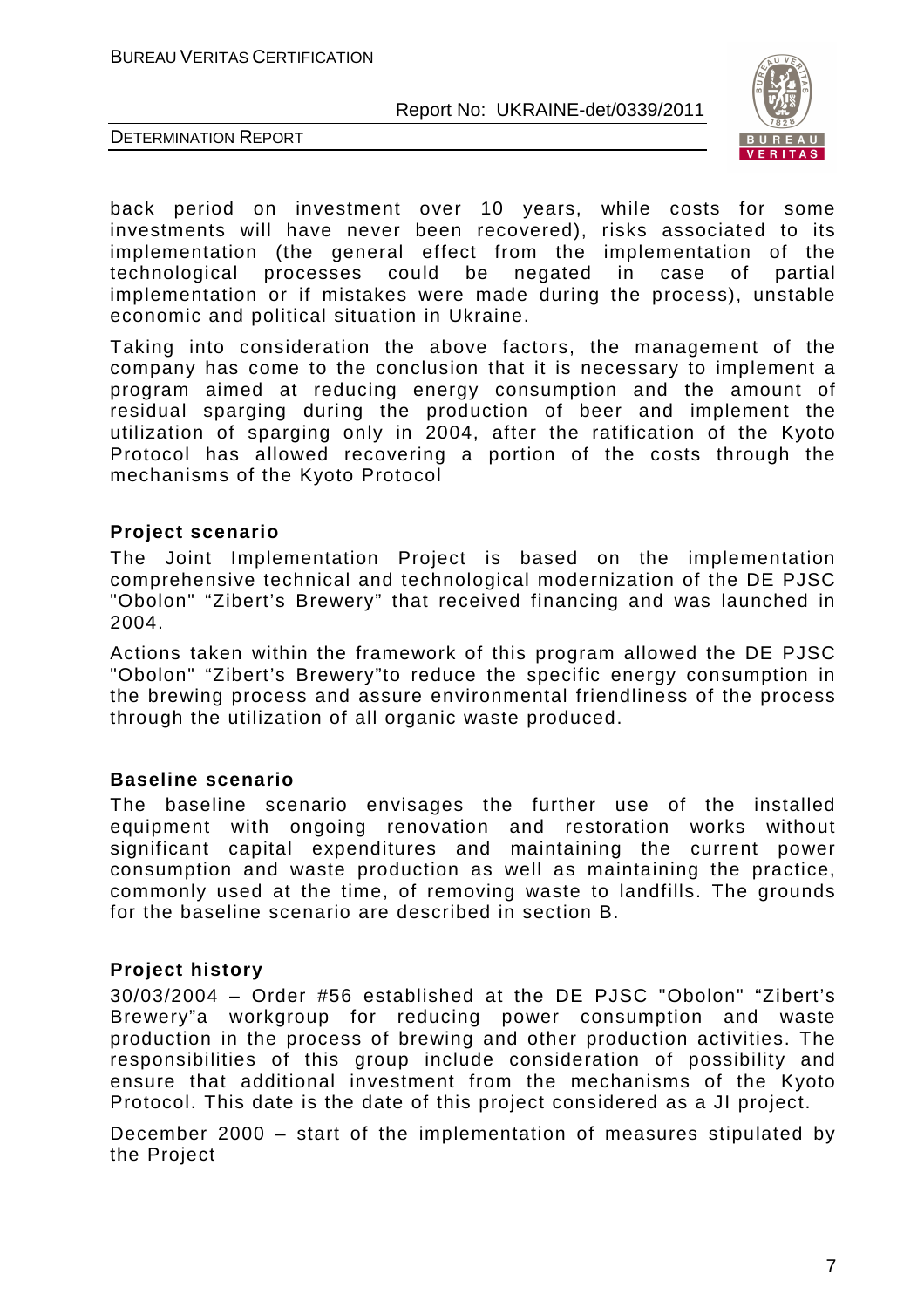back period on investment over 10 years, while costs for some investments will have never been recovered), risks associated to its implementation (the general effect from the implementation of the technological processes could be negated in case of partial implementation or if mistakes were made during the process), unstable economic and political situation in Ukraine.

Taking into consideration the above factors, the management of the company has come to the conclusion that it is necessary to implement a program aimed at reducing energy consumption and the amount of residual sparging during the production of beer and implement the utilization of sparging only in 2004, after the ratification of the Kyoto Protocol has allowed recovering a portion of the costs through the mechanisms of the Kyoto Protocol

**Project scenario**

The Joint Implementation Project is based on the implementation comprehensive technical and technological modernization of the DE PJSC "Obolon" "Zibert's Brewery" that received financing and was launched in 2004.

Actions taken within the framework of this program allowed the DE PJSC "Obolon" "Zibert's Brewery"to reduce the specific energy consumption in the brewing process and assure environmental friendliness of the process through the utilization of all organic waste produced.

**Baseline scenario**

The baseline scenario envisages the further use of the installed equipment with ongoing renovation and restoration works without significant capital expenditures and maintaining the current power consumption and waste production as well as maintaining the practice, commonly used at the time, of removing waste to landfills. The grounds for the baseline scenario are described in section B.

**Project history**

30/03/2004 – Order #56 established at the DE PJSC "Obolon" "Zibert's Brewery"a workgroup for reducing power consumption and waste production in the process of brewing and other production activities. The responsibilities of this group include consideration of possibility and ensure that additional investment from the mechanisms of the Kyoto Protocol. This date is the date of this project considered as a JI project.

December 2000 – start of the implementation of measures stipulated by the Project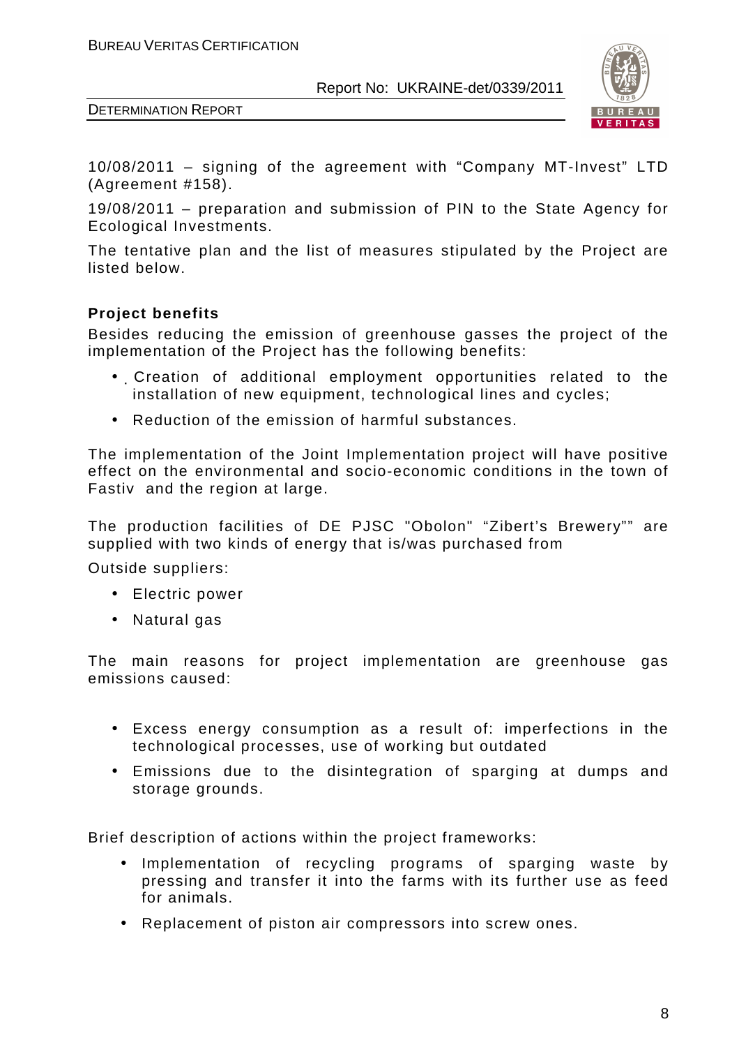10/08/2011 – signing of the agreement with "Company MT-Invest" LTD (Agreement #158).

19/08/2011 – preparation and submission of PIN to the State Agency for Ecological Investments.

The tentative plan and the list of measures stipulated by the Project are listed below.

**Project benefits**

Besides reducing the emission of greenhouse gasses the project of the implementation of the Project has the following benefits:

- Creation of additional employment opportunities related to the installation of new equipment, technological lines and cycles;
- Reduction of the emission of harmful substances.

The implementation of the Joint Implementation project will have positive effect on the environmental and socio-economic conditions in the town of Fastiv and the region at large.

The production facilities of DE PJSC "Obolon" "Zibert's Brewery"" are supplied with two kinds of energy that is/was purchased from

Outside suppliers:

- Electric power
- Natural gas

The main reasons for project implementation are greenhouse gas emissions caused:

- Excess energy consumption as a result of: imperfections in the technological processes, use of working but outdated
- Emissions due to the disintegration of sparging at dumps and storage grounds.

Brief description of actions within the project frameworks:

- Implementation of recycling programs of sparging waste by pressing and transfer it into the farms with its further use as feed for animals.
- Replacement of piston air compressors into screw ones.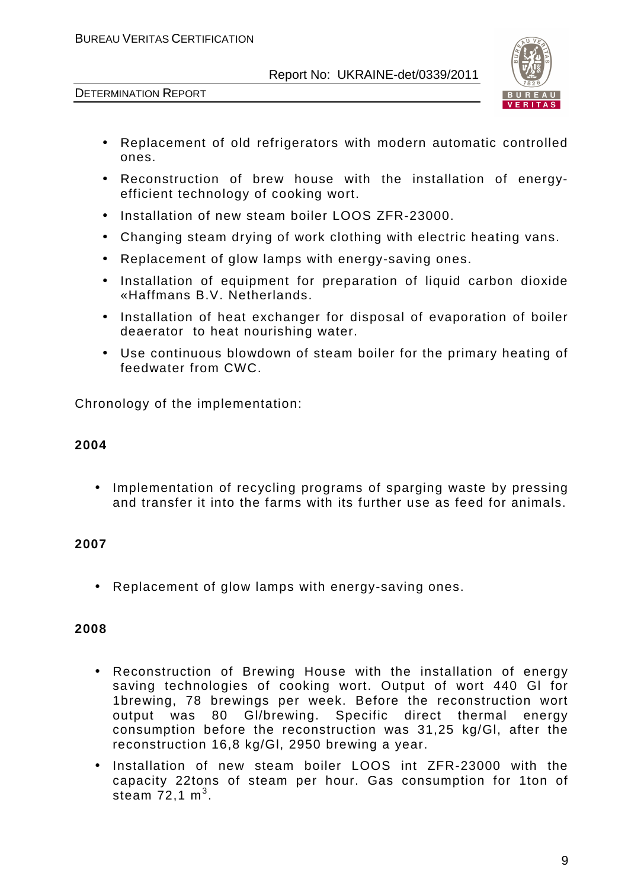- Replacement of old refrigerators with modern automatic controlled ones.
- Reconstruction of brew house with the installation of energy-efficient technology of cooking wort.
- Installation of new steam boiler LOOS ZFR-23000.
- Changing steam drying of work clothing with electric heating vans.
- Replacement of glow lamps with energy-saving ones.
- Installation of equipment for preparation of liquid carbon dioxide «Haffmans B.V. Netherlands.
- Installation of heat exchanger for disposal of evaporation of boiler deaerator to heat nourishing water.
- Use continuous blowdown of steam boiler for the primary heating of feedwater from CWC.

Chronology of the implementation:

**2004**

- Implementation of recycling programs of sparging waste by pressing and transfer it into the farms with its further use as feed for animals.

**2007**

- Replacement of glow lamps with energy-saving ones.

**2008**

- Reconstruction of Brewing House with the installation of energy saving technologies of cooking wort. Output of wort 440 Gl for 1brewing, 78 brewings per week. Before the reconstruction wort output was 80 Gl/brewing. Specific direct thermal energy consumption before the reconstruction was 31,25 kg/Gl, after the reconstruction 16,8 kg/Gl, 2950 brewing a year.
- Installation of new steam boiler LOOS int ZFR-23000 with the capacity 22tons of steam per hour. Gas consumption for 1ton of steam 72,1 $m^3$.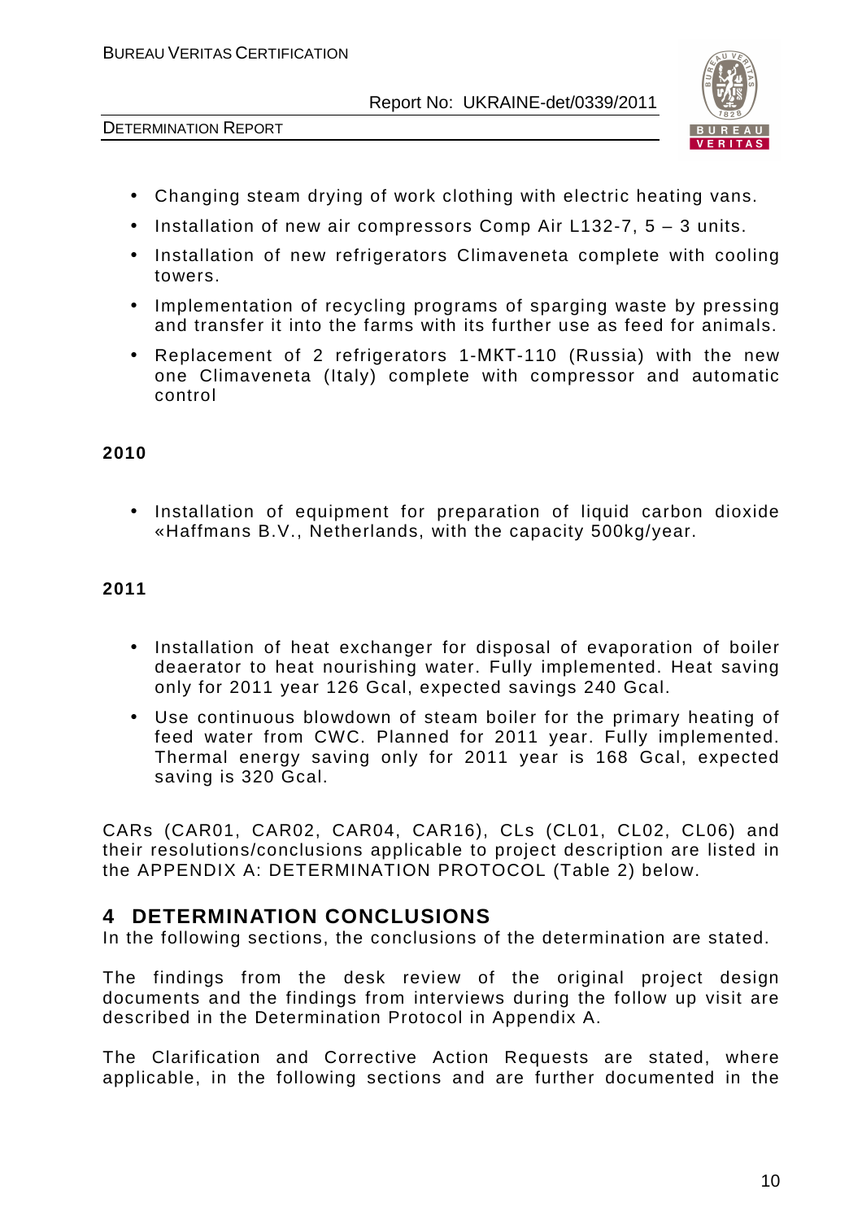- Changing steam drying of work clothing with electric heating vans.
- Installation of new air compressors Comp Air L132-7, 5 – 3 units.
- Installation of new refrigerators Climaveneta complete with cooling towers.
- Implementation of recycling programs of sparging waste by pressing and transfer it into the farms with its further use as feed for animals.
- Replacement of 2 refrigerators 1-MKT-110 (Russia) with the new one Climaveneta (Italy) complete with compressor and automatic control

**2010**

- Installation of equipment for preparation of liquid carbon dioxide «Haffmans B.V., Netherlands, with the capacity 500kg/year.

**2011**

- Installation of heat exchanger for disposal of evaporation of boiler deaerator to heat nourishing water. Fully implemented. Heat saving only for 2011 year 126 Gcal, expected savings 240 Gcal.
- Use continuous blowdown of steam boiler for the primary heating of feed water from CWC. Planned for 2011 year. Fully implemented. Thermal energy saving only for 2011 year is 168 Gcal, expected saving is 320 Gcal.

CARs (CAR01, CAR02, CAR04, CAR16), CLs (CL01, CL02, CL06) and their resolutions/conclusions applicable to project description are listed in the APPENDIX A: DETERMINATION PROTOCOL (Table 2) below.

# 4 DETERMINATION CONCLUSIONS

In the following sections, the conclusions of the determination are stated.

The findings from the desk review of the original project design documents and the findings from interviews during the follow up visit are described in the Determination Protocol in Appendix A.

The Clarification and Corrective Action Requests are stated, where applicable, in the following sections and are further documented in the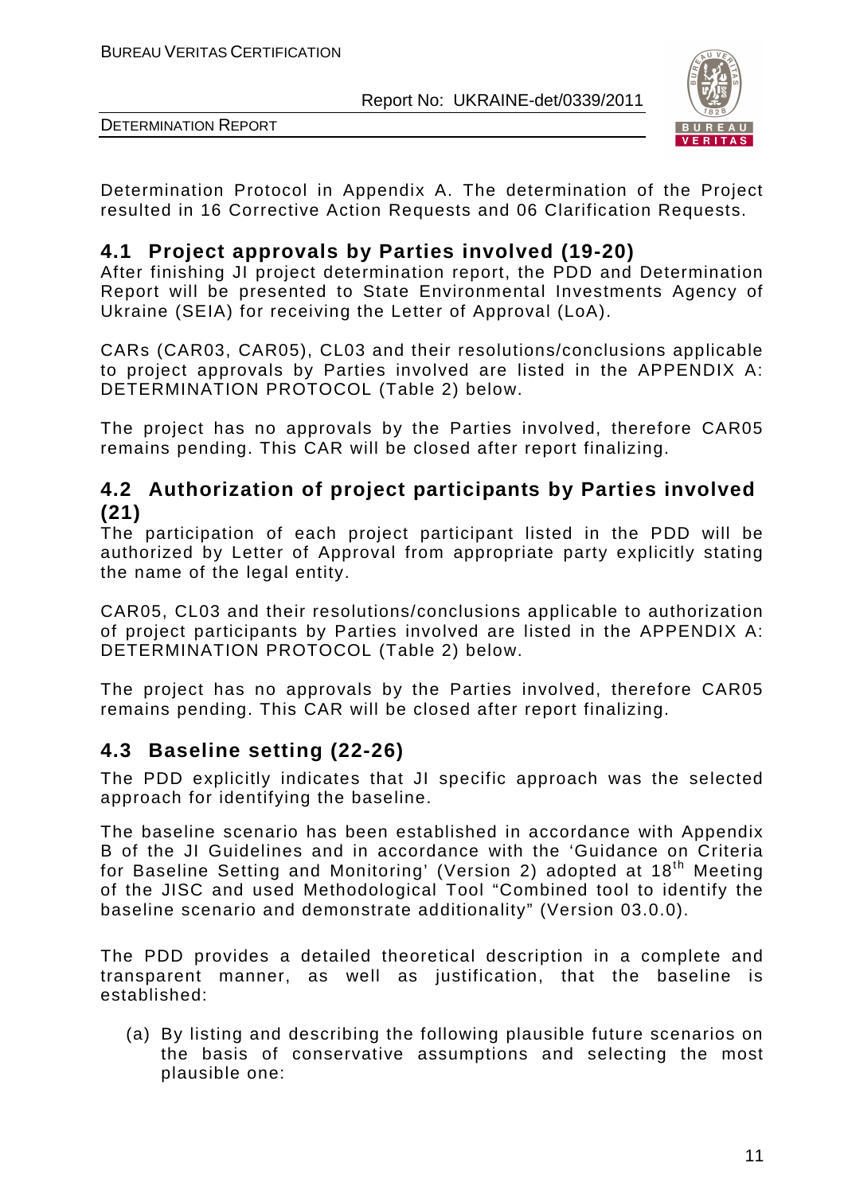Determination Protocol in Appendix A. The determination of the Project resulted in 16 Corrective Action Requests and 06 Clarification Requests.

## 4.1 Project approvals by Parties involved (19-20)

After finishing JI project determination report, the PDD and Determination Report will be presented to State Environmental Investments Agency of Ukraine (SEIA) for receiving the Letter of Approval (LoA).

CARs (CAR03, CAR05), CL03 and their resolutions/conclusions applicable to project approvals by Parties involved are listed in the APPENDIX A: DETERMINATION PROTOCOL (Table 2) below.

The project has no approvals by the Parties involved, therefore CAR05 remains pending. This CAR will be closed after report finalizing.

## 4.2 Authorization of project participants by Parties involved (21)

The participation of each project participant listed in the PDD will be authorized by Letter of Approval from appropriate party explicitly stating the name of the legal entity.

CAR05, CL03 and their resolutions/conclusions applicable to authorization of project participants by Parties involved are listed in the APPENDIX A: DETERMINATION PROTOCOL (Table 2) below.

The project has no approvals by the Parties involved, therefore CAR05 remains pending. This CAR will be closed after report finalizing.

## 4.3 Baseline setting (22-26)

The PDD explicitly indicates that JI specific approach was the selected approach for identifying the baseline.

The baseline scenario has been established in accordance with Appendix B of the JI Guidelines and in accordance with the 'Guidance on Criteria for Baseline Setting and Monitoring' (Version 2) adopted at 18th Meeting of the JISC and used Methodological Tool "Combined tool to identify the baseline scenario and demonstrate additionality" (Version 03.0.0).

The PDD provides a detailed theoretical description in a complete and transparent manner, as well as justification, that the baseline is established:

(a) By listing and describing the following plausible future scenarios on the basis of conservative assumptions and selecting the most plausible one: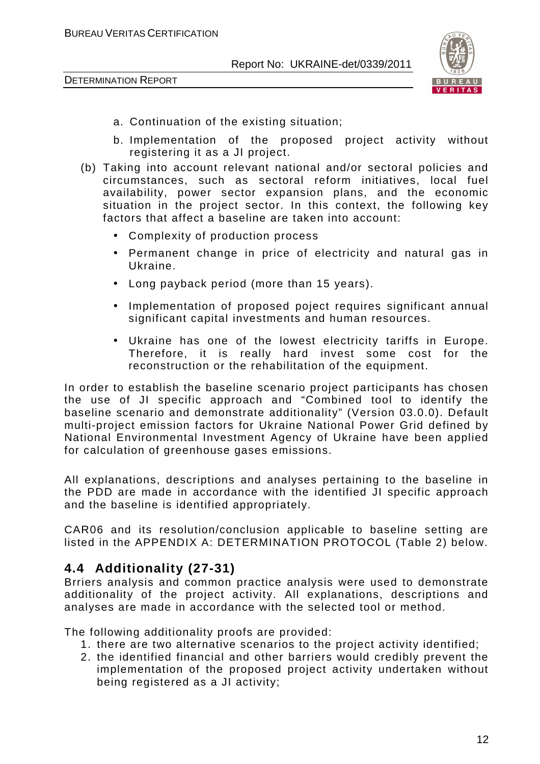a. Continuation of the existing situation;

b. Implementation of the proposed project activity without registering it as a JI project.

(b) Taking into account relevant national and/or sectoral policies and circumstances, such as sectoral reform initiatives, local fuel availability, power sector expansion plans, and the economic situation in the project sector. In this context, the following key factors that affect a baseline are taken into account:

- Complexity of production process
- Permanent change in price of electricity and natural gas in Ukraine.
- Long payback period (more than 15 years).
- Implementation of proposed poject requires significant annual significant capital investments and human resources.
- Ukraine has one of the lowest electricity tariffs in Europe. Therefore, it is really hard invest some cost for the reconstruction or the rehabilitation of the equipment.

In order to establish the baseline scenario project participants has chosen the use of JI specific approach and "Combined tool to identify the baseline scenario and demonstrate additionality" (Version 03.0.0). Default multi-project emission factors for Ukraine National Power Grid defined by National Environmental Investment Agency of Ukraine have been applied for calculation of greenhouse gases emissions.

All explanations, descriptions and analyses pertaining to the baseline in the PDD are made in accordance with the identified JI specific approach and the baseline is identified appropriately.

CAR06 and its resolution/conclusion applicable to baseline setting are listed in the APPENDIX A: DETERMINATION PROTOCOL (Table 2) below.

## 4.4 Additionality (27-31)

Brriers analysis and common practice analysis were used to demonstrate additionality of the project activity. All explanations, descriptions and analyses are made in accordance with the selected tool or method.

The following additionality proofs are provided:

1. there are two alternative scenarios to the project activity identified;
2. the identified financial and other barriers would credibly prevent the implementation of the proposed project activity undertaken without being registered as a JI activity;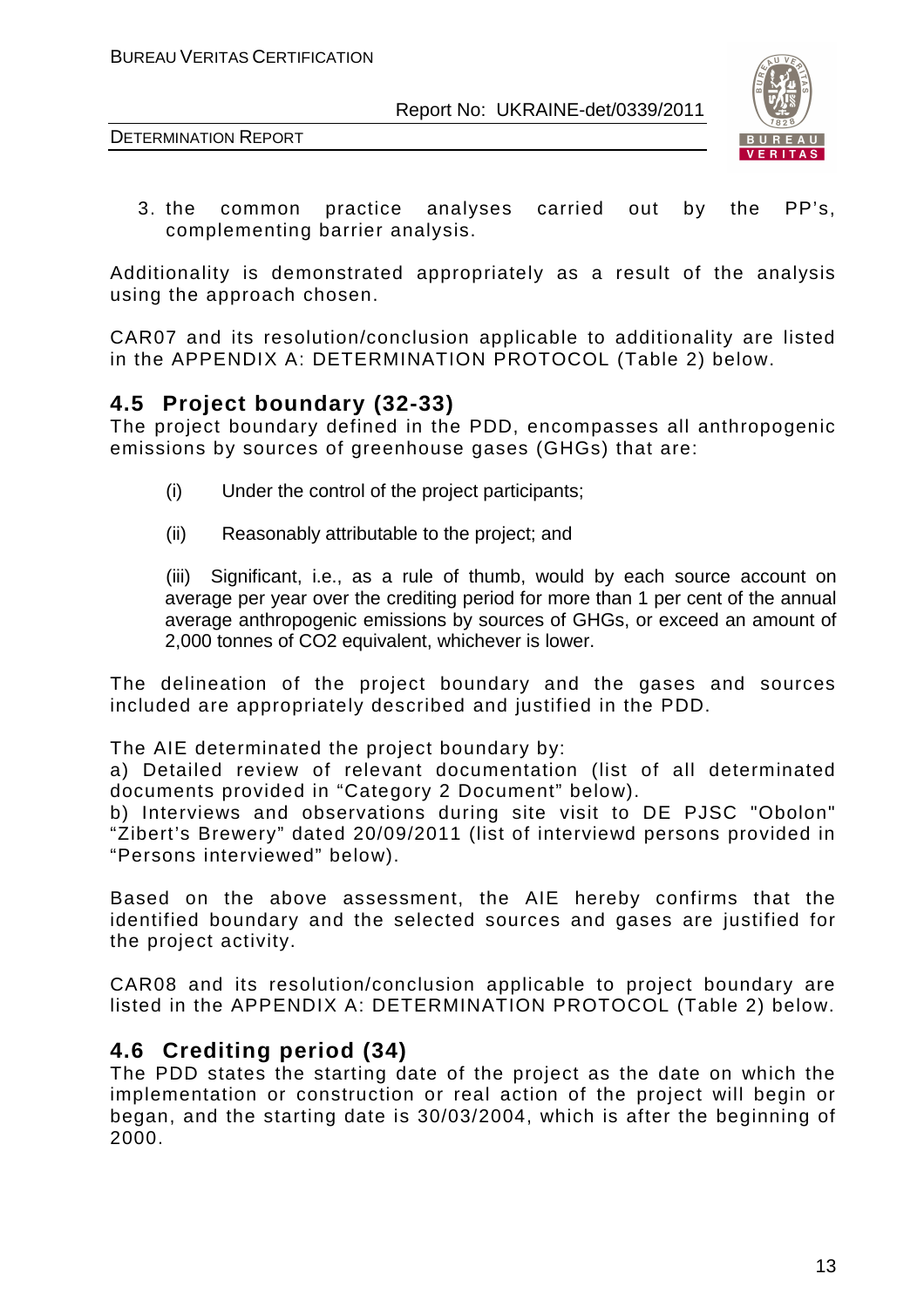3. the common practice analyses carried out by the PP's, complementing barrier analysis.

Additionality is demonstrated appropriately as a result of the analysis using the approach chosen.

CAR07 and its resolution/conclusion applicable to additionality are listed in the APPENDIX A: DETERMINATION PROTOCOL (Table 2) below.

## 4.5 Project boundary (32-33)

The project boundary defined in the PDD, encompasses all anthropogenic emissions by sources of greenhouse gases (GHGs) that are:

(i) Under the control of the project participants;

(ii) Reasonably attributable to the project; and

(iii) Significant, i.e., as a rule of thumb, would by each source account on average per year over the crediting period for more than 1 per cent of the annual average anthropogenic emissions by sources of GHGs, or exceed an amount of 2,000 tonnes of $CO_2$ equivalent, whichever is lower.

The delineation of the project boundary and the gases and sources included are appropriately described and justified in the PDD.

The AIE determinated the project boundary by:
a) Detailed review of relevant documentation (list of all determinated documents provided in "Category 2 Document" below).
b) Interviews and observations during site visit to DE PJSC "Obolon" "Zibert's Brewery" dated 20/09/2011 (list of interviewd persons provided in "Persons interviewed" below).

Based on the above assessment, the AIE hereby confirms that the identified boundary and the selected sources and gases are justified for the project activity.

CAR08 and its resolution/conclusion applicable to project boundary are listed in the APPENDIX A: DETERMINATION PROTOCOL (Table 2) below.

## 4.6 Crediting period (34)

The PDD states the starting date of the project as the date on which the implementation or construction or real action of the project will begin or began, and the starting date is 30/03/2004, which is after the beginning of 2000.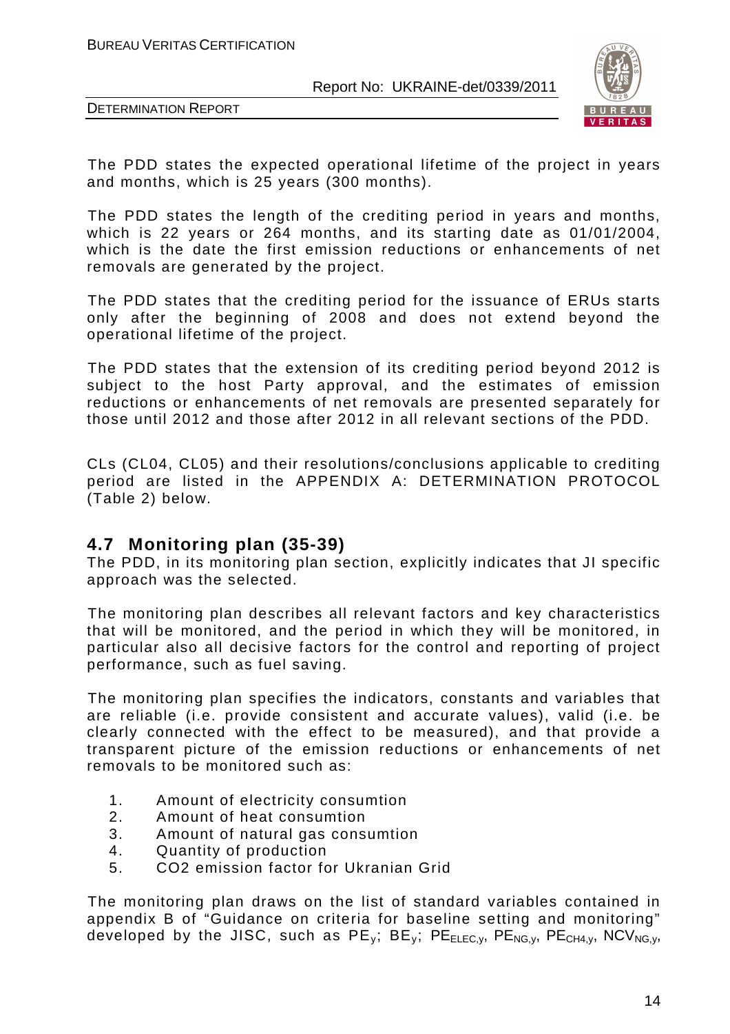The PDD states the expected operational lifetime of the project in years and months, which is 25 years (300 months).

The PDD states the length of the crediting period in years and months, which is 22 years or 264 months, and its starting date as 01/01/2004, which is the date the first emission reductions or enhancements of net removals are generated by the project.

The PDD states that the crediting period for the issuance of ERUs starts only after the beginning of 2008 and does not extend beyond the operational lifetime of the project.

The PDD states that the extension of its crediting period beyond 2012 is subject to the host Party approval, and the estimates of emission reductions or enhancements of net removals are presented separately for those until 2012 and those after 2012 in all relevant sections of the PDD.

CLs (CL04, CL05) and their resolutions/conclusions applicable to crediting period are listed in the APPENDIX A: DETERMINATION PROTOCOL (Table 2) below.

## 4.7 Monitoring plan (35-39)

The PDD, in its monitoring plan section, explicitly indicates that JI specific approach was the selected.

The monitoring plan describes all relevant factors and key characteristics that will be monitored, and the period in which they will be monitored, in particular also all decisive factors for the control and reporting of project performance, such as fuel saving.

The monitoring plan specifies the indicators, constants and variables that are reliable (i.e. provide consistent and accurate values), valid (i.e. be clearly connected with the effect to be measured), and that provide a transparent picture of the emission reductions or enhancements of net removals to be monitored such as:

1. Amount of electricity consumtion
2. Amount of heat consumtion
3. Amount of natural gas consumtion
4. Quantity of production
5. CO2 emission factor for Ukranian Grid

The monitoring plan draws on the list of standard variables contained in appendix B of "Guidance on criteria for baseline setting and monitoring" developed by the JISC, such as $PE_y$; $BE_y$; $PE_{ELEC,y}$, $PE_{NG,y}$, $PE_{CH4,y}$, $NCV_{NG,y}$,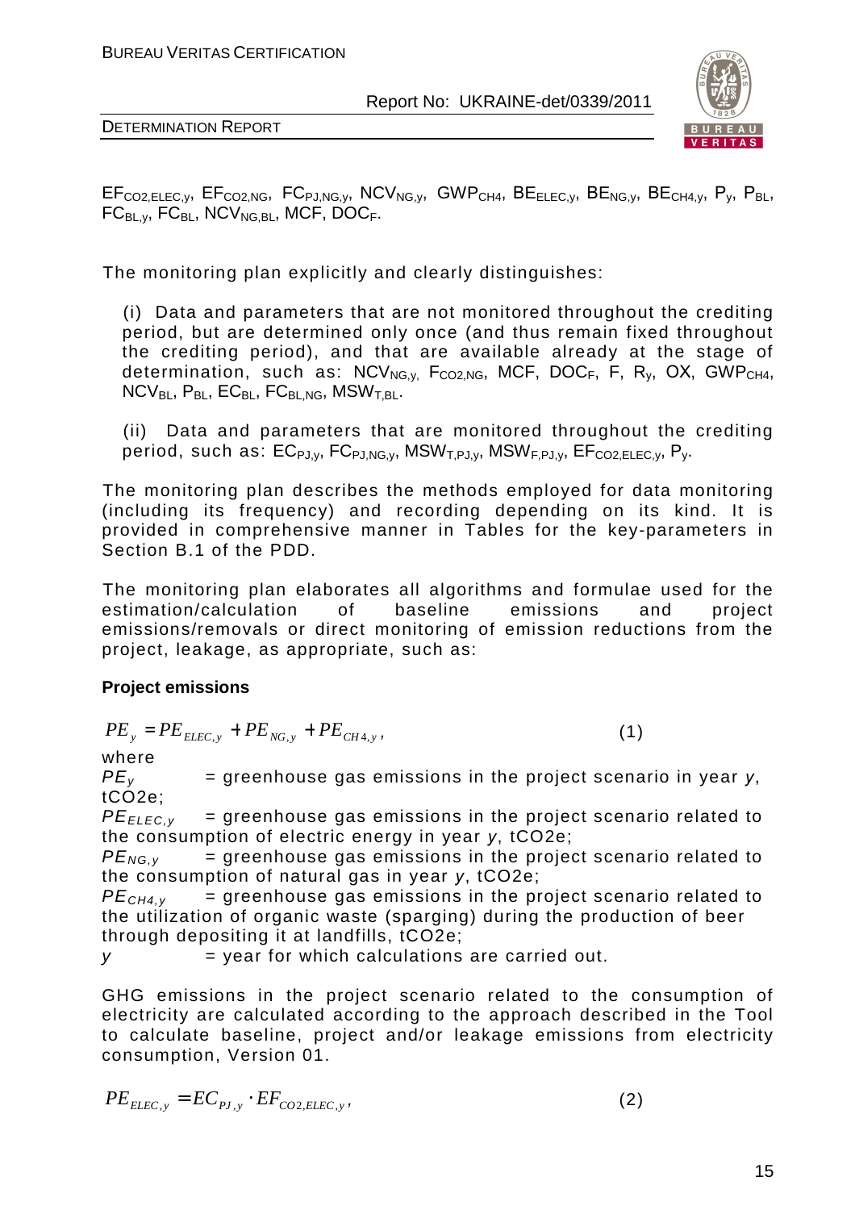$EF_{CO2,ELEC,y}$, $EF_{CO2,NG}$, $FC_{PJ,NG,y}$, $NCV_{NG,y}$, $GWP_{CH4}$, $BE_{ELEC,y}$, $BE_{NG,y}$, $BE_{CH4,y}$, $P_y$, $P_{BL}$, $FC_{BL,y}$, $FC_{BL}$, $NCV_{NG,BL}$, MCF, $DOC_F$.

The monitoring plan explicitly and clearly distinguishes:

(i) Data and parameters that are not monitored throughout the crediting period, but are determined only once (and thus remain fixed throughout the crediting period), and that are available already at the stage of determination, such as: $NCV_{NG,y,}$ $F_{CO2,NG}$, MCF, $DOC_F$, F, $R_y$, OX, $GWP_{CH4}$, $NCV_{BL}$, $P_{BL}$, $EC_{BL}$, $FC_{BL,NG}$, $MSW_{T,BL}$.

(ii) Data and parameters that are monitored throughout the crediting period, such as: $EC_{PJ,y}$, $FC_{PJ,NG,y}$, $MSW_{T,PJ,y}$, $MSW_{F,PJ,y}$, $EF_{CO2,ELEC,y}$, $P_y$.

The monitoring plan describes the methods employed for data monitoring (including its frequency) and recording depending on its kind. It is provided in comprehensive manner in Tables for the key-parameters in Section B.1 of the PDD.

The monitoring plan elaborates all algorithms and formulae used for the estimation/calculation of baseline emissions and project emissions/removals or direct monitoring of emission reductions from the project, leakage, as appropriate, such as:

**Project emissions**

$$PE_y = PE_{ELEC,y} + PE_{NG,y} + PE_{CH4,y}, \qquad (1)$$

where

$PE_y$ = greenhouse gas emissions in the project scenario in year $y$, tCO2e;

$PE_{ELEC,y}$ = greenhouse gas emissions in the project scenario related to the consumption of electric energy in year $y$, tCO2e;

$PE_{NG,y}$ = greenhouse gas emissions in the project scenario related to the consumption of natural gas in year $y$, tCO2e;

$PE_{CH4,y}$ = greenhouse gas emissions in the project scenario related to the utilization of organic waste (sparging) during the production of beer through depositing it at landfills, tCO2e;

$y$ = year for which calculations are carried out.

GHG emissions in the project scenario related to the consumption of electricity are calculated according to the approach described in the Tool to calculate baseline, project and/or leakage emissions from electricity consumption, Version 01.

$$PE_{ELEC,y} = EC_{PJ,y} \cdot EF_{CO2,ELEC,y}, \qquad (2)$$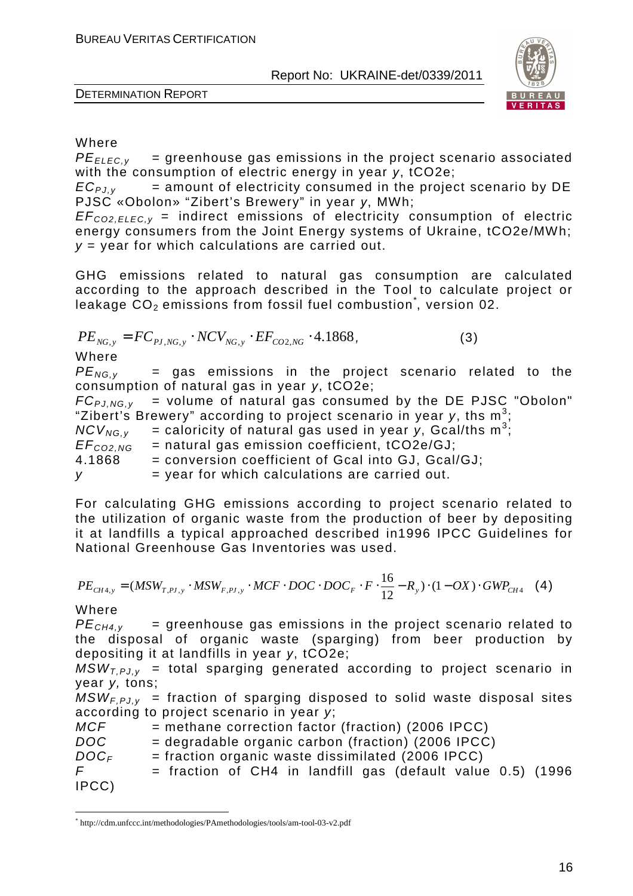Where

$PE_{ELEC,y}$ = greenhouse gas emissions in the project scenario associated with the consumption of electric energy in year *y*, tCO2e;

$EC_{PJ,y}$ = amount of electricity consumed in the project scenario by DE PJSC «Obolon» "Zibert's Brewery" in year *y*, MWh;

$EF_{CO2,ELEC,y}$ = indirect emissions of electricity consumption of electric energy consumers from the Joint Energy systems of Ukraine, tCO2e/MWh;

*y* = year for which calculations are carried out.

GHG emissions related to natural gas consumption are calculated according to the approach described in the Tool to calculate project or leakage $CO_2$ emissions from fossil fuel combustion*, version 02.

$$PE_{NG,y} = FC_{PJ,NG,y} \cdot NCV_{NG,y} \cdot EF_{CO2,NG} \cdot 4.1868, \qquad (3)$$

Where

$PE_{NG,y}$ = gas emissions in the project scenario related to the consumption of natural gas in year *y*, tCO2e;

$FC_{PJ,NG,y}$ = volume of natural gas consumed by the DE PJSC "Obolon" "Zibert's Brewery" according to project scenario in year *y*, ths $m^3$;

$NCV_{NG,y}$ = caloricity of natural gas used in year *y*, Gcal/ths $m^3$;

$EF_{CO2,NG}$ = natural gas emission coefficient, tCO2e/GJ;

4.1868 = conversion coefficient of Gcal into GJ, Gcal/GJ;

*y* = year for which calculations are carried out.

For calculating GHG emissions according to project scenario related to the utilization of organic waste from the production of beer by depositing it at landfills a typical approached described in1996 IPCC Guidelines for National Greenhouse Gas Inventories was used.

$$PE_{CH4,y} = (MSW_{T,PJ,y} \cdot MSW_{F,PJ,y} \cdot MCF \cdot DOC \cdot DOC_F \cdot F \cdot \frac{16}{12} - R_y) \cdot (1 - OX) \cdot GWP_{CH4} \quad (4)$$

Where

$PE_{CH4,y}$ = greenhouse gas emissions in the project scenario related to the disposal of organic waste (sparging) from beer production by depositing it at landfills in year *y*, tCO2e;

$MSW_{T,PJ,y}$ = total sparging generated according to project scenario in year *y*, tons;

$MSW_{F,PJ,y}$ = fraction of sparging disposed to solid waste disposal sites according to project scenario in year *y*;

*MCF* = methane correction factor (fraction) (2006 IPCC)

*DOC* = degradable organic carbon (fraction) (2006 IPCC)

$DOC_F$ = fraction organic waste dissimilated (2006 IPCC)

*F* = fraction of CH4 in landfill gas (default value 0.5) (1996 IPCC)

---

\* http://cdm.unfccc.int/methodologies/PAmethodologies/tools/am-tool-03-v2.pdf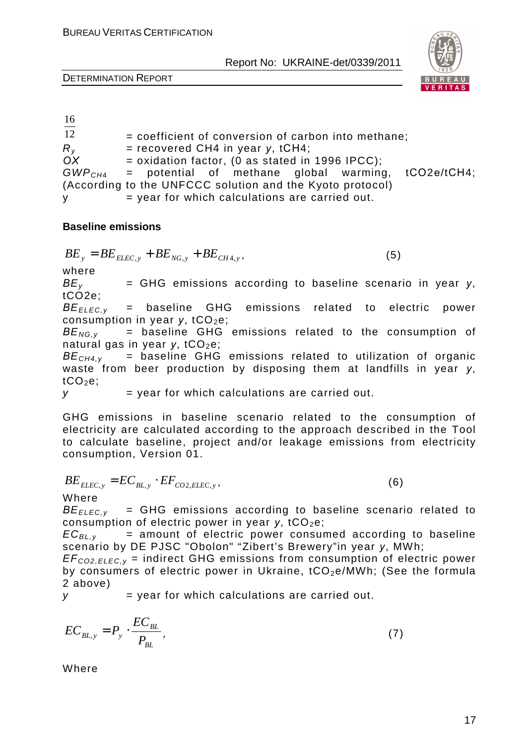$\frac{16}{12}$ = coefficient of conversion of carbon into methane;
$R_y$ = recovered CH4 in year *y*, tCH4;
$OX$ = oxidation factor, (0 as stated in 1996 IPCC);
$GWP_{CH4}$ = potential of methane global warming, tCO2e/tCH4; (According to the UNFCCC solution and the Kyoto protocol)
y = year for which calculations are carried out.

**Baseline emissions**

$$BE_y = BE_{ELEC,y} + BE_{NG,y} + BE_{CH4,y}, \tag{5}$$

where

$BE_y$ = GHG emissions according to baseline scenario in year *y*, tCO2e;
$BE_{ELEC,y}$ = baseline GHG emissions related to electric power consumption in year *y*, $tCO_2e$;
$BE_{NG,y}$ = baseline GHG emissions related to the consumption of natural gas in year *y*, $tCO_2e$;
$BE_{CH4,y}$ = baseline GHG emissions related to utilization of organic waste from beer production by disposing them at landfills in year *y*, $tCO_2e$;
*y* = year for which calculations are carried out.

GHG emissions in baseline scenario related to the consumption of electricity are calculated according to the approach described in the Tool to calculate baseline, project and/or leakage emissions from electricity consumption, Version 01.

$$BE_{ELEC,y} = EC_{BL,y} \cdot EF_{CO2,ELEC,y}, \tag{6}$$

Where

$BE_{ELEC,y}$ = GHG emissions according to baseline scenario related to consumption of electric power in year *y*, $tCO_2e$;
$EC_{BL,y}$ = amount of electric power consumed according to baseline scenario by DE PJSC "Obolon" "Zibert's Brewery"in year *y*, MWh;
$EF_{CO2,ELEC,y}$ = indirect GHG emissions from consumption of electric power by consumers of electric power in Ukraine, $tCO_2e$/MWh; (See the formula 2 above)
*y* = year for which calculations are carried out.

$$EC_{BL,y} = P_y \cdot \frac{EC_{BL}}{P_{BL}}, \tag{7}$$

Where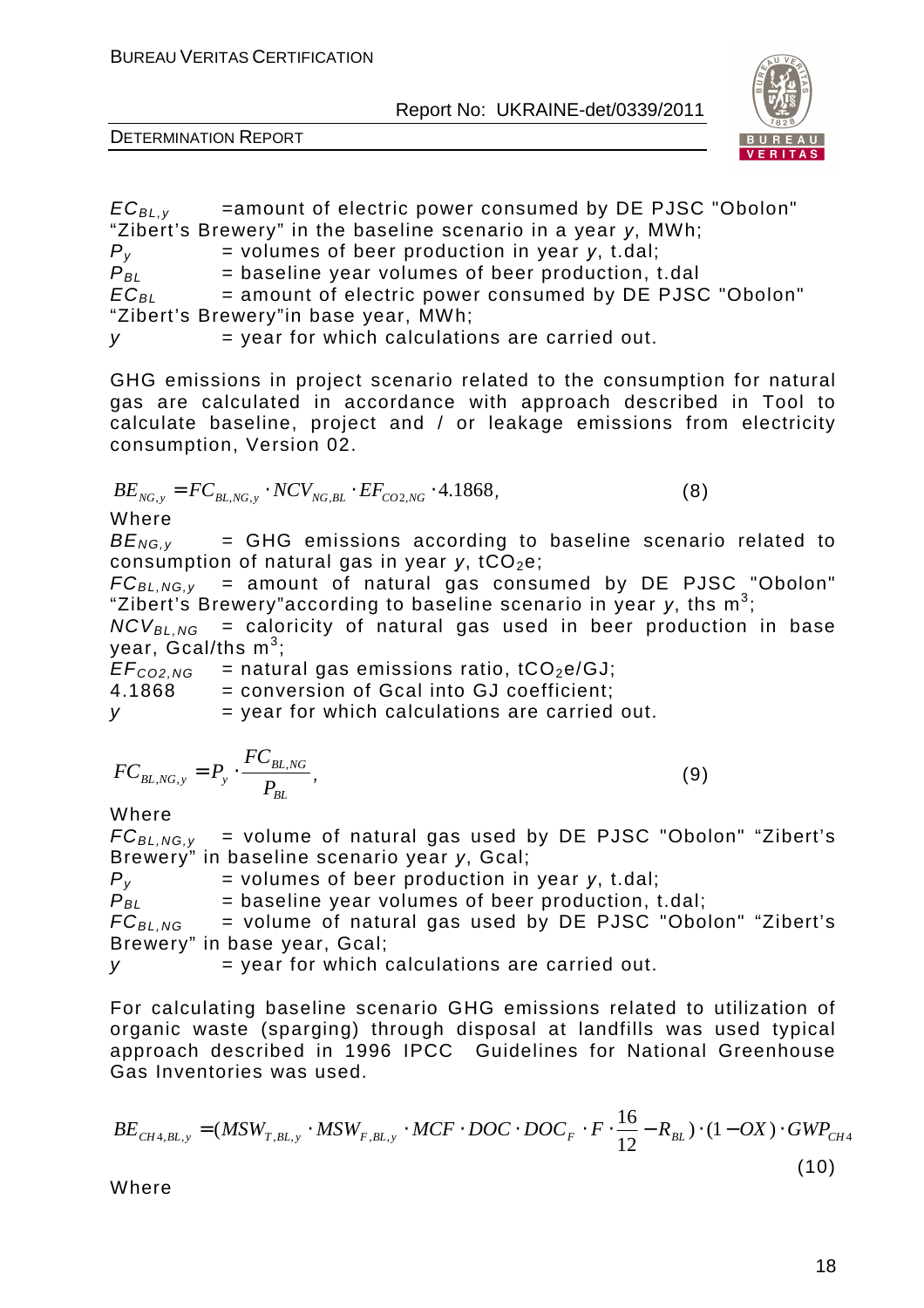$EC_{BL,y}$ =amount of electric power consumed by DE PJSC "Obolon" "Zibert's Brewery" in the baseline scenario in a year $y$, MWh;
$P_y$ = volumes of beer production in year $y$, t.dal;
$P_{BL}$ = baseline year volumes of beer production, t.dal
$EC_{BL}$ = amount of electric power consumed by DE PJSC "Obolon" "Zibert's Brewery"in base year, MWh;
$y$ = year for which calculations are carried out.

GHG emissions in project scenario related to the consumption for natural gas are calculated in accordance with approach described in Tool to calculate baseline, project and / or leakage emissions from electricity consumption, Version 02.

$$BE_{NG,y} = FC_{BL,NG,y} \cdot NCV_{NG,BL} \cdot EF_{CO2,NG} \cdot 4.1868, \qquad (8)$$

Where

$BE_{NG,y}$ = GHG emissions according to baseline scenario related to consumption of natural gas in year $y$, $tCO_2e$;
$FC_{BL,NG,y}$ = amount of natural gas consumed by DE PJSC "Obolon" "Zibert's Brewery"according to baseline scenario in year $y$, ths $m^3$;
$NCV_{BL,NG}$ = caloricity of natural gas used in beer production in base year, Gcal/ths $m^3$;
$EF_{CO2,NG}$ = natural gas emissions ratio, $tCO_2e$/GJ;
4.1868 = conversion of Gcal into GJ coefficient;
$y$ = year for which calculations are carried out.

$$FC_{BL,NG,y} = P_y \cdot \frac{FC_{BL,NG}}{P_{BL}}, \qquad (9)$$

Where

$FC_{BL,NG,y}$ = volume of natural gas used by DE PJSC "Obolon" "Zibert's Brewery" in baseline scenario year $y$, Gcal;
$P_y$ = volumes of beer production in year $y$, t.dal;
$P_{BL}$ = baseline year volumes of beer production, t.dal;
$FC_{BL,NG}$ = volume of natural gas used by DE PJSC "Obolon" "Zibert's Brewery" in base year, Gcal;
$y$ = year for which calculations are carried out.

For calculating baseline scenario GHG emissions related to utilization of organic waste (sparging) through disposal at landfills was used typical approach described in 1996 IPCC Guidelines for National Greenhouse Gas Inventories was used.

$$BE_{CH4,BL,y} = (MSW_{T,BL,y} \cdot MSW_{F,BL,y} \cdot MCF \cdot DOC \cdot DOC_F \cdot F \cdot \frac{16}{12} - R_{BL}) \cdot (1 - OX) \cdot GWP_{CH4} \qquad (10)$$

Where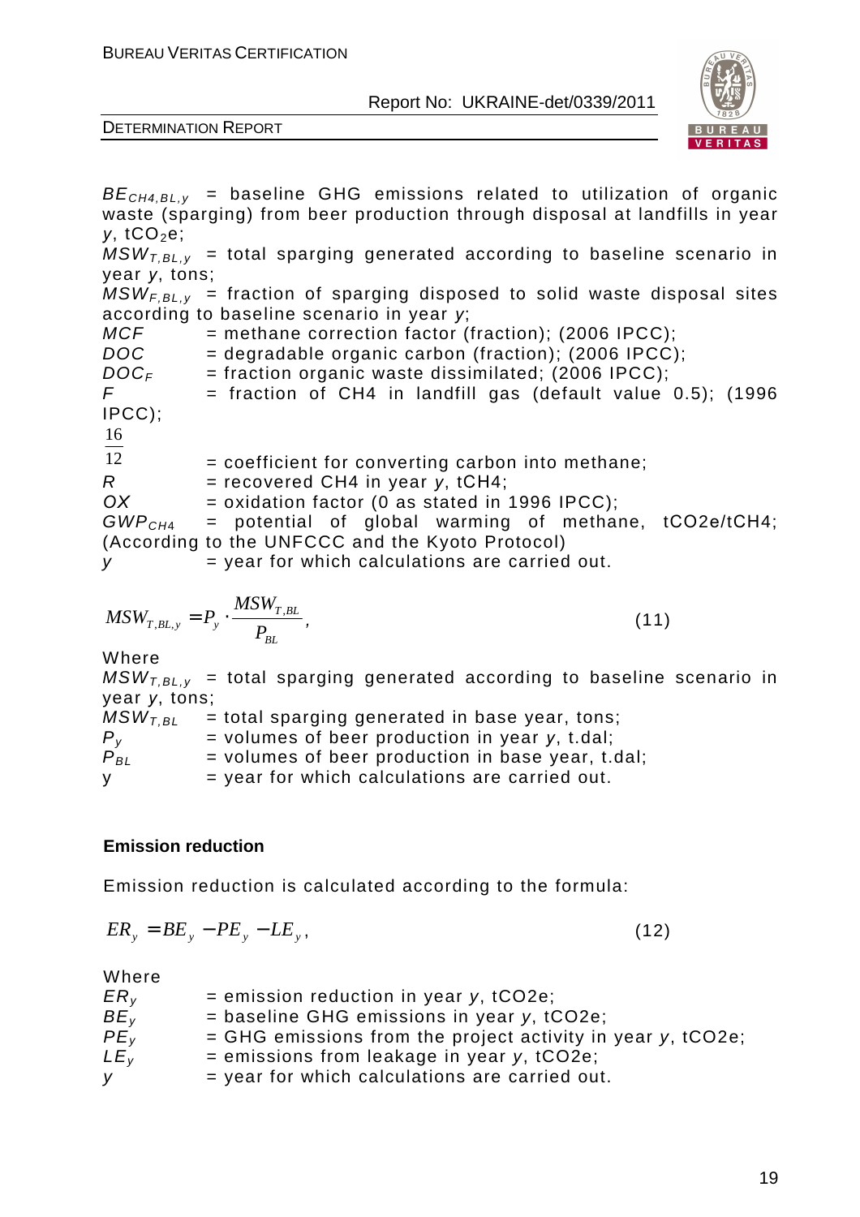$BE_{CH4,BL,y}$ = baseline GHG emissions related to utilization of organic waste (sparging) from beer production through disposal at landfills in year $y$, $tCO_2e$;

$MSW_{T,BL,y}$ = total sparging generated according to baseline scenario in year $y$, tons;

$MSW_{F,BL,y}$ = fraction of sparging disposed to solid waste disposal sites according to baseline scenario in year $y$;

$MCF$ = methane correction factor (fraction); (2006 IPCC);

$DOC$ = degradable organic carbon (fraction); (2006 IPCC);

$DOC_F$ = fraction organic waste dissimilated; (2006 IPCC);

$F$ = fraction of CH4 in landfill gas (default value 0.5); (1996 IPCC);

$\frac{16}{12}$ = coefficient for converting carbon into methane;

$R$ = recovered CH4 in year $y$, tCH4;

$OX$ = oxidation factor (0 as stated in 1996 IPCC);

$GWP_{CH4}$ = potential of global warming of methane, tCO2e/tCH4; (According to the UNFCCC and the Kyoto Protocol)

$y$ = year for which calculations are carried out.

$$MSW_{T,BL,y} = P_y \cdot \frac{MSW_{T,BL}}{P_{BL}}, \tag{11}$$

Where

$MSW_{T,BL,y}$ = total sparging generated according to baseline scenario in year $y$, tons;

$MSW_{T,BL}$ = total sparging generated in base year, tons;

$P_y$ = volumes of beer production in year $y$, t.dal;

$P_{BL}$ = volumes of beer production in base year, t.dal;

y = year for which calculations are carried out.

**Emission reduction**

Emission reduction is calculated according to the formula:

$$ER_y = BE_y - PE_y - LE_y, \tag{12}$$

Where

$ER_y$ = emission reduction in year $y$, tCO2e;

$BE_y$ = baseline GHG emissions in year $y$, tCO2e;

$PE_y$ = GHG emissions from the project activity in year $y$, tCO2e;

$LE_y$ = emissions from leakage in year $y$, tCO2e;

$y$ = year for which calculations are carried out.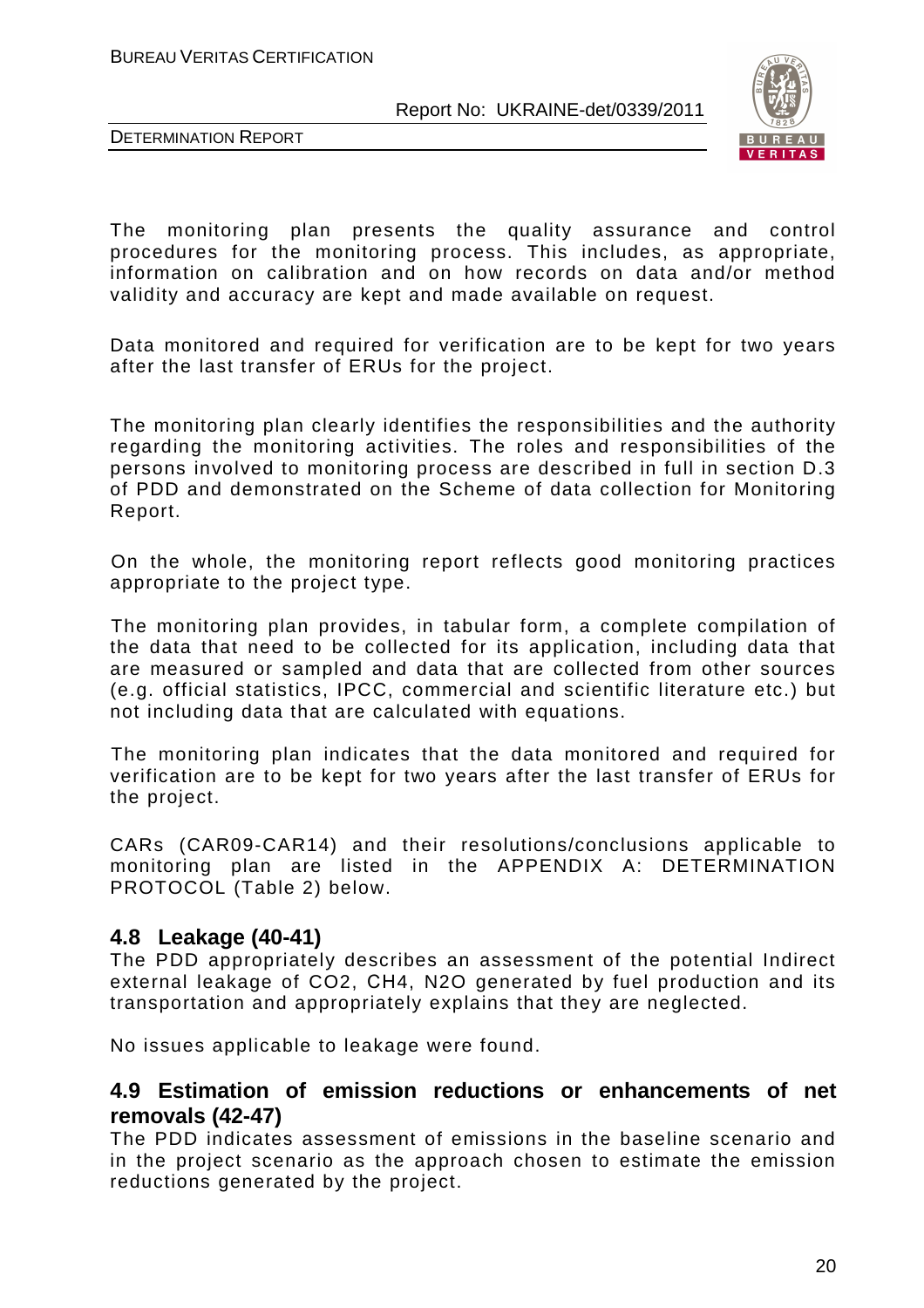The monitoring plan presents the quality assurance and control procedures for the monitoring process. This includes, as appropriate, information on calibration and on how records on data and/or method validity and accuracy are kept and made available on request.

Data monitored and required for verification are to be kept for two years after the last transfer of ERUs for the project.

The monitoring plan clearly identifies the responsibilities and the authority regarding the monitoring activities. The roles and responsibilities of the persons involved to monitoring process are described in full in section D.3 of PDD and demonstrated on the Scheme of data collection for Monitoring Report.

On the whole, the monitoring report reflects good monitoring practices appropriate to the project type.

The monitoring plan provides, in tabular form, a complete compilation of the data that need to be collected for its application, including data that are measured or sampled and data that are collected from other sources (e.g. official statistics, IPCC, commercial and scientific literature etc.) but not including data that are calculated with equations.

The monitoring plan indicates that the data monitored and required for verification are to be kept for two years after the last transfer of ERUs for the project.

CARs (CAR09-CAR14) and their resolutions/conclusions applicable to monitoring plan are listed in the APPENDIX A: DETERMINATION PROTOCOL (Table 2) below.

## 4.8 Leakage (40-41)

The PDD appropriately describes an assessment of the potential Indirect external leakage of $CO_2$, $CH_4$, $N_2O$ generated by fuel production and its transportation and appropriately explains that they are neglected.

No issues applicable to leakage were found.

## 4.9 Estimation of emission reductions or enhancements of net removals (42-47)

The PDD indicates assessment of emissions in the baseline scenario and in the project scenario as the approach chosen to estimate the emission reductions generated by the project.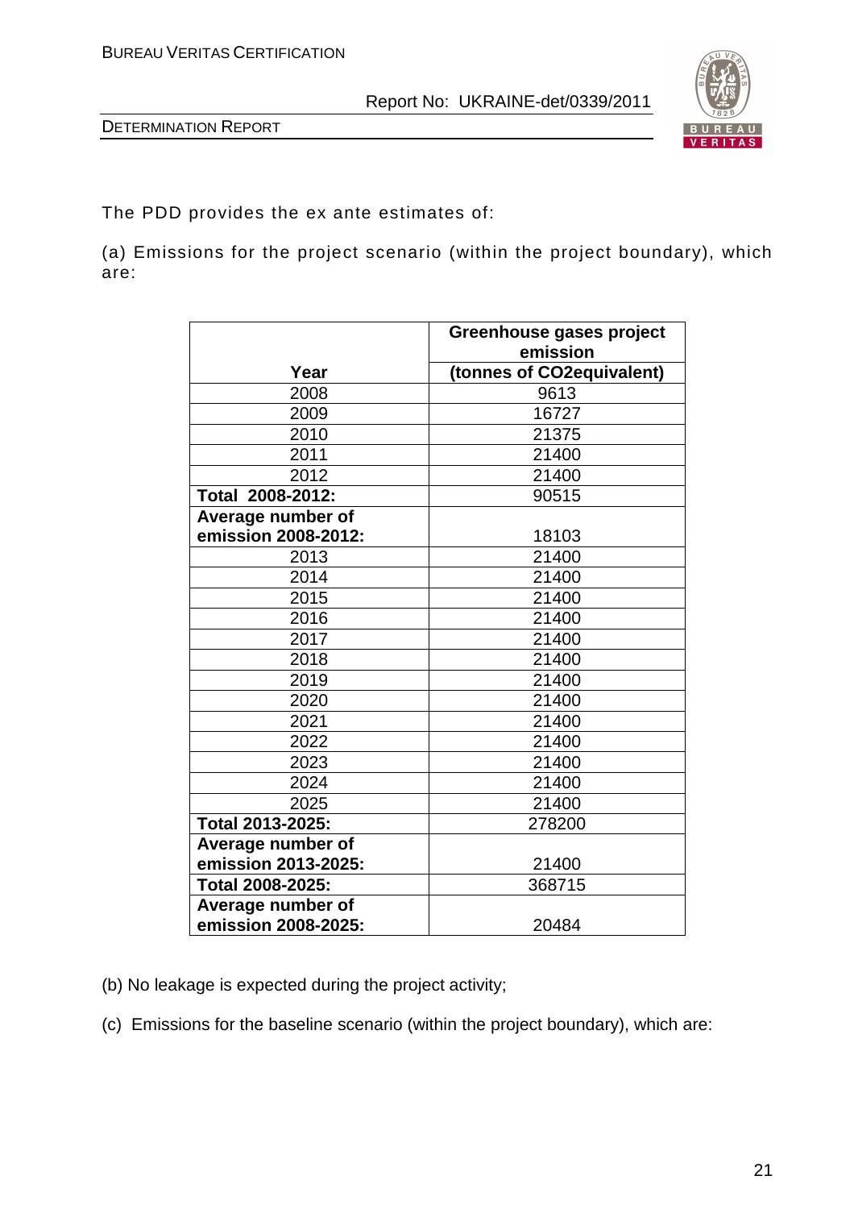The PDD provides the ex ante estimates of:

(a) Emissions for the project scenario (within the project boundary), which are:

| Year | Greenhouse gases project emission (tonnes of CO2equivalent) |
|---|---|
| 2008 | 9613 |
| 2009 | 16727 |
| 2010 | 21375 |
| 2011 | 21400 |
| 2012 | 21400 |
| **Total 2008-2012:** | 90515 |
| **Average number of emission 2008-2012:** | 18103 |
| 2013 | 21400 |
| 2014 | 21400 |
| 2015 | 21400 |
| 2016 | 21400 |
| 2017 | 21400 |
| 2018 | 21400 |
| 2019 | 21400 |
| 2020 | 21400 |
| 2021 | 21400 |
| 2022 | 21400 |
| 2023 | 21400 |
| 2024 | 21400 |
| 2025 | 21400 |
| **Total 2013-2025:** | 278200 |
| **Average number of emission 2013-2025:** | 21400 |
| **Total 2008-2025:** | 368715 |
| **Average number of emission 2008-2025:** | 20484 |

(b) No leakage is expected during the project activity;

(c) Emissions for the baseline scenario (within the project boundary), which are: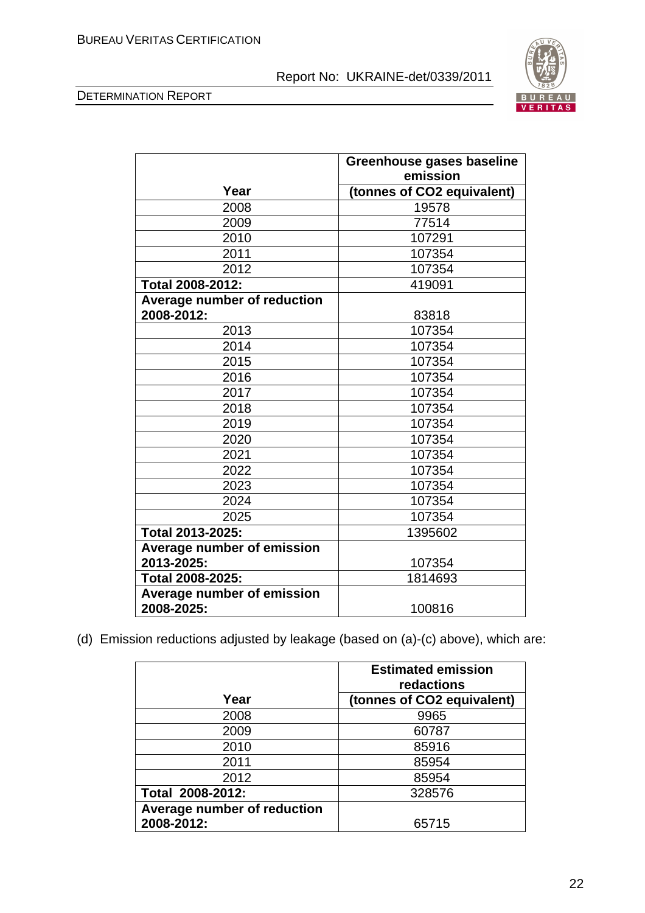| Year | Greenhouse gases baseline emission (tonnes of $CO_2$ equivalent) |
|---|---|
| 2008 | 19578 |
| 2009 | 77514 |
| 2010 | 107291 |
| 2011 | 107354 |
| 2012 | 107354 |
| **Total 2008-2012:** | 419091 |
| **Average number of reduction 2008-2012:** | 83818 |
| 2013 | 107354 |
| 2014 | 107354 |
| 2015 | 107354 |
| 2016 | 107354 |
| 2017 | 107354 |
| 2018 | 107354 |
| 2019 | 107354 |
| 2020 | 107354 |
| 2021 | 107354 |
| 2022 | 107354 |
| 2023 | 107354 |
| 2024 | 107354 |
| 2025 | 107354 |
| **Total 2013-2025:** | 1395602 |
| **Average number of emission 2013-2025:** | 107354 |
| **Total 2008-2025:** | 1814693 |
| **Average number of emission 2008-2025:** | 100816 |

(d) Emission reductions adjusted by leakage (based on (a)-(c) above), which are:

| Year | Estimated emission redactions (tonnes of $CO_2$ equivalent) |
|---|---|
| 2008 | 9965 |
| 2009 | 60787 |
| 2010 | 85916 |
| 2011 | 85954 |
| 2012 | 85954 |
| **Total 2008-2012:** | 328576 |
| **Average number of reduction 2008-2012:** | 65715 |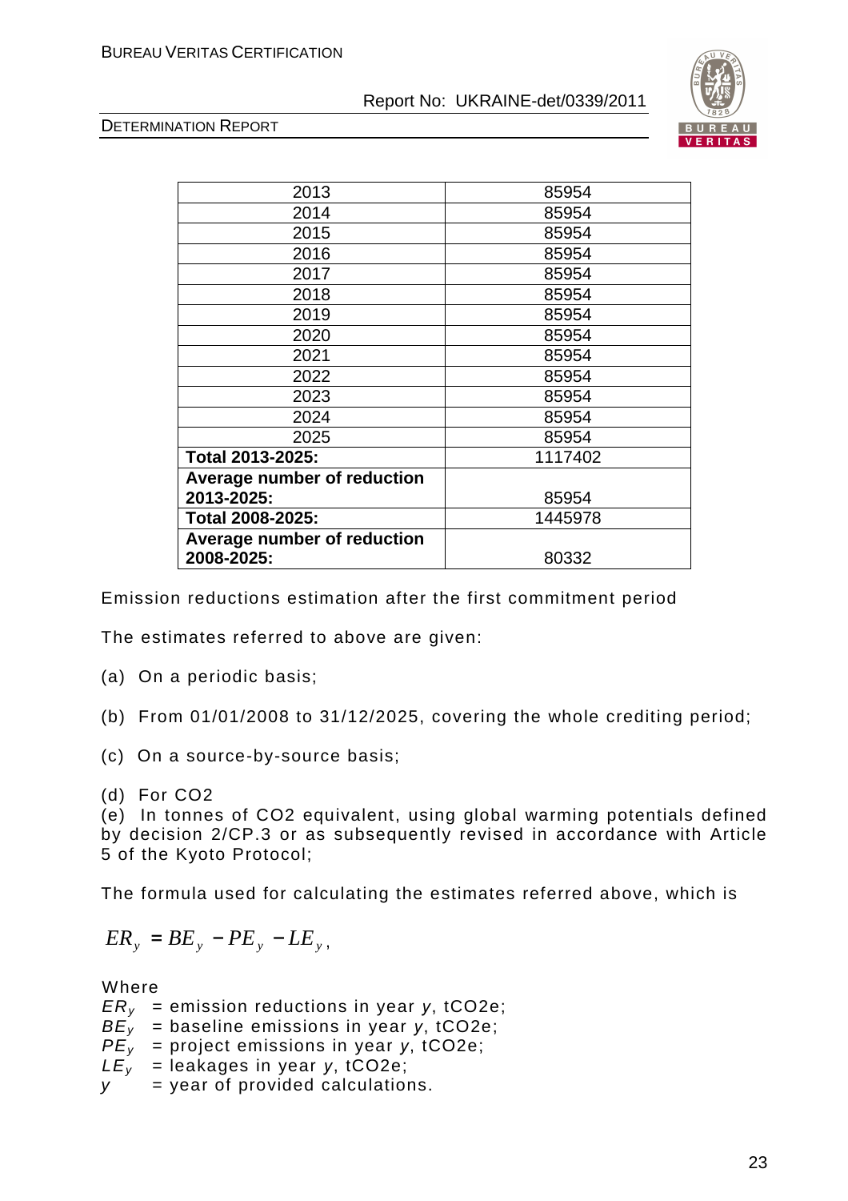| 2013 | 85954 |
|---|---|
| 2014 | 85954 |
| 2015 | 85954 |
| 2016 | 85954 |
| 2017 | 85954 |
| 2018 | 85954 |
| 2019 | 85954 |
| 2020 | 85954 |
| 2021 | 85954 |
| 2022 | 85954 |
| 2023 | 85954 |
| 2024 | 85954 |
| 2025 | 85954 |
| **Total 2013-2025:** | 1117402 |
| **Average number of reduction 2013-2025:** | 85954 |
| **Total 2008-2025:** | 1445978 |
| **Average number of reduction 2008-2025:** | 80332 |

Emission reductions estimation after the first commitment period

The estimates referred to above are given:

(a) On a periodic basis;

(b) From 01/01/2008 to 31/12/2025, covering the whole crediting period;

(c) On a source-by-source basis;

(d) For CO2

(e) In tonnes of CO2 equivalent, using global warming potentials defined by decision 2/CP.3 or as subsequently revised in accordance with Article 5 of the Kyoto Protocol;

The formula used for calculating the estimates referred above, which is

$$ER_y = BE_y - PE_y - LE_y,$$

Where

$ER_y$ = emission reductions in year $y$, tCO2e;

$BE_y$ = baseline emissions in year $y$, tCO2e;

$PE_y$ = project emissions in year $y$, tCO2e;

$LE_y$ = leakages in year $y$, tCO2e;

$y$ = year of provided calculations.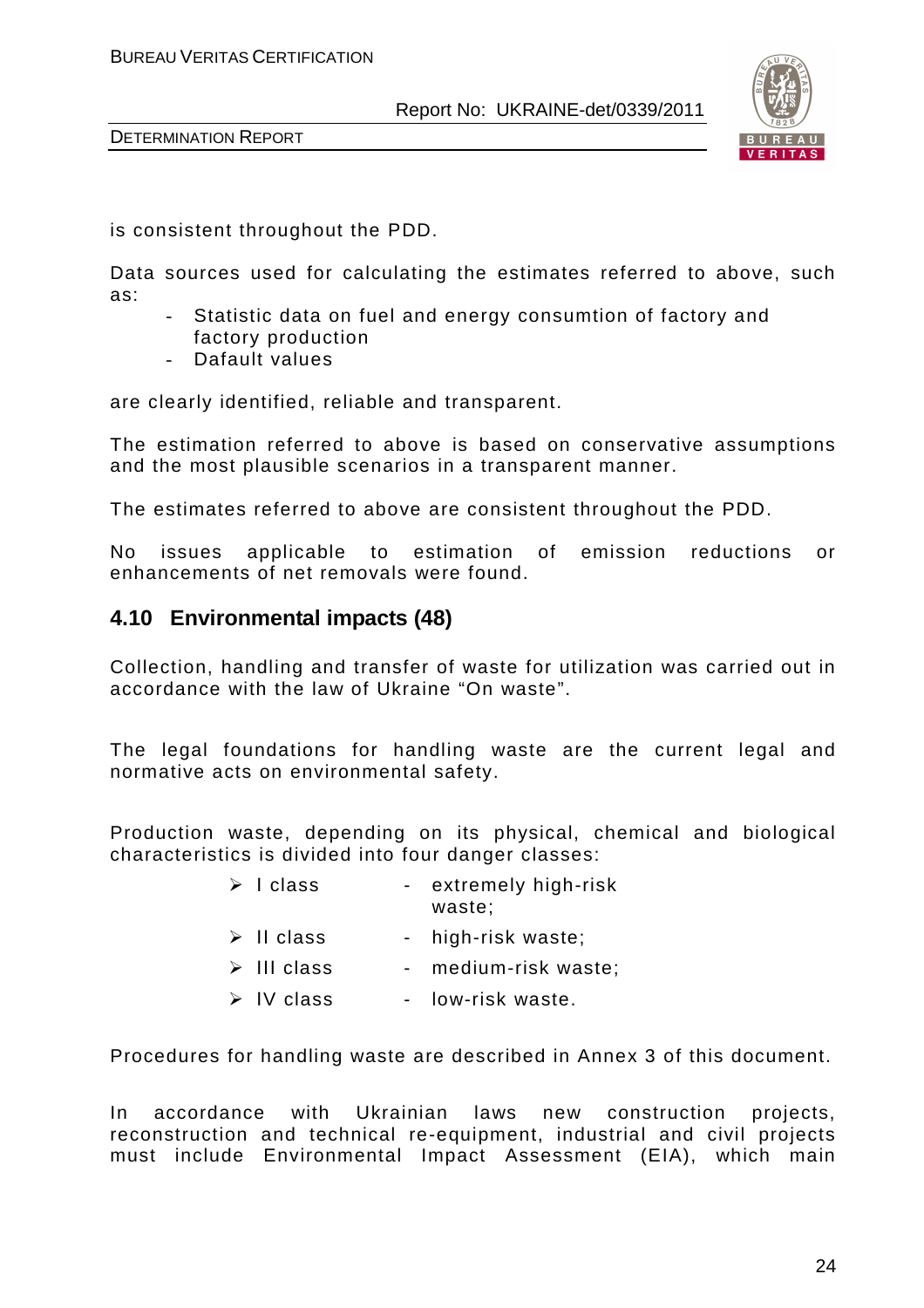is consistent throughout the PDD.

Data sources used for calculating the estimates referred to above, such as:

- Statistic data on fuel and energy consumtion of factory and factory production
- Dafault values

are clearly identified, reliable and transparent.

The estimation referred to above is based on conservative assumptions and the most plausible scenarios in a transparent manner.

The estimates referred to above are consistent throughout the PDD.

No issues applicable to estimation of emission reductions or enhancements of net removals were found.

## 4.10 Environmental impacts (48)

Collection, handling and transfer of waste for utilization was carried out in accordance with the law of Ukraine “On waste”.

The legal foundations for handling waste are the current legal and normative acts on environmental safety.

Production waste, depending on its physical, chemical and biological characteristics is divided into four danger classes:

- I class - extremely high-risk waste;
- II class - high-risk waste;
- III class - medium-risk waste;
- IV class - low-risk waste.

Procedures for handling waste are described in Annex 3 of this document.

In accordance with Ukrainian laws new construction projects, reconstruction and technical re-equipment, industrial and civil projects must include Environmental Impact Assessment (EIA), which main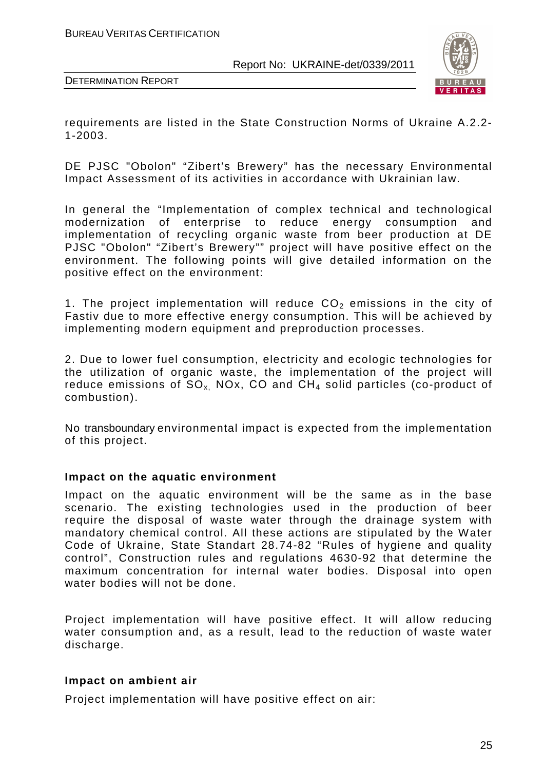requirements are listed in the State Construction Norms of Ukraine A.2.2-1-2003.

DE PJSC "Obolon" "Zibert's Brewery" has the necessary Environmental Impact Assessment of its activities in accordance with Ukrainian law.

In general the "Implementation of complex technical and technological modernization of enterprise to reduce energy consumption and implementation of recycling organic waste from beer production at DE PJSC "Obolon" "Zibert's Brewery"" project will have positive effect on the environment. The following points will give detailed information on the positive effect on the environment:

1. The project implementation will reduce $CO_2$ emissions in the city of Fastiv due to more effective energy consumption. This will be achieved by implementing modern equipment and preproduction processes.

2. Due to lower fuel consumption, electricity and ecologic technologies for the utilization of organic waste, the implementation of the project will reduce emissions of $SO_x$, NOx, CO and $CH_4$ solid particles (co-product of combustion).

No transboundary environmental impact is expected from the implementation of this project.

**Impact on the aquatic environment**

Impact on the aquatic environment will be the same as in the base scenario. The existing technologies used in the production of beer require the disposal of waste water through the drainage system with mandatory chemical control. All these actions are stipulated by the Water Code of Ukraine, State Standart 28.74-82 "Rules of hygiene and quality control", Construction rules and regulations 4630-92 that determine the maximum concentration for internal water bodies. Disposal into open water bodies will not be done.

Project implementation will have positive effect. It will allow reducing water consumption and, as a result, lead to the reduction of waste water discharge.

**Impact on ambient air**

Project implementation will have positive effect on air: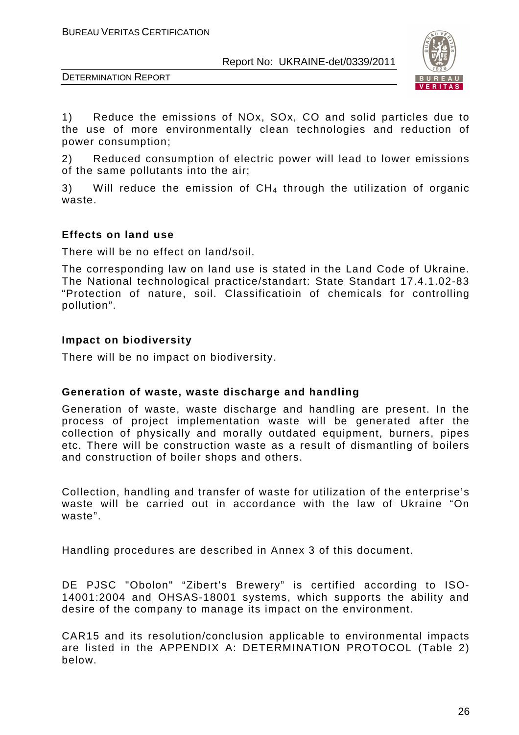1) Reduce the emissions of NOx, SOx, CO and solid particles due to the use of more environmentally clean technologies and reduction of power consumption;

2) Reduced consumption of electric power will lead to lower emissions of the same pollutants into the air;

3) Will reduce the emission of $CH_4$ through the utilization of organic waste.

**Effects on land use**

There will be no effect on land/soil.

The corresponding law on land use is stated in the Land Code of Ukraine. The National technological practice/standart: State Standart 17.4.1.02-83 "Protection of nature, soil. Classificatioin of chemicals for controlling pollution".

**Impact on biodiversity**

There will be no impact on biodiversity.

**Generation of waste, waste discharge and handling**

Generation of waste, waste discharge and handling are present. In the process of project implementation waste will be generated after the collection of physically and morally outdated equipment, burners, pipes etc. There will be construction waste as a result of dismantling of boilers and construction of boiler shops and others.

Collection, handling and transfer of waste for utilization of the enterprise's waste will be carried out in accordance with the law of Ukraine "On waste".

Handling procedures are described in Annex 3 of this document.

DE PJSC "Obolon" "Zibert's Brewery" is certified according to ISO-14001:2004 and OHSAS-18001 systems, which supports the ability and desire of the company to manage its impact on the environment.

CAR15 and its resolution/conclusion applicable to environmental impacts are listed in the APPENDIX A: DETERMINATION PROTOCOL (Table 2) below.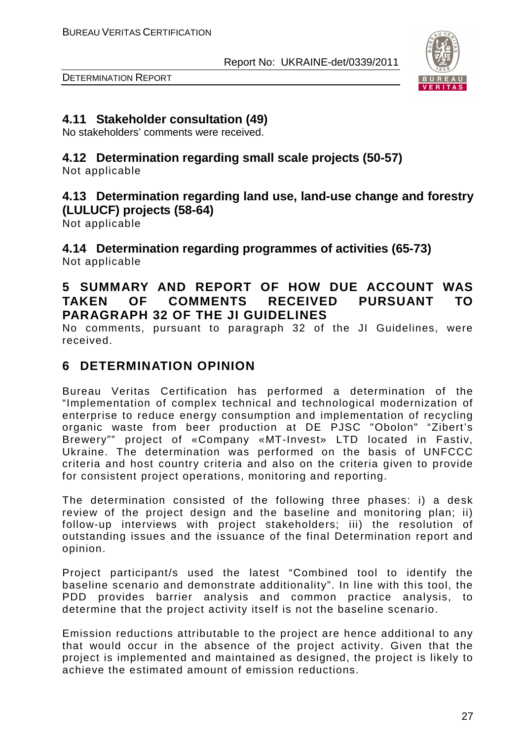## 4.11 Stakeholder consultation (49)

No stakeholders' comments were received.

## 4.12 Determination regarding small scale projects (50-57)

Not applicable

## 4.13 Determination regarding land use, land-use change and forestry (LULUCF) projects (58-64)

Not applicable

## 4.14 Determination regarding programmes of activities (65-73)

Not applicable

# 5 SUMMARY AND REPORT OF HOW DUE ACCOUNT WAS TAKEN OF COMMENTS RECEIVED PURSUANT TO PARAGRAPH 32 OF THE JI GUIDELINES

No comments, pursuant to paragraph 32 of the JI Guidelines, were received.

# 6 DETERMINATION OPINION

Bureau Veritas Certification has performed a determination of the "Implementation of complex technical and technological modernization of enterprise to reduce energy consumption and implementation of recycling organic waste from beer production at DE PJSC "Obolon" "Zibert's Brewery"" project of «Company «MT-Invest» LTD located in Fastiv, Ukraine. The determination was performed on the basis of UNFCCC criteria and host country criteria and also on the criteria given to provide for consistent project operations, monitoring and reporting.

The determination consisted of the following three phases: i) a desk review of the project design and the baseline and monitoring plan; ii) follow-up interviews with project stakeholders; iii) the resolution of outstanding issues and the issuance of the final Determination report and opinion.

Project participant/s used the latest "Combined tool to identify the baseline scenario and demonstrate additionality". In line with this tool, the PDD provides barrier analysis and common practice analysis, to determine that the project activity itself is not the baseline scenario.

Emission reductions attributable to the project are hence additional to any that would occur in the absence of the project activity. Given that the project is implemented and maintained as designed, the project is likely to achieve the estimated amount of emission reductions.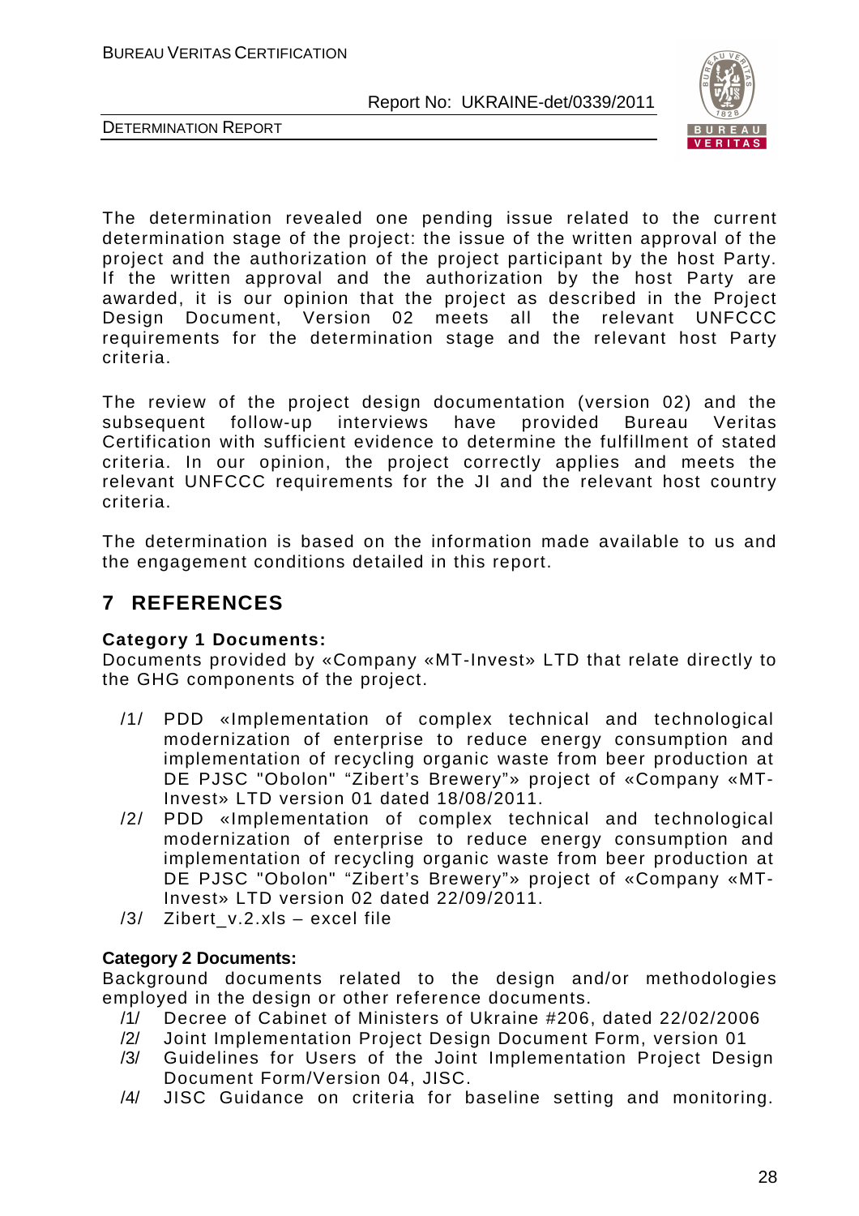The determination revealed one pending issue related to the current determination stage of the project: the issue of the written approval of the project and the authorization of the project participant by the host Party. If the written approval and the authorization by the host Party are awarded, it is our opinion that the project as described in the Project Design Document, Version 02 meets all the relevant UNFCCC requirements for the determination stage and the relevant host Party criteria.

The review of the project design documentation (version 02) and the subsequent follow-up interviews have provided Bureau Veritas Certification with sufficient evidence to determine the fulfillment of stated criteria. In our opinion, the project correctly applies and meets the relevant UNFCCC requirements for the JI and the relevant host country criteria.

The determination is based on the information made available to us and the engagement conditions detailed in this report.

# 7 REFERENCES

**Category 1 Documents:**

Documents provided by «Company «MT-Invest» LTD that relate directly to the GHG components of the project.

- /1/ PDD «Implementation of complex technical and technological modernization of enterprise to reduce energy consumption and implementation of recycling organic waste from beer production at DE PJSC "Obolon" "Zibert's Brewery"» project of «Company «MT-Invest» LTD version 01 dated 18/08/2011.
- /2/ PDD «Implementation of complex technical and technological modernization of enterprise to reduce energy consumption and implementation of recycling organic waste from beer production at DE PJSC "Obolon" "Zibert's Brewery"» project of «Company «MT-Invest» LTD version 02 dated 22/09/2011.
- /3/ Zibert_v.2.xls – excel file

**Category 2 Documents:**

Background documents related to the design and/or methodologies employed in the design or other reference documents.

- /1/ Decree of Cabinet of Ministers of Ukraine #206, dated 22/02/2006
- /2/ Joint Implementation Project Design Document Form, version 01
- /3/ Guidelines for Users of the Joint Implementation Project Design Document Form/Version 04, JISC.
- /4/ JISC Guidance on criteria for baseline setting and monitoring.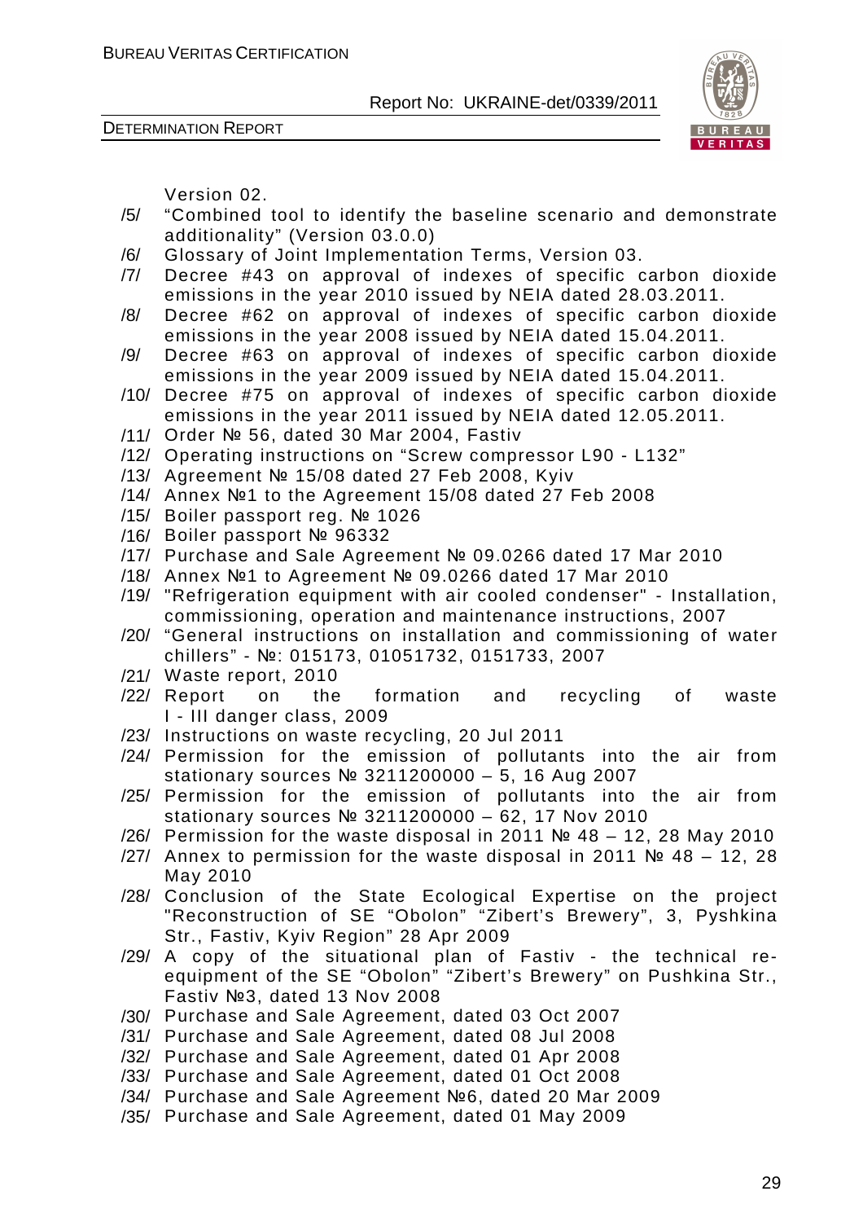Version 02.

/5/ "Combined tool to identify the baseline scenario and demonstrate additionality" (Version 03.0.0)

/6/ Glossary of Joint Implementation Terms, Version 03.

/7/ Decree #43 on approval of indexes of specific carbon dioxide emissions in the year 2010 issued by NEIA dated 28.03.2011.

/8/ Decree #62 on approval of indexes of specific carbon dioxide emissions in the year 2008 issued by NEIA dated 15.04.2011.

/9/ Decree #63 on approval of indexes of specific carbon dioxide emissions in the year 2009 issued by NEIA dated 15.04.2011.

/10/ Decree #75 on approval of indexes of specific carbon dioxide emissions in the year 2011 issued by NEIA dated 12.05.2011.

/11/ Order № 56, dated 30 Mar 2004, Fastiv

/12/ Operating instructions on "Screw compressor L90 - L132"

/13/ Agreement № 15/08 dated 27 Feb 2008, Kyiv

/14/ Annex №1 to the Agreement 15/08 dated 27 Feb 2008

/15/ Boiler passport reg. № 1026

/16/ Boiler passport № 96332

/17/ Purchase and Sale Agreement № 09.0266 dated 17 Mar 2010

/18/ Annex №1 to Agreement № 09.0266 dated 17 Mar 2010

/19/ "Refrigeration equipment with air cooled condenser" - Installation, commissioning, operation and maintenance instructions, 2007

/20/ "General instructions on installation and commissioning of water chillers" - №: 015173, 01051732, 0151733, 2007

/21/ Waste report, 2010

/22/ Report on the formation and recycling of waste I - III danger class, 2009

/23/ Instructions on waste recycling, 20 Jul 2011

/24/ Permission for the emission of pollutants into the air from stationary sources № 3211200000 – 5, 16 Aug 2007

/25/ Permission for the emission of pollutants into the air from stationary sources № 3211200000 – 62, 17 Nov 2010

/26/ Permission for the waste disposal in 2011 № 48 – 12, 28 May 2010

/27/ Annex to permission for the waste disposal in 2011 № 48 – 12, 28 May 2010

/28/ Conclusion of the State Ecological Expertise on the project "Reconstruction of SE "Obolon" "Zibert's Brewery", 3, Pyshkina Str., Fastiv, Kyiv Region" 28 Apr 2009

/29/ A copy of the situational plan of Fastiv - the technical re-equipment of the SE "Obolon" "Zibert's Brewery" on Pushkina Str., Fastiv №3, dated 13 Nov 2008

/30/ Purchase and Sale Agreement, dated 03 Oct 2007

/31/ Purchase and Sale Agreement, dated 08 Jul 2008

/32/ Purchase and Sale Agreement, dated 01 Apr 2008

/33/ Purchase and Sale Agreement, dated 01 Oct 2008

/34/ Purchase and Sale Agreement №6, dated 20 Mar 2009

/35/ Purchase and Sale Agreement, dated 01 May 2009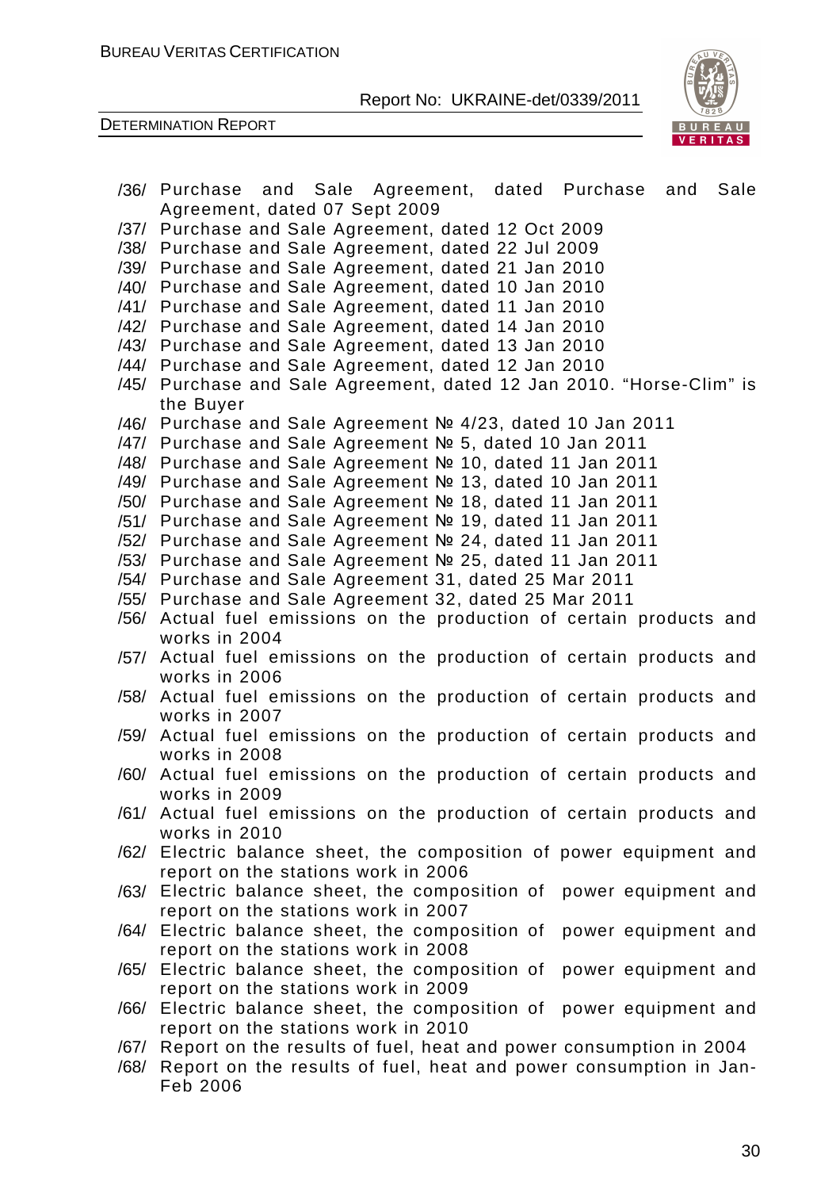/36/ Purchase and Sale Agreement, dated Purchase and Sale Agreement, dated 07 Sept 2009

/37/ Purchase and Sale Agreement, dated 12 Oct 2009

/38/ Purchase and Sale Agreement, dated 22 Jul 2009

/39/ Purchase and Sale Agreement, dated 21 Jan 2010

/40/ Purchase and Sale Agreement, dated 10 Jan 2010

/41/ Purchase and Sale Agreement, dated 11 Jan 2010

/42/ Purchase and Sale Agreement, dated 14 Jan 2010

/43/ Purchase and Sale Agreement, dated 13 Jan 2010

/44/ Purchase and Sale Agreement, dated 12 Jan 2010

/45/ Purchase and Sale Agreement, dated 12 Jan 2010. "Horse-Clim" is the Buyer

/46/ Purchase and Sale Agreement № 4/23, dated 10 Jan 2011

/47/ Purchase and Sale Agreement № 5, dated 10 Jan 2011

/48/ Purchase and Sale Agreement № 10, dated 11 Jan 2011

/49/ Purchase and Sale Agreement № 13, dated 10 Jan 2011

/50/ Purchase and Sale Agreement № 18, dated 11 Jan 2011

/51/ Purchase and Sale Agreement № 19, dated 11 Jan 2011

/52/ Purchase and Sale Agreement № 24, dated 11 Jan 2011

/53/ Purchase and Sale Agreement № 25, dated 11 Jan 2011

/54/ Purchase and Sale Agreement 31, dated 25 Mar 2011

/55/ Purchase and Sale Agreement 32, dated 25 Mar 2011

/56/ Actual fuel emissions on the production of certain products and works in 2004

/57/ Actual fuel emissions on the production of certain products and works in 2006

/58/ Actual fuel emissions on the production of certain products and works in 2007

/59/ Actual fuel emissions on the production of certain products and works in 2008

/60/ Actual fuel emissions on the production of certain products and works in 2009

/61/ Actual fuel emissions on the production of certain products and works in 2010

/62/ Electric balance sheet, the composition of power equipment and report on the stations work in 2006

/63/ Electric balance sheet, the composition of power equipment and report on the stations work in 2007

/64/ Electric balance sheet, the composition of power equipment and report on the stations work in 2008

/65/ Electric balance sheet, the composition of power equipment and report on the stations work in 2009

/66/ Electric balance sheet, the composition of power equipment and report on the stations work in 2010

/67/ Report on the results of fuel, heat and power consumption in 2004

/68/ Report on the results of fuel, heat and power consumption in Jan-Feb 2006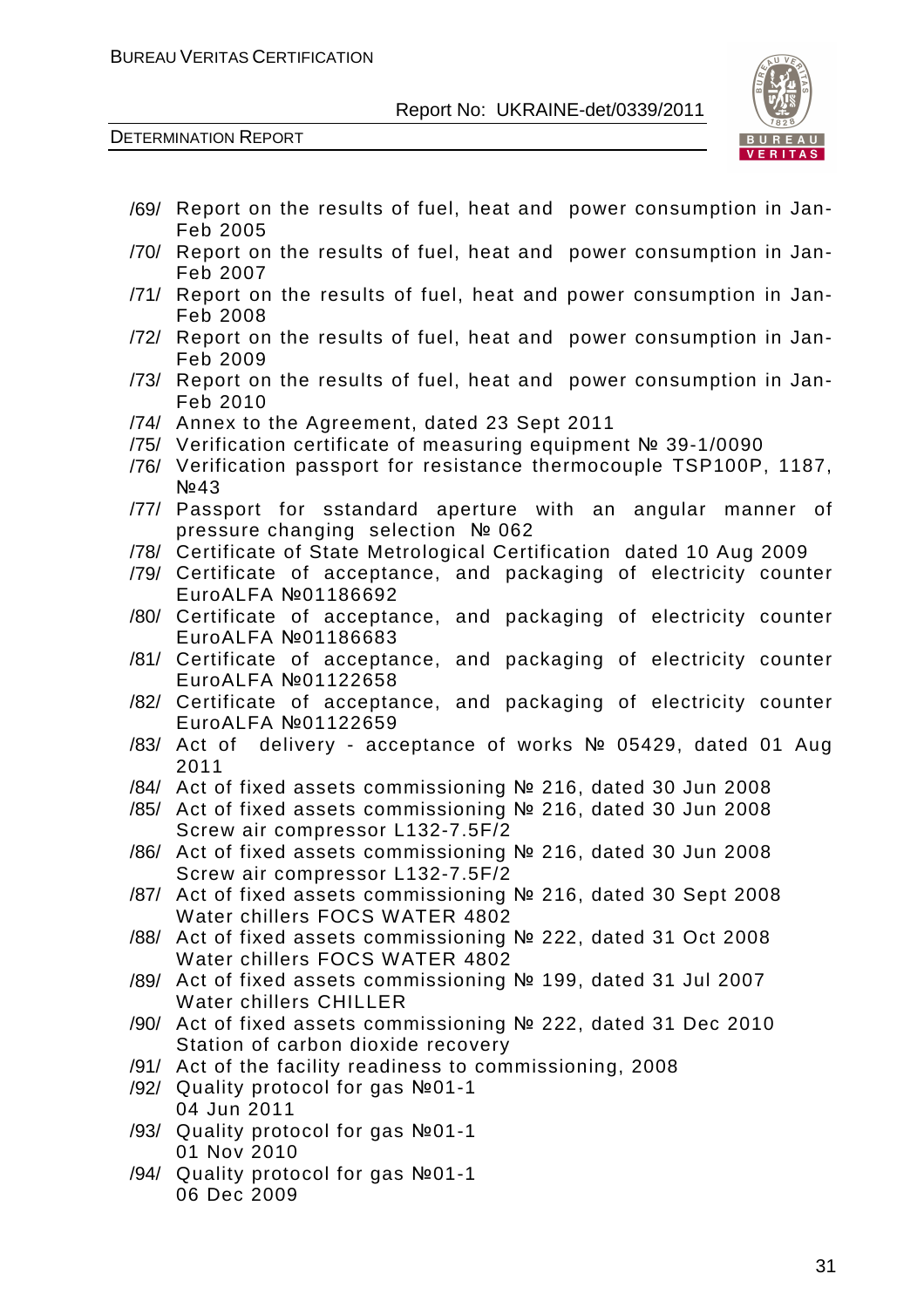/69/ Report on the results of fuel, heat and power consumption in Jan-Feb 2005

/70/ Report on the results of fuel, heat and power consumption in Jan-Feb 2007

/71/ Report on the results of fuel, heat and power consumption in Jan-Feb 2008

/72/ Report on the results of fuel, heat and power consumption in Jan-Feb 2009

/73/ Report on the results of fuel, heat and power consumption in Jan-Feb 2010

/74/ Annex to the Agreement, dated 23 Sept 2011

/75/ Verification certificate of measuring equipment № 39-1/0090

/76/ Verification passport for resistance thermocouple TSP100P, 1187, №43

/77/ Passport for sstandard aperture with an angular manner of pressure changing selection № 062

/78/ Certificate of State Metrological Certification dated 10 Aug 2009

/79/ Certificate of acceptance, and packaging of electricity counter EuroALFA №01186692

/80/ Certificate of acceptance, and packaging of electricity counter EuroALFA №01186683

/81/ Certificate of acceptance, and packaging of electricity counter EuroALFA №01122658

/82/ Certificate of acceptance, and packaging of electricity counter EuroALFA №01122659

/83/ Act of delivery - acceptance of works № 05429, dated 01 Aug 2011

/84/ Act of fixed assets commissioning № 216, dated 30 Jun 2008

/85/ Act of fixed assets commissioning № 216, dated 30 Jun 2008 Screw air compressor L132-7.5F/2

/86/ Act of fixed assets commissioning № 216, dated 30 Jun 2008 Screw air compressor L132-7.5F/2

/87/ Act of fixed assets commissioning № 216, dated 30 Sept 2008 Water chillers FOCS WATER 4802

/88/ Act of fixed assets commissioning № 222, dated 31 Oct 2008 Water chillers FOCS WATER 4802

/89/ Act of fixed assets commissioning № 199, dated 31 Jul 2007 Water chillers CHILLER

/90/ Act of fixed assets commissioning № 222, dated 31 Dec 2010 Station of carbon dioxide recovery

/91/ Act of the facility readiness to commissioning, 2008

/92/ Quality protocol for gas №01-1 04 Jun 2011

/93/ Quality protocol for gas №01-1 01 Nov 2010

/94/ Quality protocol for gas №01-1 06 Dec 2009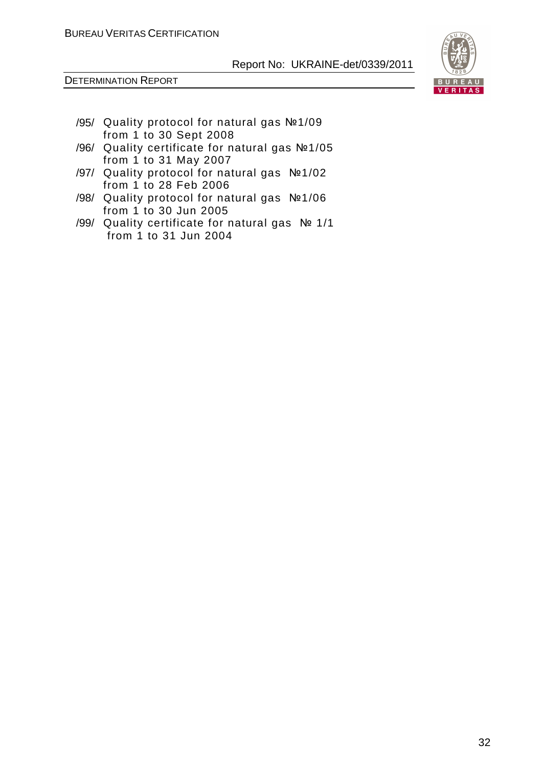/95/ Quality protocol for natural gas №1/09 from 1 to 30 Sept 2008

/96/ Quality certificate for natural gas №1/05 from 1 to 31 May 2007

/97/ Quality protocol for natural gas №1/02 from 1 to 28 Feb 2006

/98/ Quality protocol for natural gas №1/06 from 1 to 30 Jun 2005

/99/ Quality certificate for natural gas № 1/1 from 1 to 31 Jun 2004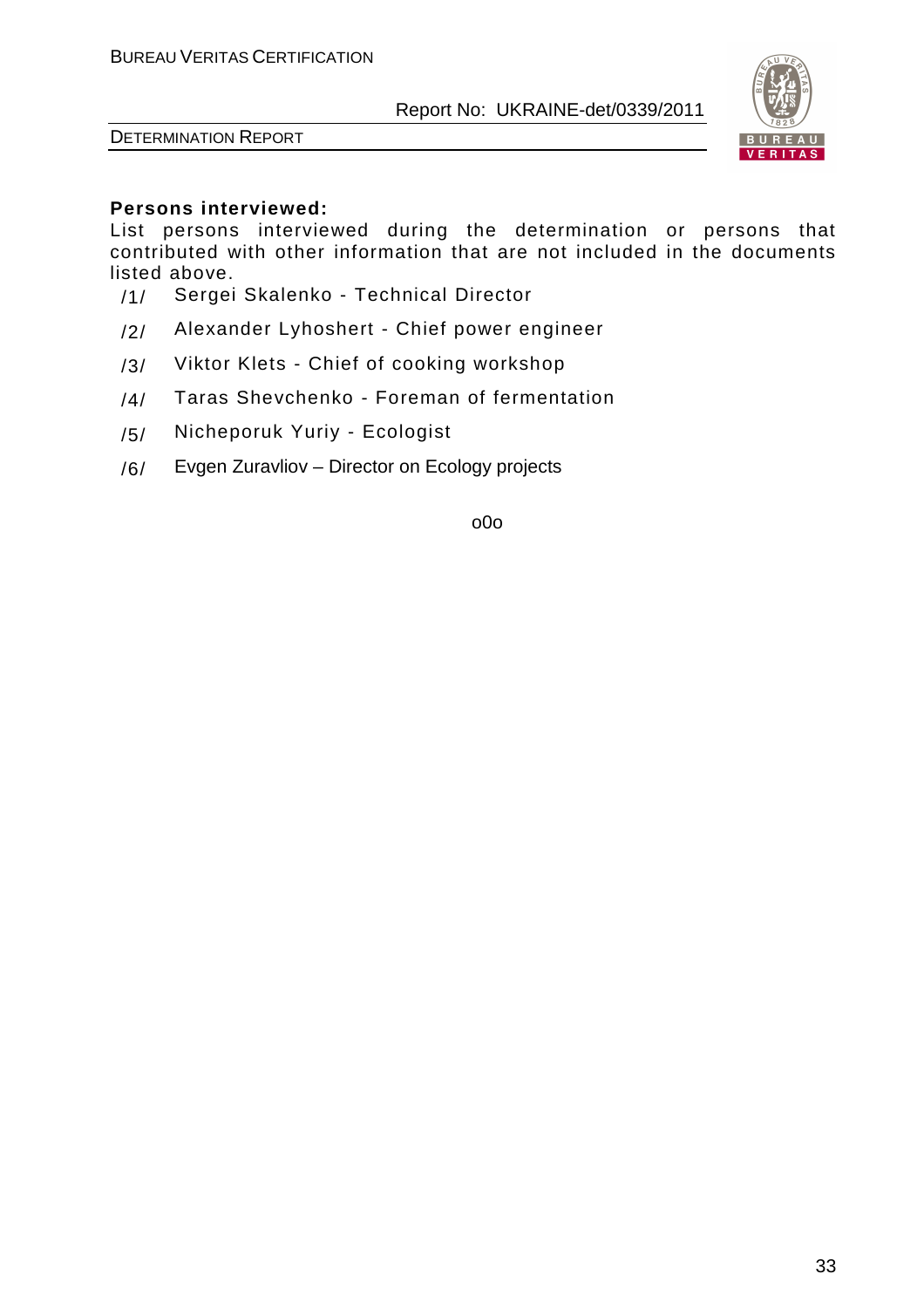**Persons interviewed:**

List persons interviewed during the determination or persons that contributed with other information that are not included in the documents listed above.

/1/ Sergei Skalenko - Technical Director

/2/ Alexander Lyhoshert - Chief power engineer

/3/ Viktor Klets - Chief of cooking workshop

/4/ Taras Shevchenko - Foreman of fermentation

/5/ Nicheporuk Yuriy - Ecologist

/6/ Evgen Zuravliov – Director on Ecology projects

o0o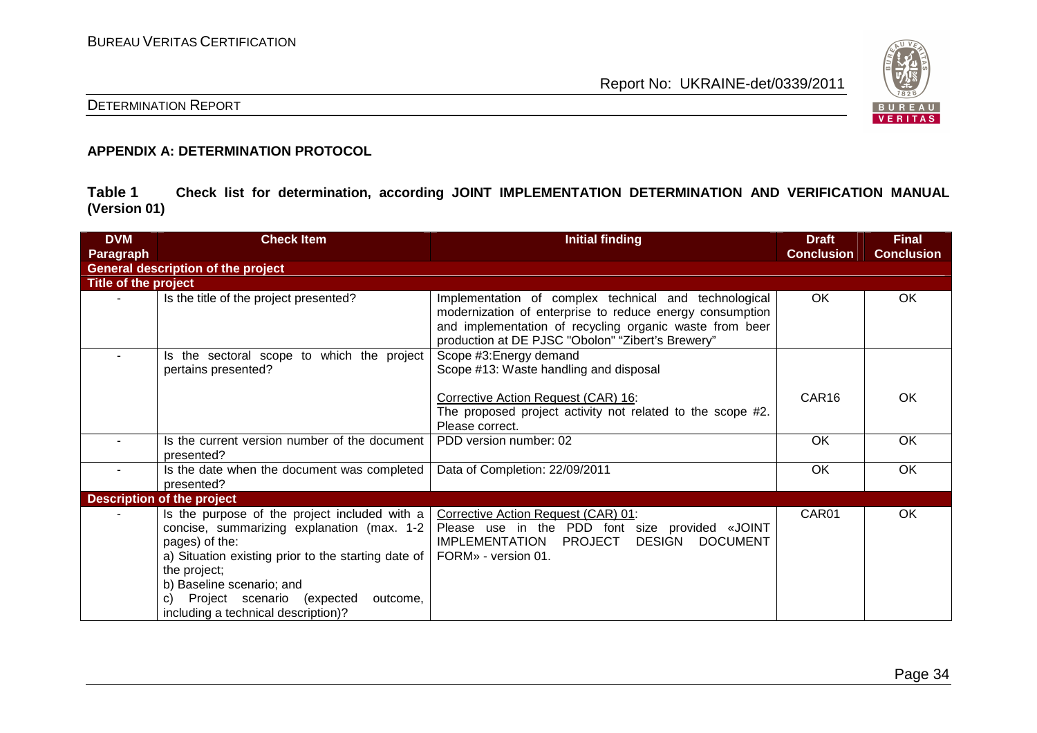## APPENDIX A: DETERMINATION PROTOCOL

**Table 1 Check list for determination, according JOINT IMPLEMENTATION DETERMINATION AND VERIFICATION MANUAL (Version 01)**

| DVM Paragraph | Check Item | Initial finding | Draft Conclusion | Final Conclusion |
|---|---|---|---|---|
| **General description of the project** | | | | |
| **Title of the project** | | | | |
| - | Is the title of the project presented? | Implementation of complex technical and technological modernization of enterprise to reduce energy consumption and implementation of recycling organic waste from beer production at DE PJSC "Obolon" "Zibert's Brewery" | OK | OK |
| - | Is the sectoral scope to which the project pertains presented? | Scope #3:Energy demand<br>Scope #13: Waste handling and disposal<br><br>Corrective Action Request (CAR) 16:<br>The proposed project activity not related to the scope #2. Please correct. | CAR16 | OK |
| - | Is the current version number of the document presented? | PDD version number: 02 | OK | OK |
| - | Is the date when the document was completed presented? | Data of Completion: 22/09/2011 | OK | OK |
| **Description of the project** | | | | |
| - | Is the purpose of the project included with a concise, summarizing explanation (max. 1-2 pages) of the:<br>a) Situation existing prior to the starting date of the project;<br>b) Baseline scenario; and<br>c) Project scenario (expected outcome, including a technical description)? | Corrective Action Request (CAR) 01:<br>Please use in the PDD font size provided «JOINT IMPLEMENTATION PROJECT DESIGN DOCUMENT FORM» - version 01. | CAR01 | OK |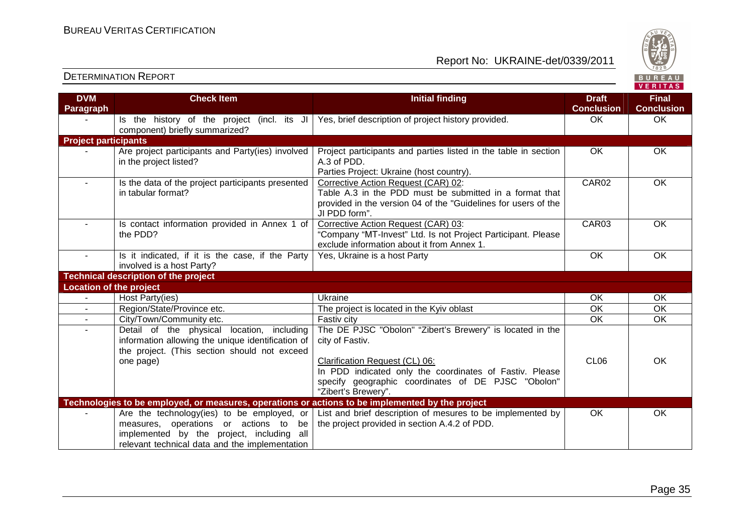| DVM Paragraph | Check Item | Initial finding | Draft Conclusion | Final Conclusion |
|---|---|---|---|---|
| - | Is the history of the project (incl. its JI component) briefly summarized? | Yes, brief description of project history provided. | OK | OK |
| **Project participants** | | | | |
| - | Are project participants and Party(ies) involved in the project listed? | Project participants and parties listed in the table in section A.3 of PDD.<br>Parties Project: Ukraine (host country). | OK | OK |
| - | Is the data of the project participants presented in tabular format? | Corrective Action Request (CAR) 02:<br>Table A.3 in the PDD must be submitted in a format that provided in the version 04 of the "Guidelines for users of the JI PDD form". | CAR02 | OK |
| - | Is contact information provided in Annex 1 of the PDD? | Corrective Action Request (CAR) 03:<br>"Company "MT-Invest" Ltd. Is not Project Participant. Please exclude information about it from Annex 1. | CAR03 | OK |
| - | Is it indicated, if it is the case, if the Party involved is a host Party? | Yes, Ukraine is a host Party | OK | OK |
| **Technical description of the project** | | | | |
| **Location of the project** | | | | |
| - | Host Party(ies) | Ukraine | OK | OK |
| - | Region/State/Province etc. | The project is located in the Kyiv oblast | OK | OK |
| - | City/Town/Community etc. | Fastiv city | OK | OK |
| - | Detail of the physical location, including information allowing the unique identification of the project. (This section should not exceed one page) | The DE PJSC "Obolon" "Zibert's Brewery" is located in the city of Fastiv.<br><br>Clarification Request (CL) 06:<br>In PDD indicated only the coordinates of Fastiv. Please specify geographic coordinates of DE PJSC "Obolon" "Zibert's Brewery". | CL06 | OK |
| **Technologies to be employed, or measures, operations or actions to be implemented by the project** | | | | |
| - | Are the technology(ies) to be employed, or measures, operations or actions to be implemented by the project, including all relevant technical data and the implementation | List and brief description of mesures to be implemented by the project provided in section A.4.2 of PDD. | OK | OK |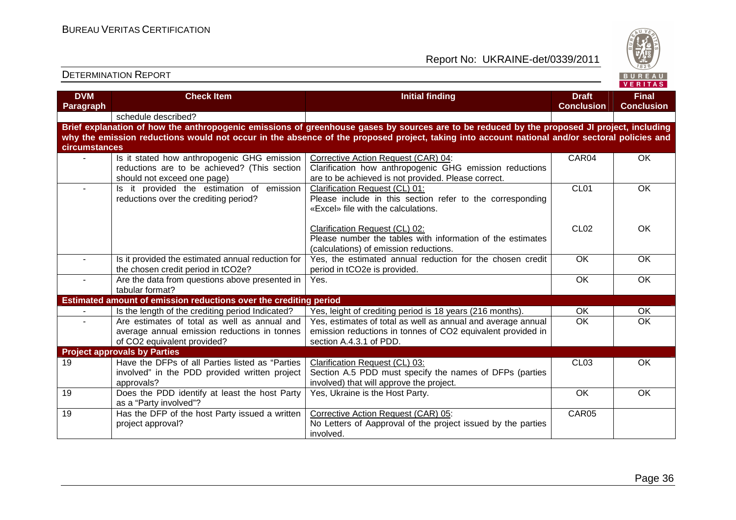| DVM Paragraph | Check Item | Initial finding | Draft Conclusion | Final Conclusion |
|---|---|---|---|---|
| | schedule described? | | | |
| **Brief explanation of how the anthropogenic emissions of greenhouse gases by sources are to be reduced by the proposed JI project, including why the emission reductions would not occur in the absence of the proposed project, taking into account national and/or sectoral policies and circumstances** | | | | |
| - | Is it stated how anthropogenic GHG emission reductions are to be achieved? (This section should not exceed one page) | Corrective Action Request (CAR) 04: Clarification how anthropogenic GHG emission reductions are to be achieved is not provided. Please correct. | CAR04 | OK |
| - | Is it provided the estimation of emission reductions over the crediting period? | Clarification Request (CL) 01: Please include in this section refer to the corresponding «Excel» file with the calculations. | CL01 | OK |
| | | Clarification Request (CL) 02: Please number the tables with information of the estimates (calculations) of emission reductions. | CL02 | OK |
| - | Is it provided the estimated annual reduction for the chosen credit period in tCO2e? | Yes, the estimated annual reduction for the chosen credit period in tCO2e is provided. | OK | OK |
| - | Are the data from questions above presented in tabular format? | Yes. | OK | OK |
| **Estimated amount of emission reductions over the crediting period** | | | | |
| - | Is the length of the crediting period Indicated? | Yes, leight of crediting period is 18 years (216 months). | OK | OK |
| - | Are estimates of total as well as annual and average annual emission reductions in tonnes of CO2 equivalent provided? | Yes, estimates of total as well as annual and average annual emission reductions in tonnes of CO2 equivalent provided in section A.4.3.1 of PDD. | OK | OK |
| **Project approvals by Parties** | | | | |
| 19 | Have the DFPs of all Parties listed as "Parties involved" in the PDD provided written project approvals? | Clarification Request (CL) 03: Section A.5 PDD must specify the names of DFPs (parties involved) that will approve the project. | CL03 | OK |
| 19 | Does the PDD identify at least the host Party as a "Party involved"? | Yes, Ukraine is the Host Party. | OK | OK |
| 19 | Has the DFP of the host Party issued a written project approval? | Corrective Action Request (CAR) 05: No Letters of Aapproval of the project issued by the parties involved. | CAR05 | |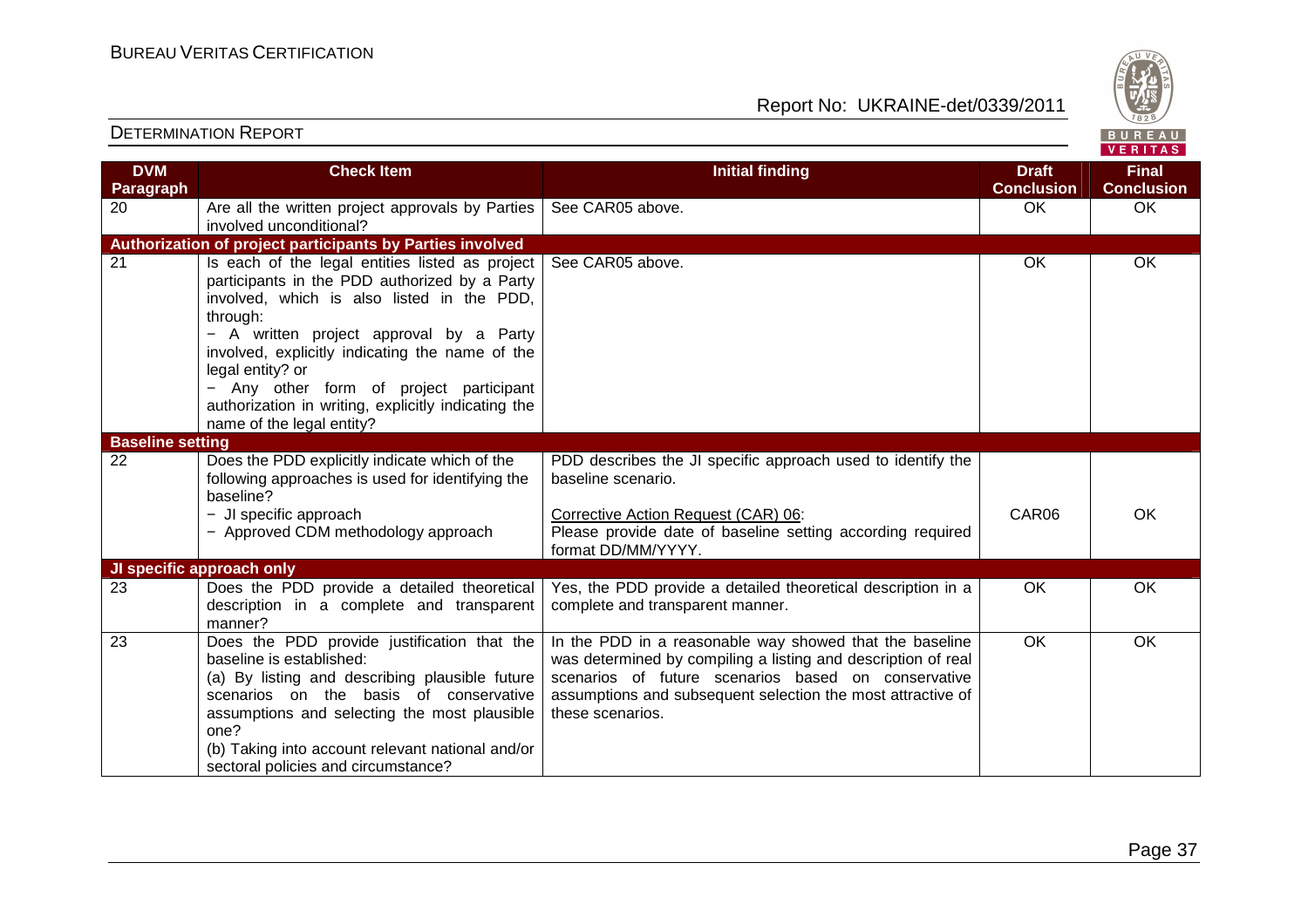| DVM Paragraph | Check Item | Initial finding | Draft Conclusion | Final Conclusion |
|---|---|---|---|---|
| 20 | Are all the written project approvals by Parties involved unconditional? | See CAR05 above. | OK | OK |
| **Authorization of project participants by Parties involved** | | | | |
| 21 | Is each of the legal entities listed as project participants in the PDD authorized by a Party involved, which is also listed in the PDD, through:<br>− A written project approval by a Party involved, explicitly indicating the name of the legal entity? or<br>− Any other form of project participant authorization in writing, explicitly indicating the name of the legal entity? | See CAR05 above. | OK | OK |
| **Baseline setting** | | | | |
| 22 | Does the PDD explicitly indicate which of the following approaches is used for identifying the baseline?<br>− JI specific approach<br>− Approved CDM methodology approach | PDD describes the JI specific approach used to identify the baseline scenario.<br><br>Corrective Action Request (CAR) 06:<br>Please provide date of baseline setting according required format DD/MM/YYYY. | CAR06 | OK |
| **JI specific approach only** | | | | |
| 23 | Does the PDD provide a detailed theoretical description in a complete and transparent manner? | Yes, the PDD provide a detailed theoretical description in a complete and transparent manner. | OK | OK |
| 23 | Does the PDD provide justification that the baseline is established:<br>(a) By listing and describing plausible future scenarios on the basis of conservative assumptions and selecting the most plausible one?<br>(b) Taking into account relevant national and/or sectoral policies and circumstance? | In the PDD in a reasonable way showed that the baseline was determined by compiling a listing and description of real scenarios of future scenarios based on conservative assumptions and subsequent selection the most attractive of these scenarios. | OK | OK |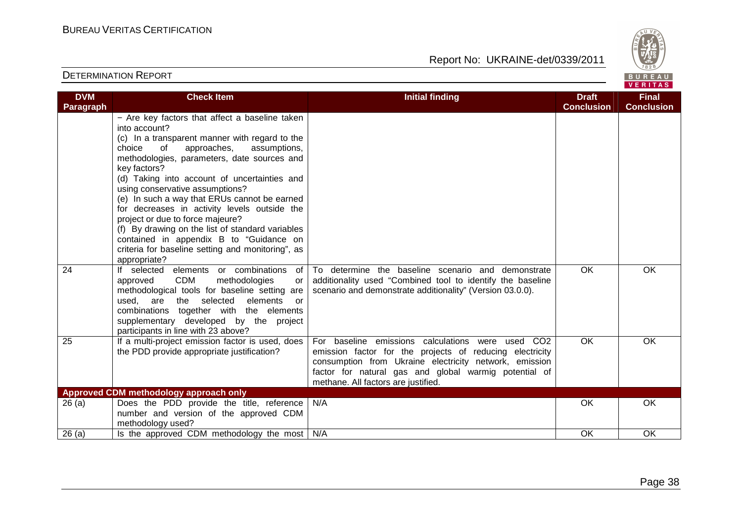| DVM Paragraph | Check Item | Initial finding | Draft Conclusion | Final Conclusion |
|---|---|---|---|---|
| | − Are key factors that affect a baseline taken into account?<br>(c) In a transparent manner with regard to the choice of approaches, assumptions, methodologies, parameters, date sources and key factors?<br>(d) Taking into account of uncertainties and using conservative assumptions?<br>(e) In such a way that ERUs cannot be earned for decreases in activity levels outside the project or due to force majeure?<br>(f) By drawing on the list of standard variables contained in appendix B to "Guidance on criteria for baseline setting and monitoring", as appropriate? | | | |
| 24 | If selected elements or combinations of approved CDM methodologies or methodological tools for baseline setting are used, are the selected elements or combinations together with the elements supplementary developed by the project participants in line with 23 above? | To determine the baseline scenario and demonstrate additionality used "Combined tool to identify the baseline scenario and demonstrate additionality" (Version 03.0.0). | OK | OK |
| 25 | If a multi-project emission factor is used, does the PDD provide appropriate justification? | For baseline emissions calculations were used $CO_2$ emission factor for the projects of reducing electricity consumption from Ukraine electricity network, emission factor for natural gas and global warmig potential of methane. All factors are justified. | OK | OK |
| **Approved CDM methodology approach only** | | | | |
| 26 (a) | Does the PDD provide the title, reference number and version of the approved CDM methodology used? | N/A | OK | OK |
| 26 (a) | Is the approved CDM methodology the most | N/A | OK | OK |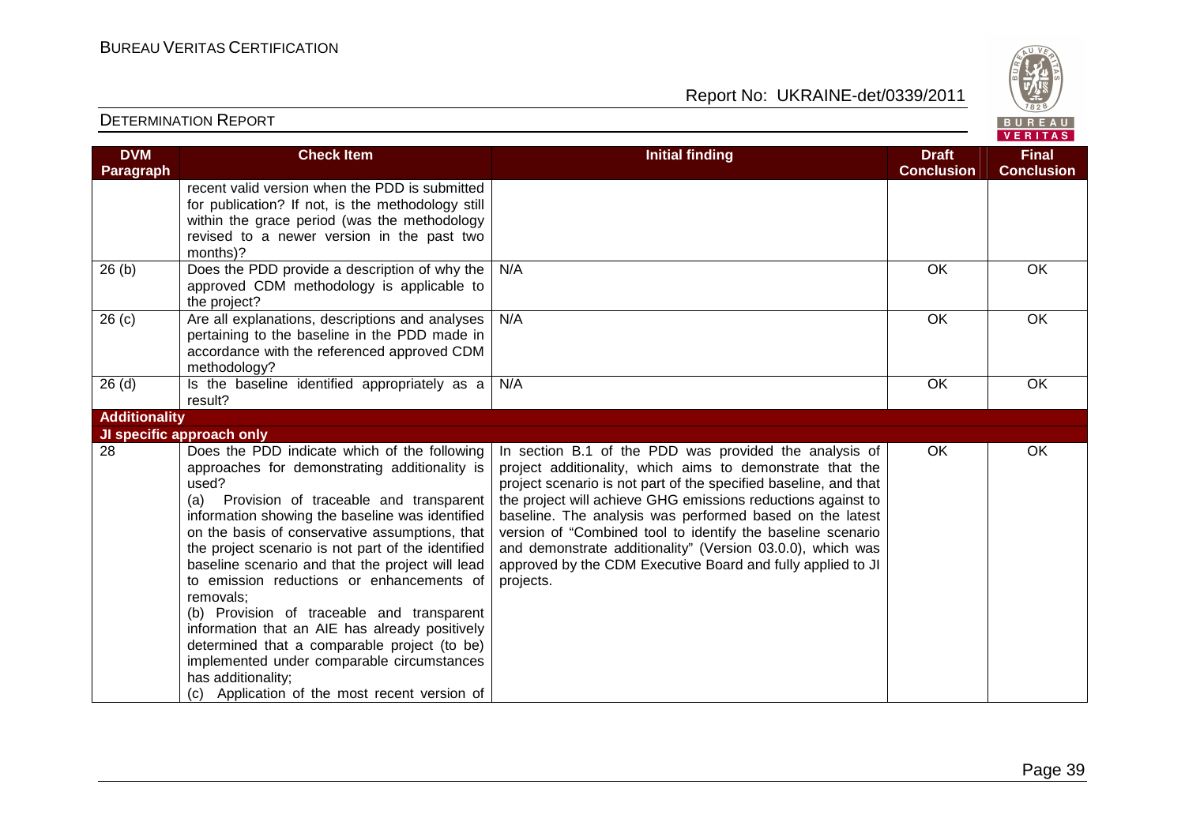| DVM Paragraph | Check Item | Initial finding | Draft Conclusion | Final Conclusion |
|---|---|---|---|---|
| | recent valid version when the PDD is submitted for publication? If not, is the methodology still within the grace period (was the methodology revised to a newer version in the past two months)? | | | |
| 26 (b) | Does the PDD provide a description of why the approved CDM methodology is applicable to the project? | N/A | OK | OK |
| 26 (c) | Are all explanations, descriptions and analyses pertaining to the baseline in the PDD made in accordance with the referenced approved CDM methodology? | N/A | OK | OK |
| 26 (d) | Is the baseline identified appropriately as a result? | N/A | OK | OK |
| **Additionality** | | | | |
| **JI specific approach only** | | | | |
| 28 | Does the PDD indicate which of the following approaches for demonstrating additionality is used?<br>(a) Provision of traceable and transparent information showing the baseline was identified on the basis of conservative assumptions, that the project scenario is not part of the identified baseline scenario and that the project will lead to emission reductions or enhancements of removals;<br>(b) Provision of traceable and transparent information that an AIE has already positively determined that a comparable project (to be) implemented under comparable circumstances has additionality;<br>(c) Application of the most recent version of | In section B.1 of the PDD was provided the analysis of project additionality, which aims to demonstrate that the project scenario is not part of the specified baseline, and that the project will achieve GHG emissions reductions against to baseline. The analysis was performed based on the latest version of "Combined tool to identify the baseline scenario and demonstrate additionality" (Version 03.0.0), which was approved by the CDM Executive Board and fully applied to JI projects. | OK | OK |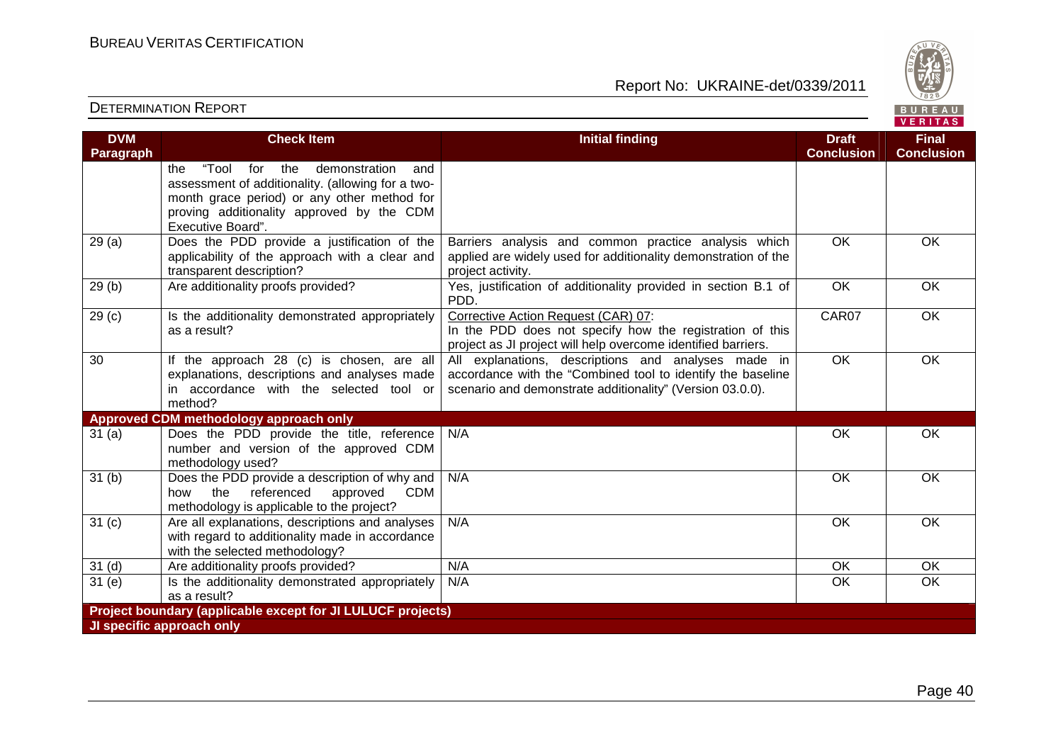| DVM Paragraph | Check Item | Initial finding | Draft Conclusion | Final Conclusion |
|---|---|---|---|---|
| | the "Tool for the demonstration and assessment of additionality. (allowing for a two-month grace period) or any other method for proving additionality approved by the CDM Executive Board". | | | |
| 29 (a) | Does the PDD provide a justification of the applicability of the approach with a clear and transparent description? | Barriers analysis and common practice analysis which applied are widely used for additionality demonstration of the project activity. | OK | OK |
| 29 (b) | Are additionality proofs provided? | Yes, justification of additionality provided in section B.1 of PDD. | OK | OK |
| 29 (c) | Is the additionality demonstrated appropriately as a result? | Corrective Action Request (CAR) 07:<br>In the PDD does not specify how the registration of this project as JI project will help overcome identified barriers. | CAR07 | OK |
| 30 | If the approach 28 (c) is chosen, are all explanations, descriptions and analyses made in accordance with the selected tool or method? | All explanations, descriptions and analyses made in accordance with the "Combined tool to identify the baseline scenario and demonstrate additionality" (Version 03.0.0). | OK | OK |
| **Approved CDM methodology approach only** | | | | |
| 31 (a) | Does the PDD provide the title, reference number and version of the approved CDM methodology used? | N/A | OK | OK |
| 31 (b) | Does the PDD provide a description of why and how the referenced approved CDM methodology is applicable to the project? | N/A | OK | OK |
| 31 (c) | Are all explanations, descriptions and analyses with regard to additionality made in accordance with the selected methodology? | N/A | OK | OK |
| 31 (d) | Are additionality proofs provided? | N/A | OK | OK |
| 31 (e) | Is the additionality demonstrated appropriately as a result? | N/A | OK | OK |
| **Project boundary (applicable except for JI LULUCF projects)** | | | | |
| **JI specific approach only** | | | | |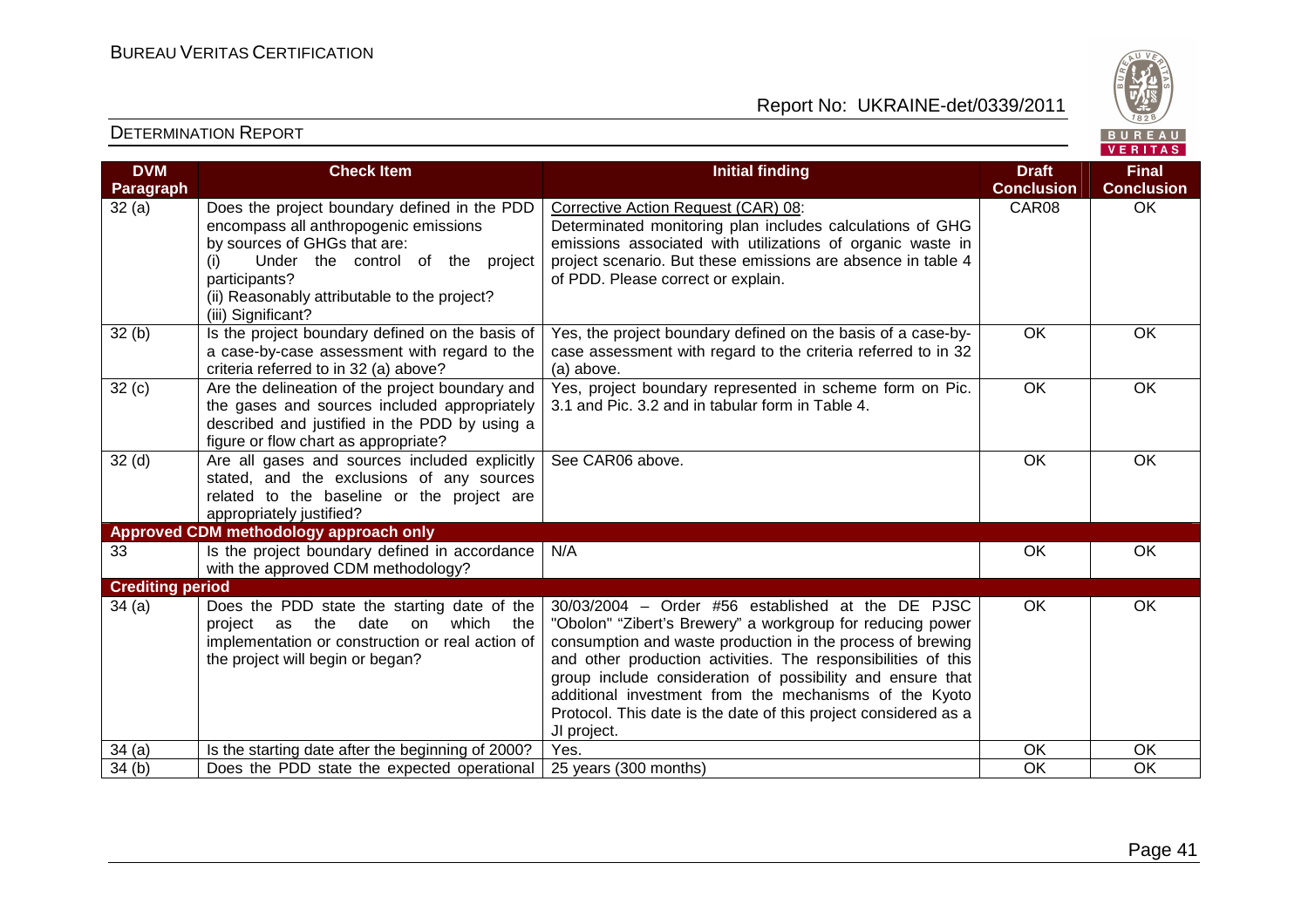| DVM Paragraph | Check Item | Initial finding | Draft Conclusion | Final Conclusion |
|---|---|---|---|---|
| 32 (a) | Does the project boundary defined in the PDD encompass all anthropogenic emissions by sources of GHGs that are:<br>(i) Under the control of the project participants?<br>(ii) Reasonably attributable to the project?<br>(iii) Significant? | Corrective Action Request (CAR) 08:<br>Determinated monitoring plan includes calculations of GHG emissions associated with utilizations of organic waste in project scenario. But these emissions are absence in table 4 of PDD. Please correct or explain. | CAR08 | OK |
| 32 (b) | Is the project boundary defined on the basis of a case-by-case assessment with regard to the criteria referred to in 32 (a) above? | Yes, the project boundary defined on the basis of a case-by-case assessment with regard to the criteria referred to in 32 (a) above. | OK | OK |
| 32 (c) | Are the delineation of the project boundary and the gases and sources included appropriately described and justified in the PDD by using a figure or flow chart as appropriate? | Yes, project boundary represented in scheme form on Pic. 3.1 and Pic. 3.2 and in tabular form in Table 4. | OK | OK |
| 32 (d) | Are all gases and sources included explicitly stated, and the exclusions of any sources related to the baseline or the project are appropriately justified? | See CAR06 above. | OK | OK |
| **Approved CDM methodology approach only** | | | | |
| 33 | Is the project boundary defined in accordance with the approved CDM methodology? | N/A | OK | OK |
| **Crediting period** | | | | |
| 34 (a) | Does the PDD state the starting date of the project as the date on which the implementation or construction or real action of the project will begin or began? | 30/03/2004 – Order #56 established at the DE PJSC "Obolon" "Zibert's Brewery" a workgroup for reducing power consumption and waste production in the process of brewing and other production activities. The responsibilities of this group include consideration of possibility and ensure that additional investment from the mechanisms of the Kyoto Protocol. This date is the date of this project considered as a JI project. | OK | OK |
| 34 (a) | Is the starting date after the beginning of 2000? | Yes. | OK | OK |
| 34 (b) | Does the PDD state the expected operational | 25 years (300 months) | OK | OK |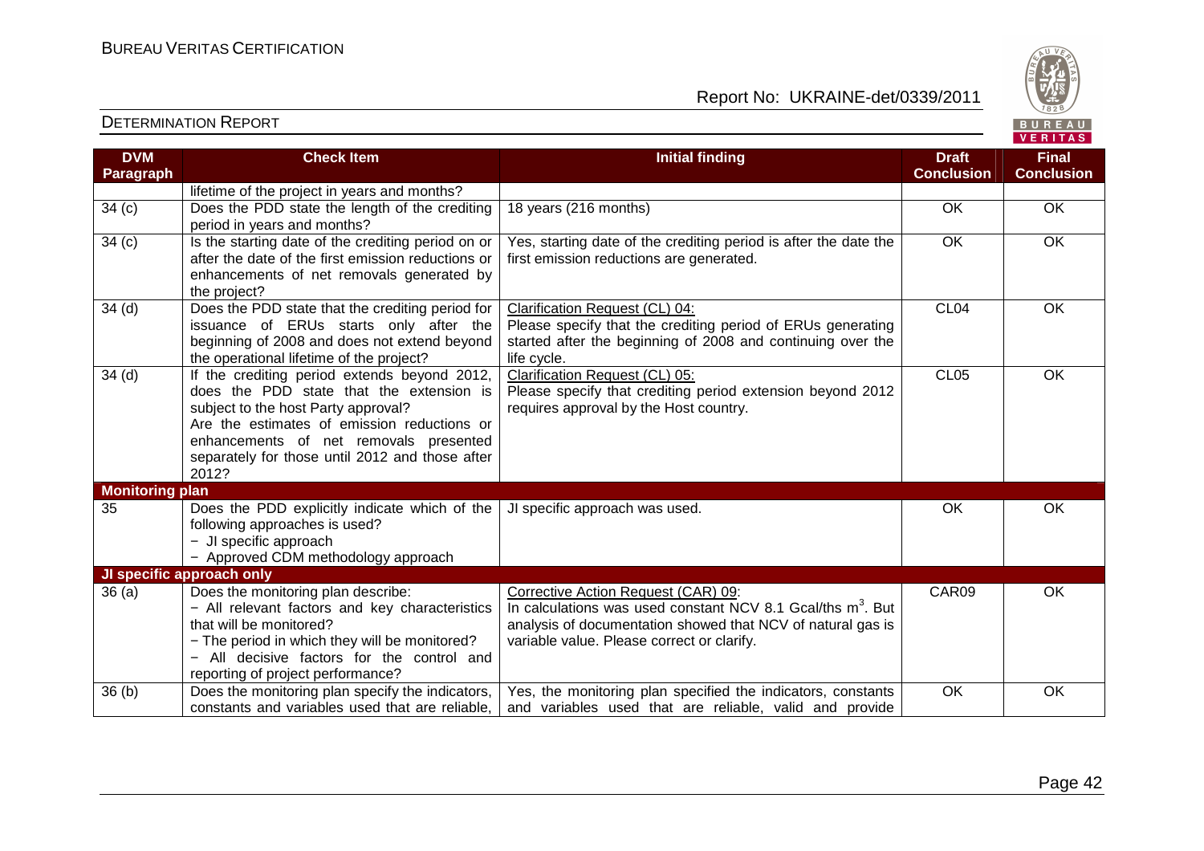| DVM Paragraph | Check Item | Initial finding | Draft Conclusion | Final Conclusion |
|---|---|---|---|---|
| | lifetime of the project in years and months? | | | |
| 34 (c) | Does the PDD state the length of the crediting period in years and months? | 18 years (216 months) | OK | OK |
| 34 (c) | Is the starting date of the crediting period on or after the date of the first emission reductions or enhancements of net removals generated by the project? | Yes, starting date of the crediting period is after the date the first emission reductions are generated. | OK | OK |
| 34 (d) | Does the PDD state that the crediting period for issuance of ERUs starts only after the beginning of 2008 and does not extend beyond the operational lifetime of the project? | Clarification Request (CL) 04: Please specify that the crediting period of ERUs generating started after the beginning of 2008 and continuing over the life cycle. | CL04 | OK |
| 34 (d) | If the crediting period extends beyond 2012, does the PDD state that the extension is subject to the host Party approval? Are the estimates of emission reductions or enhancements of net removals presented separately for those until 2012 and those after 2012? | Clarification Request (CL) 05: Please specify that crediting period extension beyond 2012 requires approval by the Host country. | CL05 | OK |
| **Monitoring plan** | | | | |
| 35 | Does the PDD explicitly indicate which of the following approaches is used? − JI specific approach − Approved CDM methodology approach | JI specific approach was used. | OK | OK |
| **JI specific approach only** | | | | |
| 36 (a) | Does the monitoring plan describe: − All relevant factors and key characteristics that will be monitored? − The period in which they will be monitored? − All decisive factors for the control and reporting of project performance? | Corrective Action Request (CAR) 09: In calculations was used constant NCV 8.1 Gcal/ths $m^3$. But analysis of documentation showed that NCV of natural gas is variable value. Please correct or clarify. | CAR09 | OK |
| 36 (b) | Does the monitoring plan specify the indicators, constants and variables used that are reliable, | Yes, the monitoring plan specified the indicators, constants and variables used that are reliable, valid and provide | OK | OK |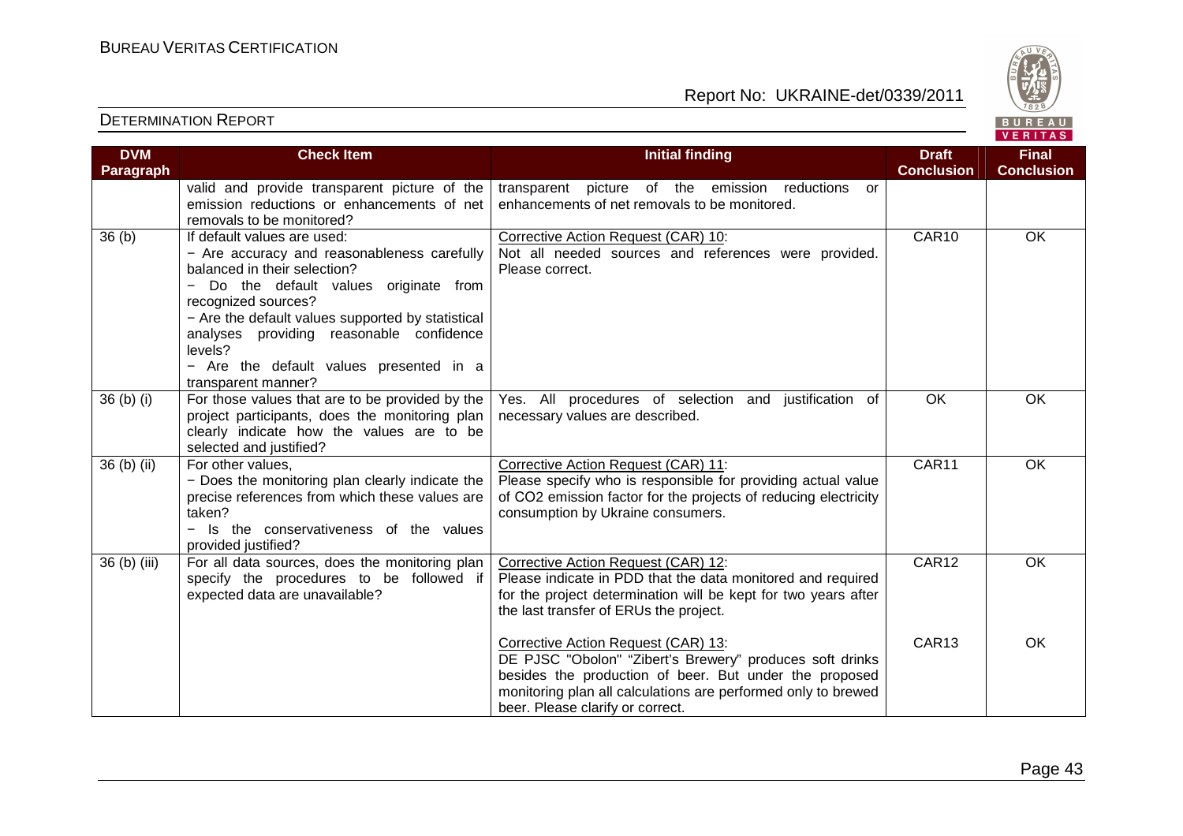| DVM Paragraph | Check Item | Initial finding | Draft Conclusion | Final Conclusion |
|---|---|---|---|---|
| | valid and provide transparent picture of the emission reductions or enhancements of net removals to be monitored? | transparent picture of the emission reductions or enhancements of net removals to be monitored. | | |
| 36 (b) | If default values are used:<br>− Are accuracy and reasonableness carefully balanced in their selection?<br>− Do the default values originate from recognized sources?<br>− Are the default values supported by statistical analyses providing reasonable confidence levels?<br>− Are the default values presented in a transparent manner? | Corrective Action Request (CAR) 10:<br>Not all needed sources and references were provided. Please correct. | CAR10 | OK |
| 36 (b) (i) | For those values that are to be provided by the project participants, does the monitoring plan clearly indicate how the values are to be selected and justified? | Yes. All procedures of selection and justification of necessary values are described. | OK | OK |
| 36 (b) (ii) | For other values,<br>− Does the monitoring plan clearly indicate the precise references from which these values are taken?<br>− Is the conservativeness of the values provided justified? | Corrective Action Request (CAR) 11:<br>Please specify who is responsible for providing actual value of $CO_2$ emission factor for the projects of reducing electricity consumption by Ukraine consumers. | CAR11 | OK |
| 36 (b) (iii) | For all data sources, does the monitoring plan specify the procedures to be followed if expected data are unavailable? | Corrective Action Request (CAR) 12:<br>Please indicate in PDD that the data monitored and required for the project determination will be kept for two years after the last transfer of ERUs the project. | CAR12 | OK |
| | | Corrective Action Request (CAR) 13:<br>DE PJSC "Obolon" "Zibert's Brewery" produces soft drinks besides the production of beer. But under the proposed monitoring plan all calculations are performed only to brewed beer. Please clarify or correct. | CAR13 | OK |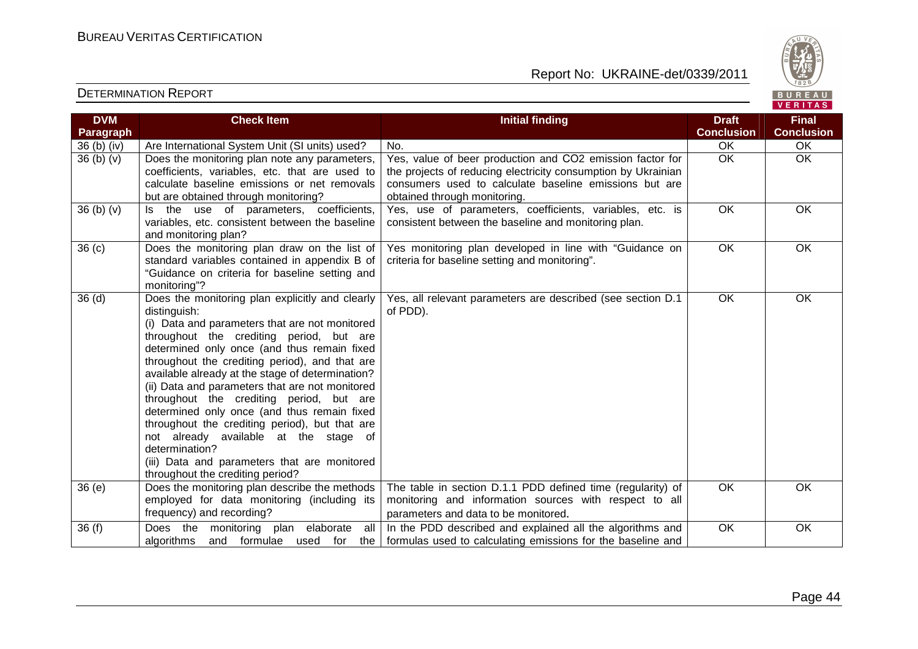| DVM Paragraph | Check Item | Initial finding | Draft Conclusion | Final Conclusion |
|---|---|---|---|---|
| 36 (b) (iv) | Are International System Unit (SI units) used? | No. | OK | OK |
| 36 (b) (v) | Does the monitoring plan note any parameters, coefficients, variables, etc. that are used to calculate baseline emissions or net removals but are obtained through monitoring? | Yes, value of beer production and CO2 emission factor for the projects of reducing electricity consumption by Ukrainian consumers used to calculate baseline emissions but are obtained through monitoring. | OK | OK |
| 36 (b) (v) | Is the use of parameters, coefficients, variables, etc. consistent between the baseline and monitoring plan? | Yes, use of parameters, coefficients, variables, etc. is consistent between the baseline and monitoring plan. | OK | OK |
| 36 (c) | Does the monitoring plan draw on the list of standard variables contained in appendix B of "Guidance on criteria for baseline setting and monitoring"? | Yes monitoring plan developed in line with "Guidance on criteria for baseline setting and monitoring". | OK | OK |
| 36 (d) | Does the monitoring plan explicitly and clearly distinguish:<br>(i) Data and parameters that are not monitored throughout the crediting period, but are determined only once (and thus remain fixed throughout the crediting period), and that are available already at the stage of determination?<br>(ii) Data and parameters that are not monitored throughout the crediting period, but are determined only once (and thus remain fixed throughout the crediting period), but that are not already available at the stage of determination?<br>(iii) Data and parameters that are monitored throughout the crediting period? | Yes, all relevant parameters are described (see section D.1 of PDD). | OK | OK |
| 36 (e) | Does the monitoring plan describe the methods employed for data monitoring (including its frequency) and recording? | The table in section D.1.1 PDD defined time (regularity) of monitoring and information sources with respect to all parameters and data to be monitored. | OK | OK |
| 36 (f) | Does the monitoring plan elaborate all algorithms and formulae used for the | In the PDD described and explained all the algorithms and formulas used to calculating emissions for the baseline and | OK | OK |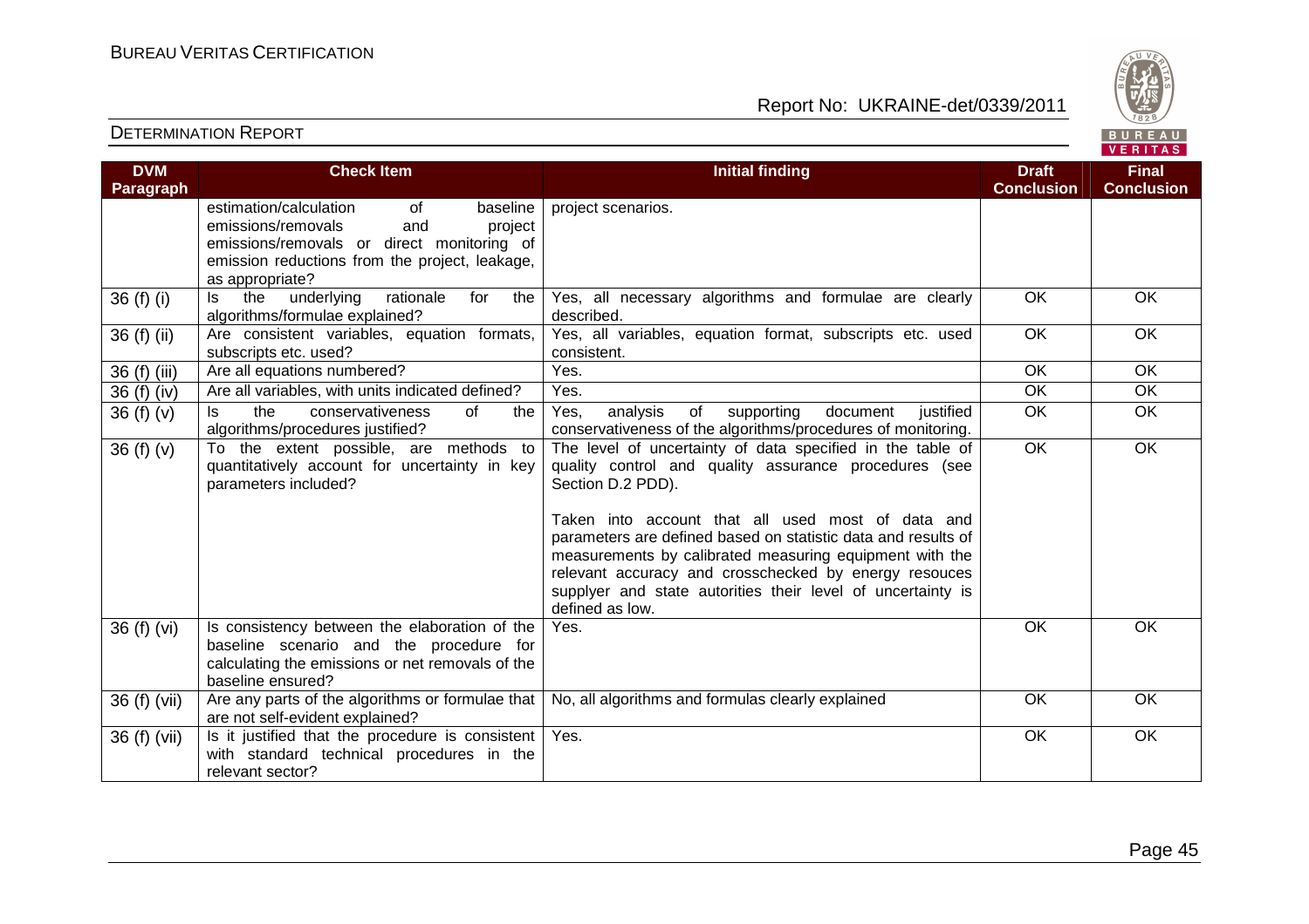| DVM Paragraph | Check Item | Initial finding | Draft Conclusion | Final Conclusion |
|---|---|---|---|---|
| | estimation/calculation of baseline emissions/removals and project emissions/removals or direct monitoring of emission reductions from the project, leakage, as appropriate? | project scenarios. | | |
| 36 (f) (i) | Is the underlying rationale for the algorithms/formulae explained? | Yes, all necessary algorithms and formulae are clearly described. | OK | OK |
| 36 (f) (ii) | Are consistent variables, equation formats, subscripts etc. used? | Yes, all variables, equation format, subscripts etc. used consistent. | OK | OK |
| 36 (f) (iii) | Are all equations numbered? | Yes. | OK | OK |
| 36 (f) (iv) | Are all variables, with units indicated defined? | Yes. | OK | OK |
| 36 (f) (v) | Is the conservativeness of the algorithms/procedures justified? | Yes, analysis of supporting document justified conservativeness of the algorithms/procedures of monitoring. | OK | OK |
| 36 (f) (v) | To the extent possible, are methods to quantitatively account for uncertainty in key parameters included? | The level of uncertainty of data specified in the table of quality control and quality assurance procedures (see Section D.2 PDD).<br><br>Taken into account that all used most of data and parameters are defined based on statistic data and results of measurements by calibrated measuring equipment with the relevant accuracy and crosschecked by energy resouces supplyer and state autorities their level of uncertainty is defined as low. | OK | OK |
| 36 (f) (vi) | Is consistency between the elaboration of the baseline scenario and the procedure for calculating the emissions or net removals of the baseline ensured? | Yes. | OK | OK |
| 36 (f) (vii) | Are any parts of the algorithms or formulae that are not self-evident explained? | No, all algorithms and formulas clearly explained | OK | OK |
| 36 (f) (vii) | Is it justified that the procedure is consistent with standard technical procedures in the relevant sector? | Yes. | OK | OK |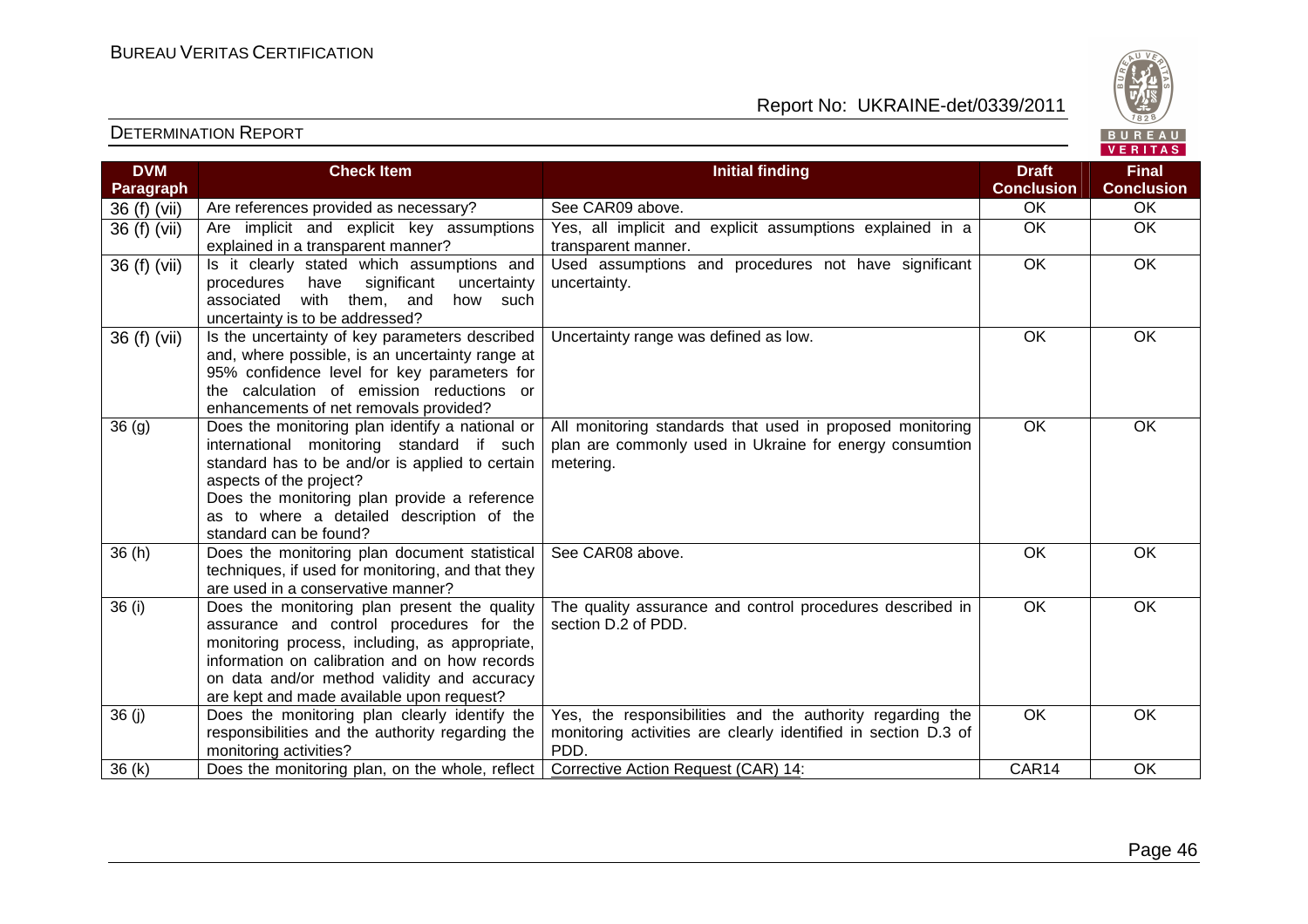| DVM Paragraph | Check Item | Initial finding | Draft Conclusion | Final Conclusion |
|---|---|---|---|---|
| 36 (f) (vii) | Are references provided as necessary? | See CAR09 above. | OK | OK |
| 36 (f) (vii) | Are implicit and explicit key assumptions explained in a transparent manner? | Yes, all implicit and explicit assumptions explained in a transparent manner. | OK | OK |
| 36 (f) (vii) | Is it clearly stated which assumptions and procedures have significant uncertainty associated with them, and how such uncertainty is to be addressed? | Used assumptions and procedures not have significant uncertainty. | OK | OK |
| 36 (f) (vii) | Is the uncertainty of key parameters described and, where possible, is an uncertainty range at 95% confidence level for key parameters for the calculation of emission reductions or enhancements of net removals provided? | Uncertainty range was defined as low. | OK | OK |
| 36 (g) | Does the monitoring plan identify a national or international monitoring standard if such standard has to be and/or is applied to certain aspects of the project?<br>Does the monitoring plan provide a reference as to where a detailed description of the standard can be found? | All monitoring standards that used in proposed monitoring plan are commonly used in Ukraine for energy consumtion metering. | OK | OK |
| 36 (h) | Does the monitoring plan document statistical techniques, if used for monitoring, and that they are used in a conservative manner? | See CAR08 above. | OK | OK |
| 36 (i) | Does the monitoring plan present the quality assurance and control procedures for the monitoring process, including, as appropriate, information on calibration and on how records on data and/or method validity and accuracy are kept and made available upon request? | The quality assurance and control procedures described in section D.2 of PDD. | OK | OK |
| 36 (j) | Does the monitoring plan clearly identify the responsibilities and the authority regarding the monitoring activities? | Yes, the responsibilities and the authority regarding the monitoring activities are clearly identified in section D.3 of PDD. | OK | OK |
| 36 (k) | Does the monitoring plan, on the whole, reflect | Corrective Action Request (CAR) 14: | CAR14 | OK |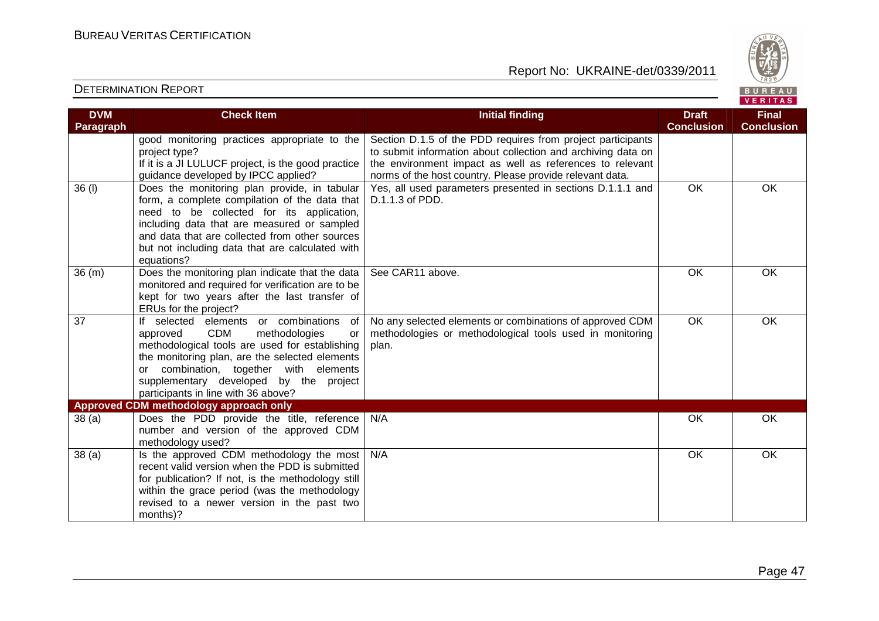| DVM Paragraph | Check Item | Initial finding | Draft Conclusion | Final Conclusion |
|---|---|---|---|---|
| | good monitoring practices appropriate to the project type? If it is a JI LULUCF project, is the good practice guidance developed by IPCC applied? | Section D.1.5 of the PDD requires from project participants to submit information about collection and archiving data on the environment impact as well as references to relevant norms of the host country. Please provide relevant data. | | |
| 36 (l) | Does the monitoring plan provide, in tabular form, a complete compilation of the data that need to be collected for its application, including data that are measured or sampled and data that are collected from other sources but not including data that are calculated with equations? | Yes, all used parameters presented in sections D.1.1.1 and D.1.1.3 of PDD. | OK | OK |
| 36 (m) | Does the monitoring plan indicate that the data monitored and required for verification are to be kept for two years after the last transfer of ERUs for the project? | See CAR11 above. | OK | OK |
| 37 | If selected elements or combinations of approved CDM methodologies or methodological tools are used for establishing the monitoring plan, are the selected elements or combination, together with elements supplementary developed by the project participants in line with 36 above? | No any selected elements or combinations of approved CDM methodologies or methodological tools used in monitoring plan. | OK | OK |
| **Approved CDM methodology approach only** | | | | |
| 38 (a) | Does the PDD provide the title, reference number and version of the approved CDM methodology used? | N/A | OK | OK |
| 38 (a) | Is the approved CDM methodology the most recent valid version when the PDD is submitted for publication? If not, is the methodology still within the grace period (was the methodology revised to a newer version in the past two months)? | N/A | OK | OK |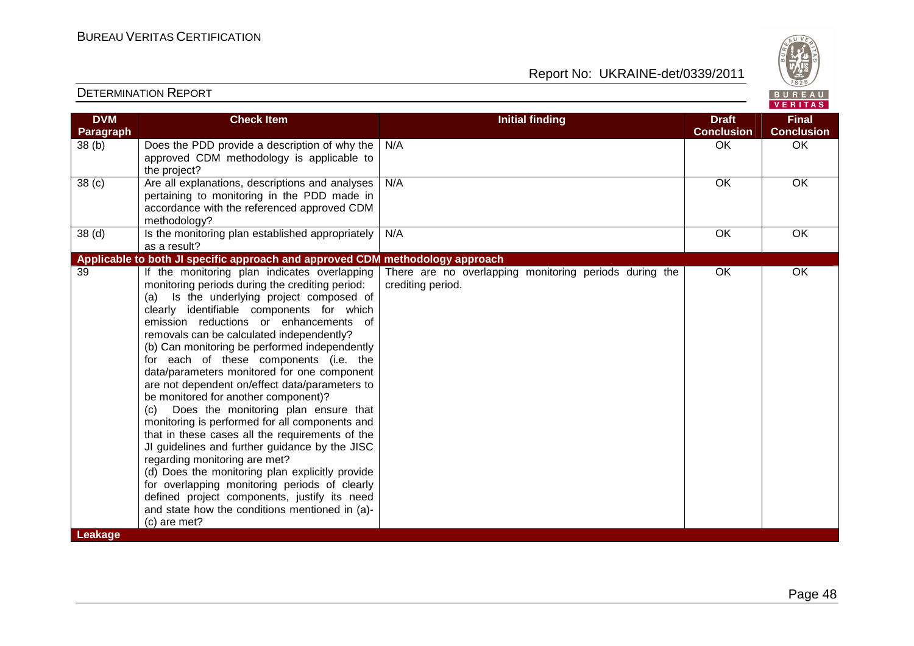| DVM Paragraph | Check Item | Initial finding | Draft Conclusion | Final Conclusion |
|---|---|---|---|---|
| 38 (b) | Does the PDD provide a description of why the approved CDM methodology is applicable to the project? | N/A | OK | OK |
| 38 (c) | Are all explanations, descriptions and analyses pertaining to monitoring in the PDD made in accordance with the referenced approved CDM methodology? | N/A | OK | OK |
| 38 (d) | Is the monitoring plan established appropriately as a result? | N/A | OK | OK |
| **Applicable to both JI specific approach and approved CDM methodology approach** | | | | |
| 39 | If the monitoring plan indicates overlapping monitoring periods during the crediting period:<br>(a) Is the underlying project composed of clearly identifiable components for which emission reductions or enhancements of removals can be calculated independently?<br>(b) Can monitoring be performed independently for each of these components (i.e. the data/parameters monitored for one component are not dependent on/effect data/parameters to be monitored for another component)?<br>(c) Does the monitoring plan ensure that monitoring is performed for all components and that in these cases all the requirements of the JI guidelines and further guidance by the JISC regarding monitoring are met?<br>(d) Does the monitoring plan explicitly provide for overlapping monitoring periods of clearly defined project components, justify its need and state how the conditions mentioned in (a)-(c) are met? | There are no overlapping monitoring periods during the crediting period. | OK | OK |
| **Leakage** | | | | |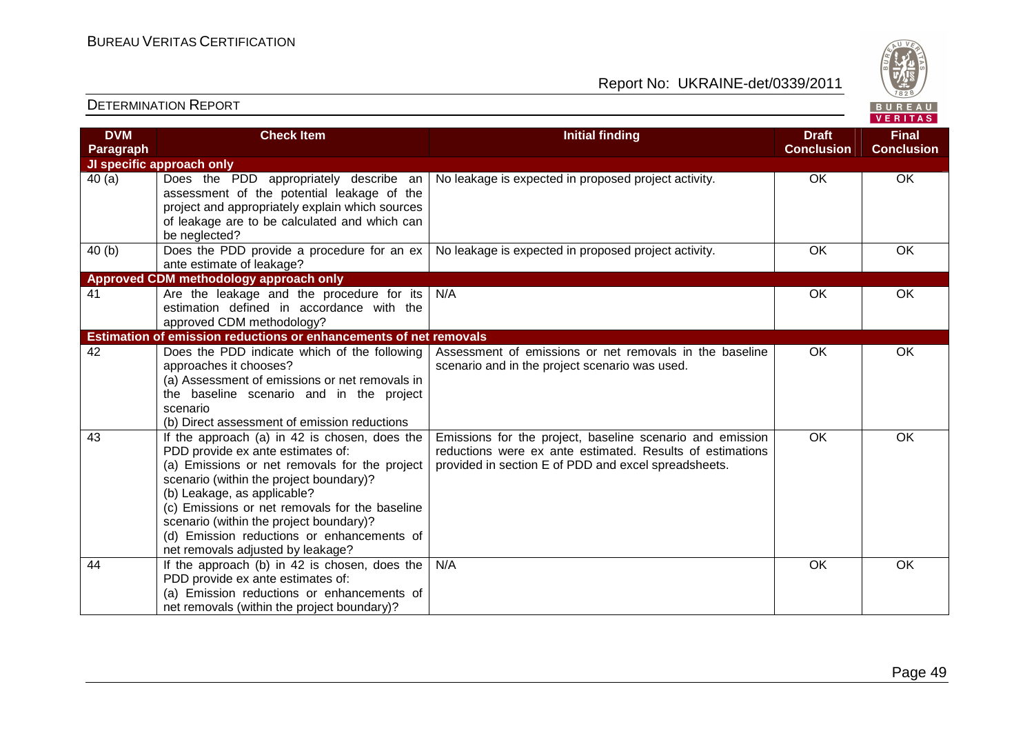| DVM Paragraph | Check Item | Initial finding | Draft Conclusion | Final Conclusion |
|---|---|---|---|---|
| **JI specific approach only** | | | | |
| 40 (a) | Does the PDD appropriately describe an assessment of the potential leakage of the project and appropriately explain which sources of leakage are to be calculated and which can be neglected? | No leakage is expected in proposed project activity. | OK | OK |
| 40 (b) | Does the PDD provide a procedure for an ex ante estimate of leakage? | No leakage is expected in proposed project activity. | OK | OK |
| **Approved CDM methodology approach only** | | | | |
| 41 | Are the leakage and the procedure for its estimation defined in accordance with the approved CDM methodology? | N/A | OK | OK |
| **Estimation of emission reductions or enhancements of net removals** | | | | |
| 42 | Does the PDD indicate which of the following approaches it chooses?<br>(a) Assessment of emissions or net removals in the baseline scenario and in the project scenario<br>(b) Direct assessment of emission reductions | Assessment of emissions or net removals in the baseline scenario and in the project scenario was used. | OK | OK |
| 43 | If the approach (a) in 42 is chosen, does the PDD provide ex ante estimates of:<br>(a) Emissions or net removals for the project scenario (within the project boundary)?<br>(b) Leakage, as applicable?<br>(c) Emissions or net removals for the baseline scenario (within the project boundary)?<br>(d) Emission reductions or enhancements of net removals adjusted by leakage? | Emissions for the project, baseline scenario and emission reductions were ex ante estimated. Results of estimations provided in section E of PDD and excel spreadsheets. | OK | OK |
| 44 | If the approach (b) in 42 is chosen, does the PDD provide ex ante estimates of:<br>(a) Emission reductions or enhancements of net removals (within the project boundary)? | N/A | OK | OK |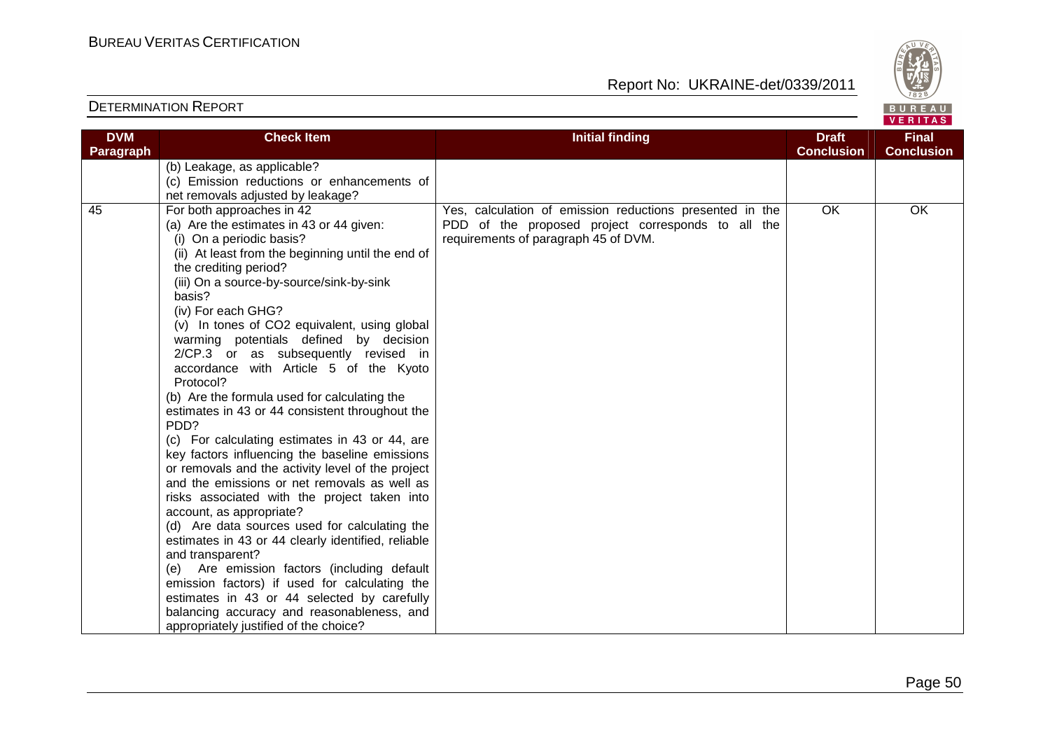| DVM Paragraph | Check Item | Initial finding | Draft Conclusion | Final Conclusion |
|---|---|---|---|---|
| | (b) Leakage, as applicable?<br>(c) Emission reductions or enhancements of net removals adjusted by leakage? | | | |
| 45 | For both approaches in 42<br>(a) Are the estimates in 43 or 44 given:<br>(i) On a periodic basis?<br>(ii) At least from the beginning until the end of the crediting period?<br>(iii) On a source-by-source/sink-by-sink basis?<br>(iv) For each GHG?<br>(v) In tones of CO2 equivalent, using global warming potentials defined by decision 2/CP.3 or as subsequently revised in accordance with Article 5 of the Kyoto Protocol?<br>(b) Are the formula used for calculating the estimates in 43 or 44 consistent throughout the PDD?<br>(c) For calculating estimates in 43 or 44, are key factors influencing the baseline emissions or removals and the activity level of the project and the emissions or net removals as well as risks associated with the project taken into account, as appropriate?<br>(d) Are data sources used for calculating the estimates in 43 or 44 clearly identified, reliable and transparent?<br>(e) Are emission factors (including default emission factors) if used for calculating the estimates in 43 or 44 selected by carefully balancing accuracy and reasonableness, and appropriately justified of the choice? | Yes, calculation of emission reductions presented in the PDD of the proposed project corresponds to all the requirements of paragraph 45 of DVM. | OK | OK |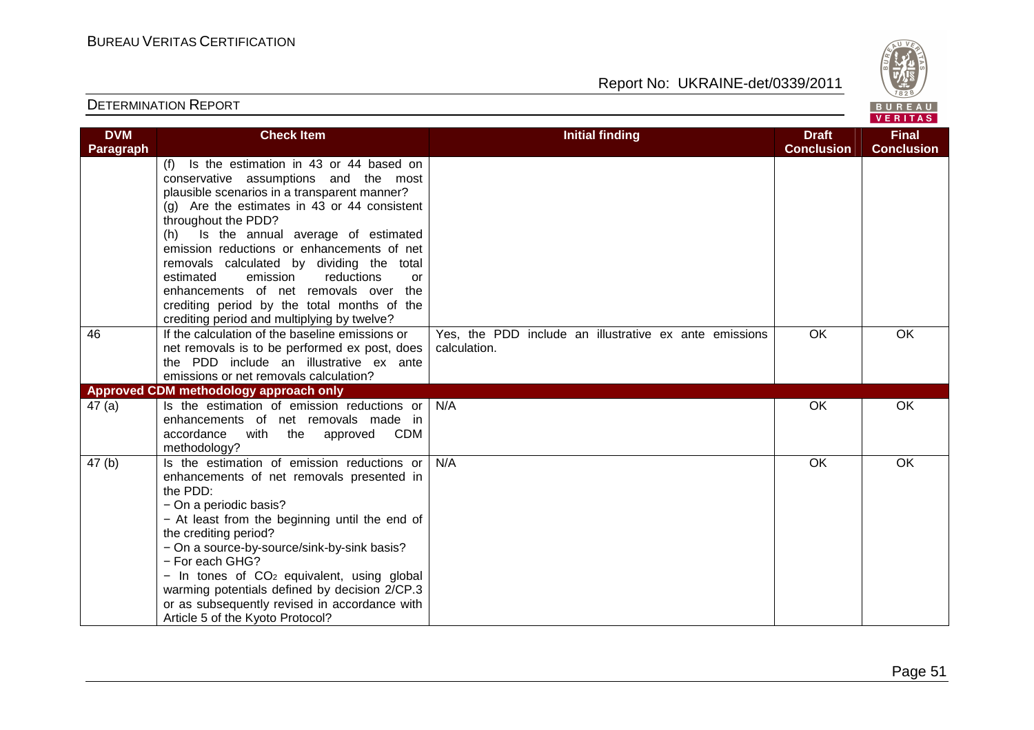| DVM Paragraph | Check Item | Initial finding | Draft Conclusion | Final Conclusion |
|---|---|---|---|---|
| | (f) Is the estimation in 43 or 44 based on conservative assumptions and the most plausible scenarios in a transparent manner?<br>(g) Are the estimates in 43 or 44 consistent throughout the PDD?<br>(h) Is the annual average of estimated emission reductions or enhancements of net removals calculated by dividing the total estimated emission reductions or enhancements of net removals over the crediting period by the total months of the crediting period and multiplying by twelve? | | | |
| 46 | If the calculation of the baseline emissions or net removals is to be performed ex post, does the PDD include an illustrative ex ante emissions or net removals calculation? | Yes, the PDD include an illustrative ex ante emissions calculation. | OK | OK |
| **Approved CDM methodology approach only** | | | | |
| 47 (a) | Is the estimation of emission reductions or enhancements of net removals made in accordance with the approved CDM methodology? | N/A | OK | OK |
| 47 (b) | Is the estimation of emission reductions or enhancements of net removals presented in the PDD:<br>− On a periodic basis?<br>− At least from the beginning until the end of the crediting period?<br>− On a source-by-source/sink-by-sink basis?<br>− For each GHG?<br>− In tones of $CO_2$ equivalent, using global warming potentials defined by decision 2/CP.3 or as subsequently revised in accordance with Article 5 of the Kyoto Protocol? | N/A | OK | OK |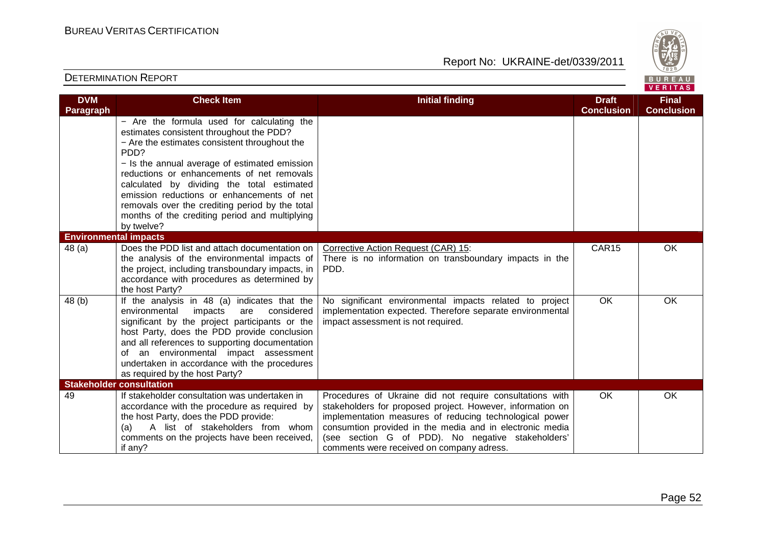| DVM Paragraph | Check Item | Initial finding | Draft Conclusion | Final Conclusion |
|---|---|---|---|---|
| | − Are the formula used for calculating the estimates consistent throughout the PDD?<br>− Are the estimates consistent throughout the PDD?<br>− Is the annual average of estimated emission reductions or enhancements of net removals calculated by dividing the total estimated emission reductions or enhancements of net removals over the crediting period by the total months of the crediting period and multiplying by twelve? | | | |
| **Environmental impacts** | | | | |
| 48 (a) | Does the PDD list and attach documentation on the analysis of the environmental impacts of the project, including transboundary impacts, in accordance with procedures as determined by the host Party? | Corrective Action Request (CAR) 15:<br>There is no information on transboundary impacts in the PDD. | CAR15 | OK |
| 48 (b) | If the analysis in 48 (a) indicates that the environmental impacts are considered significant by the project participants or the host Party, does the PDD provide conclusion and all references to supporting documentation of an environmental impact assessment undertaken in accordance with the procedures as required by the host Party? | No significant environmental impacts related to project implementation expected. Therefore separate environmental impact assessment is not required. | OK | OK |
| **Stakeholder consultation** | | | | |
| 49 | If stakeholder consultation was undertaken in accordance with the procedure as required by the host Party, does the PDD provide:<br>(a) A list of stakeholders from whom comments on the projects have been received, if any? | Procedures of Ukraine did not require consultations with stakeholders for proposed project. However, information on implementation measures of reducing technological power consumtion provided in the media and in electronic media (see section G of PDD). No negative stakeholders' comments were received on company adress. | OK | OK |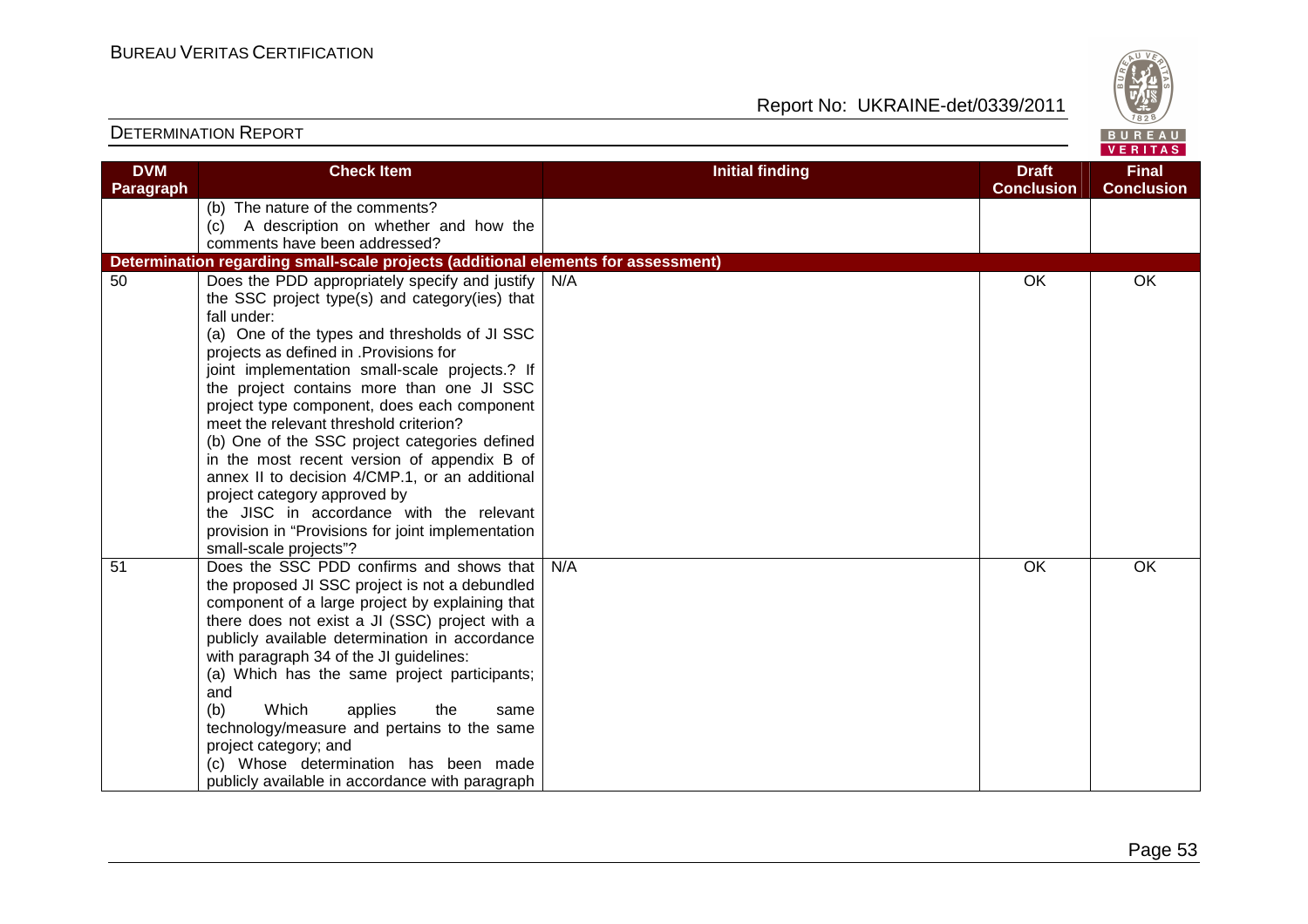| DVM Paragraph | Check Item | Initial finding | Draft Conclusion | Final Conclusion |
|---|---|---|---|---|
| | (b) The nature of the comments?<br>(c) A description on whether and how the comments have been addressed? | | | |
| **Determination regarding small-scale projects (additional elements for assessment)** | | | | |
| 50 | Does the PDD appropriately specify and justify the SSC project type(s) and category(ies) that fall under:<br>(a) One of the types and thresholds of JI SSC projects as defined in .Provisions for joint implementation small-scale projects.? If the project contains more than one JI SSC project type component, does each component meet the relevant threshold criterion?<br>(b) One of the SSC project categories defined in the most recent version of appendix B of annex II to decision 4/CMP.1, or an additional project category approved by the JISC in accordance with the relevant provision in "Provisions for joint implementation small-scale projects"? | N/A | OK | OK |
| 51 | Does the SSC PDD confirms and shows that the proposed JI SSC project is not a debundled component of a large project by explaining that there does not exist a JI (SSC) project with a publicly available determination in accordance with paragraph 34 of the JI guidelines:<br>(a) Which has the same project participants; and<br>(b) Which applies the same technology/measure and pertains to the same project category; and<br>(c) Whose determination has been made publicly available in accordance with paragraph | N/A | OK | OK |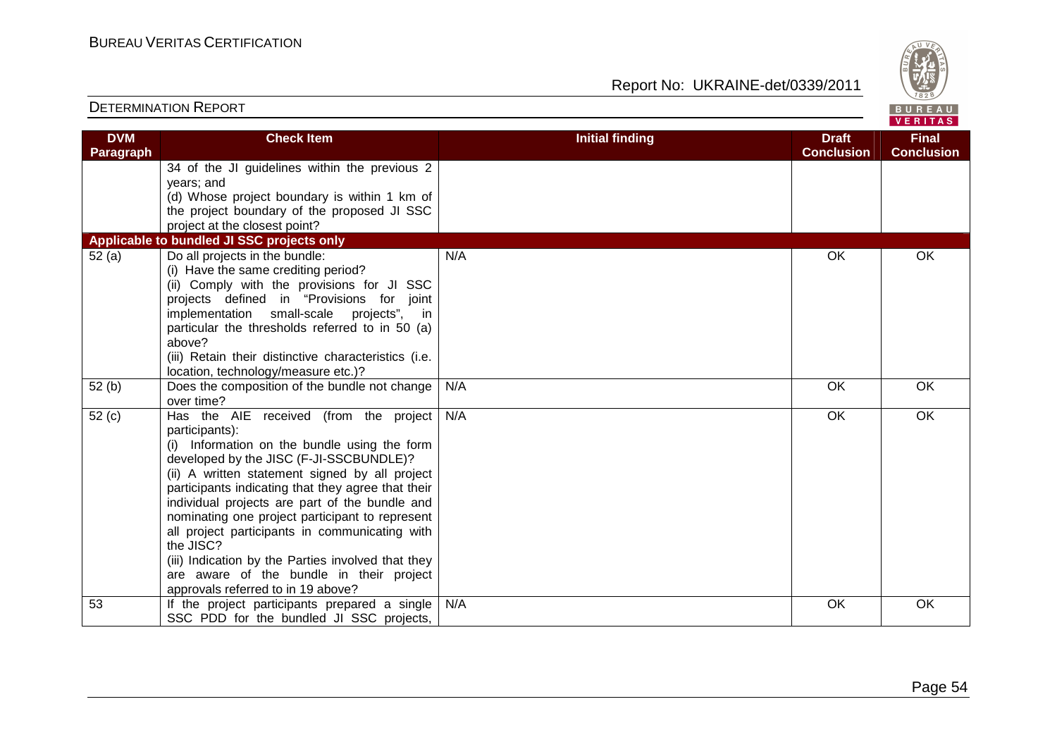| DVM Paragraph | Check Item | Initial finding | Draft Conclusion | Final Conclusion |
|---|---|---|---|---|
| | 34 of the JI guidelines within the previous 2 years; and (d) Whose project boundary is within 1 km of the project boundary of the proposed JI SSC project at the closest point? | | | |
| **Applicable to bundled JI SSC projects only** | | | | |
| 52 (a) | Do all projects in the bundle: (i) Have the same crediting period? (ii) Comply with the provisions for JI SSC projects defined in "Provisions for joint implementation small-scale projects", in particular the thresholds referred to in 50 (a) above? (iii) Retain their distinctive characteristics (i.e. location, technology/measure etc.)? | N/A | OK | OK |
| 52 (b) | Does the composition of the bundle not change over time? | N/A | OK | OK |
| 52 (c) | Has the AIE received (from the project participants): (i) Information on the bundle using the form developed by the JISC (F-JI-SSCBUNDLE)? (ii) A written statement signed by all project participants indicating that they agree that their individual projects are part of the bundle and nominating one project participant to represent all project participants in communicating with the JISC? (iii) Indication by the Parties involved that they are aware of the bundle in their project approvals referred to in 19 above? | N/A | OK | OK |
| 53 | If the project participants prepared a single SSC PDD for the bundled JI SSC projects, | N/A | OK | OK |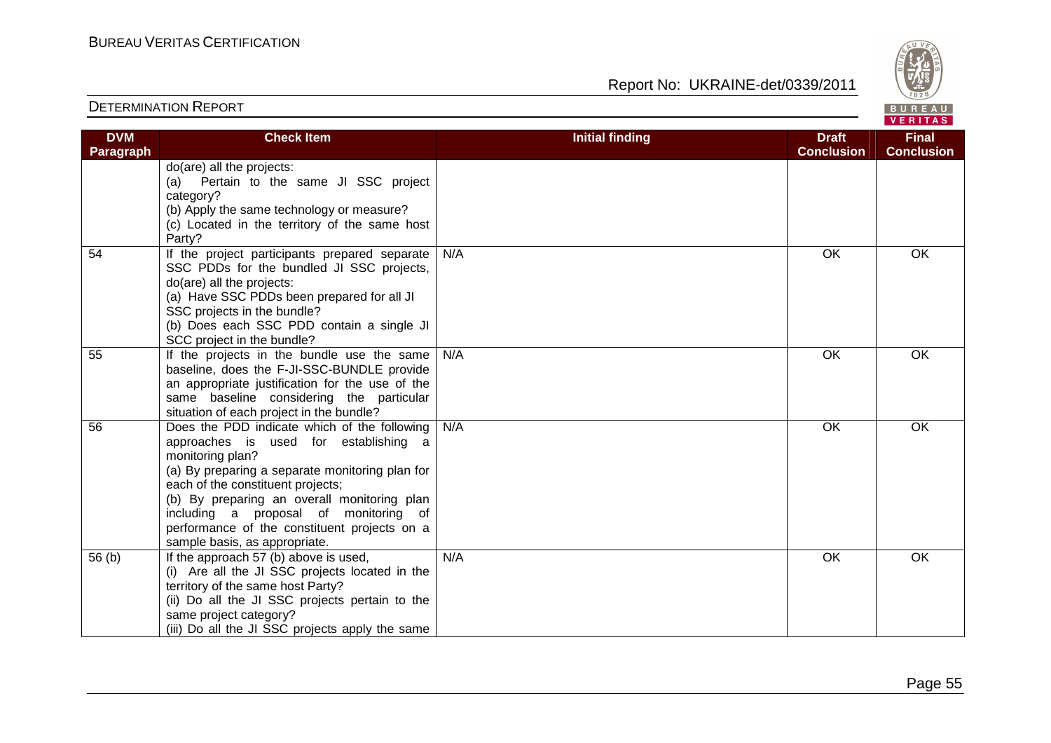| DVM Paragraph | Check Item | Initial finding | Draft Conclusion | Final Conclusion |
|---|---|---|---|---|
| | do(are) all the projects:<br>(a) Pertain to the same JI SSC project category?<br>(b) Apply the same technology or measure?<br>(c) Located in the territory of the same host Party? | | | |
| 54 | If the project participants prepared separate SSC PDDs for the bundled JI SSC projects, do(are) all the projects:<br>(a) Have SSC PDDs been prepared for all JI SSC projects in the bundle?<br>(b) Does each SSC PDD contain a single JI SCC project in the bundle? | N/A | OK | OK |
| 55 | If the projects in the bundle use the same baseline, does the F-JI-SSC-BUNDLE provide an appropriate justification for the use of the same baseline considering the particular situation of each project in the bundle? | N/A | OK | OK |
| 56 | Does the PDD indicate which of the following approaches is used for establishing a monitoring plan?<br>(a) By preparing a separate monitoring plan for each of the constituent projects;<br>(b) By preparing an overall monitoring plan including a proposal of monitoring of performance of the constituent projects on a sample basis, as appropriate. | N/A | OK | OK |
| 56 (b) | If the approach 57 (b) above is used,<br>(i) Are all the JI SSC projects located in the territory of the same host Party?<br>(ii) Do all the JI SSC projects pertain to the same project category?<br>(iii) Do all the JI SSC projects apply the same | N/A | OK | OK |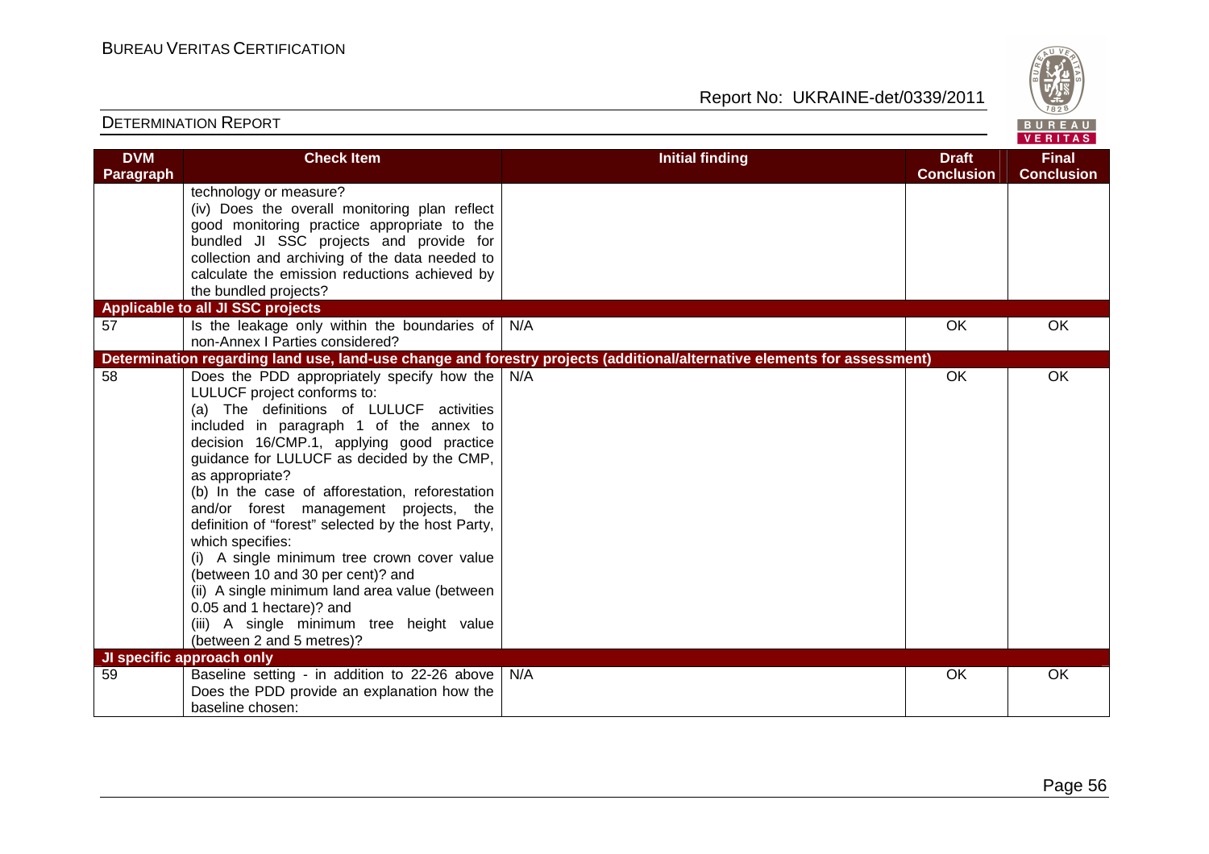| DVM Paragraph | Check Item | Initial finding | Draft Conclusion | Final Conclusion |
|---|---|---|---|---|
| | technology or measure?<br>(iv) Does the overall monitoring plan reflect good monitoring practice appropriate to the bundled JI SSC projects and provide for collection and archiving of the data needed to calculate the emission reductions achieved by the bundled projects? | | | |
| **Applicable to all JI SSC projects** | | | | |
| 57 | Is the leakage only within the boundaries of non-Annex I Parties considered? | N/A | OK | OK |
| **Determination regarding land use, land-use change and forestry projects (additional/alternative elements for assessment)** | | | | |
| 58 | Does the PDD appropriately specify how the LULUCF project conforms to:<br>(a) The definitions of LULUCF activities included in paragraph 1 of the annex to decision 16/CMP.1, applying good practice guidance for LULUCF as decided by the CMP, as appropriate?<br>(b) In the case of afforestation, reforestation and/or forest management projects, the definition of "forest" selected by the host Party, which specifies:<br>(i) A single minimum tree crown cover value (between 10 and 30 per cent)? and<br>(ii) A single minimum land area value (between 0.05 and 1 hectare)? and<br>(iii) A single minimum tree height value (between 2 and 5 metres)? | N/A | OK | OK |
| **JI specific approach only** | | | | |
| 59 | Baseline setting - in addition to 22-26 above Does the PDD provide an explanation how the baseline chosen: | N/A | OK | OK |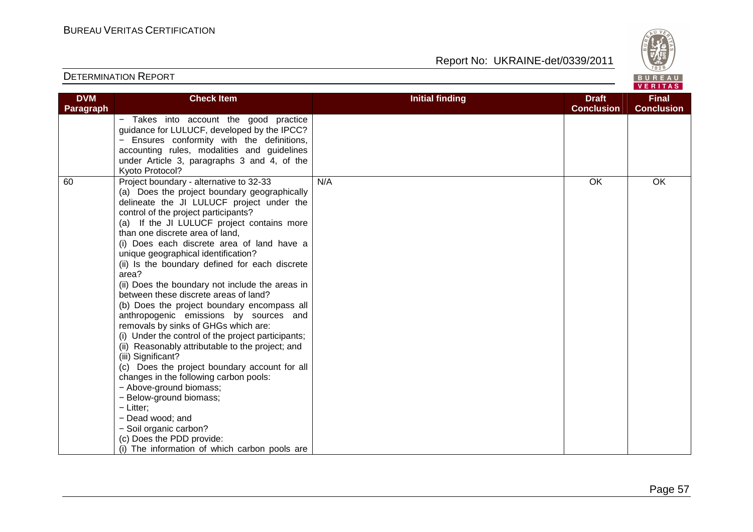| DVM Paragraph | Check Item | Initial finding | Draft Conclusion | Final Conclusion |
|---|---|---|---|---|
| | − Takes into account the good practice guidance for LULUCF, developed by the IPCC?<br>− Ensures conformity with the definitions, accounting rules, modalities and guidelines under Article 3, paragraphs 3 and 4, of the Kyoto Protocol? | | | |
| 60 | Project boundary - alternative to 32-33<br>(a) Does the project boundary geographically delineate the JI LULUCF project under the control of the project participants?<br>(a) If the JI LULUCF project contains more than one discrete area of land,<br>(i) Does each discrete area of land have a unique geographical identification?<br>(ii) Is the boundary defined for each discrete area?<br>(ii) Does the boundary not include the areas in between these discrete areas of land?<br>(b) Does the project boundary encompass all anthropogenic emissions by sources and removals by sinks of GHGs which are:<br>(i) Under the control of the project participants;<br>(ii) Reasonably attributable to the project; and<br>(iii) Significant?<br>(c) Does the project boundary account for all changes in the following carbon pools:<br>− Above-ground biomass;<br>− Below-ground biomass;<br>− Litter;<br>− Dead wood; and<br>− Soil organic carbon?<br>(c) Does the PDD provide:<br>(i) The information of which carbon pools are | N/A | OK | OK |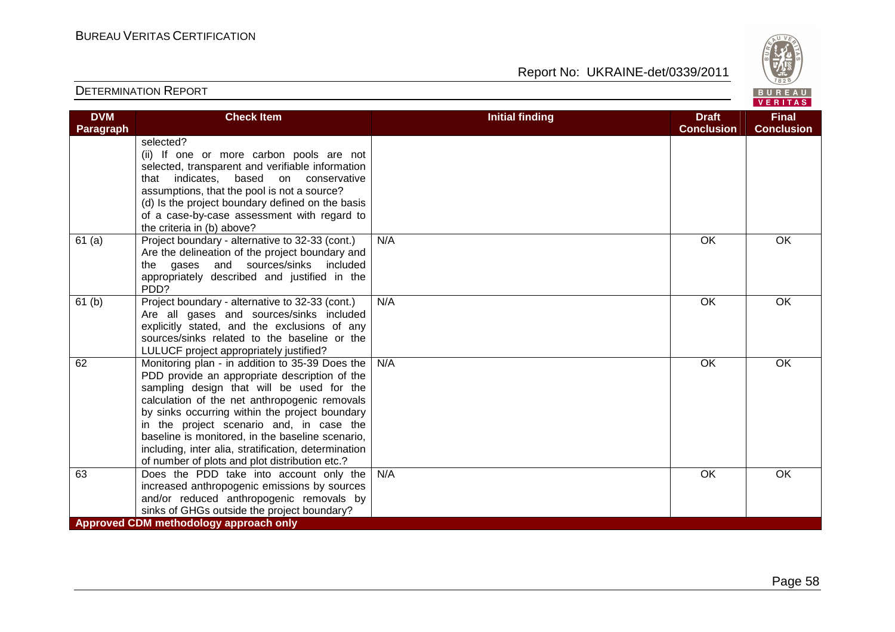## DETERMINATION REPORT

| DVM Paragraph | Check Item | Initial finding | Draft Conclusion | Final Conclusion |
|---|---|---|---|---|
| | selected?<br>(ii) If one or more carbon pools are not selected, transparent and verifiable information that indicates, based on conservative assumptions, that the pool is not a source?<br>(d) Is the project boundary defined on the basis of a case-by-case assessment with regard to the criteria in (b) above? | | | |
| 61 (a) | Project boundary - alternative to 32-33 (cont.) Are the delineation of the project boundary and the gases and sources/sinks included appropriately described and justified in the PDD? | N/A | OK | OK |
| 61 (b) | Project boundary - alternative to 32-33 (cont.) Are all gases and sources/sinks included explicitly stated, and the exclusions of any sources/sinks related to the baseline or the LULUCF project appropriately justified? | N/A | OK | OK |
| 62 | Monitoring plan - in addition to 35-39 Does the PDD provide an appropriate description of the sampling design that will be used for the calculation of the net anthropogenic removals by sinks occurring within the project boundary in the project scenario and, in case the baseline is monitored, in the baseline scenario, including, inter alia, stratification, determination of number of plots and plot distribution etc.? | N/A | OK | OK |
| 63 | Does the PDD take into account only the increased anthropogenic emissions by sources and/or reduced anthropogenic removals by sinks of GHGs outside the project boundary? | N/A | OK | OK |
| **Approved CDM methodology approach only** | | | | |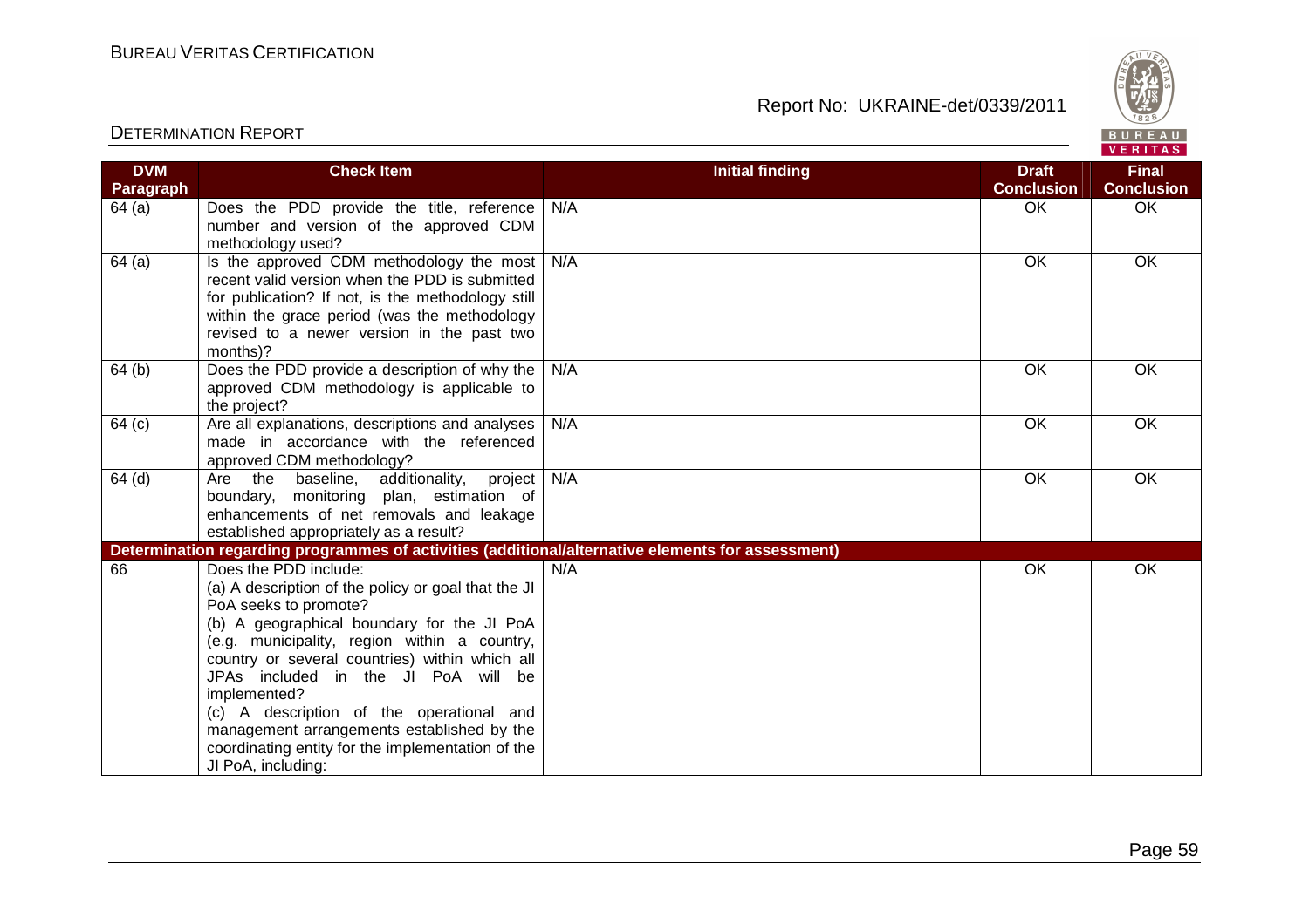| DVM Paragraph | Check Item | Initial finding | Draft Conclusion | Final Conclusion |
|---|---|---|---|---|
| 64 (a) | Does the PDD provide the title, reference number and version of the approved CDM methodology used? | N/A | OK | OK |
| 64 (a) | Is the approved CDM methodology the most recent valid version when the PDD is submitted for publication? If not, is the methodology still within the grace period (was the methodology revised to a newer version in the past two months)? | N/A | OK | OK |
| 64 (b) | Does the PDD provide a description of why the approved CDM methodology is applicable to the project? | N/A | OK | OK |
| 64 (c) | Are all explanations, descriptions and analyses made in accordance with the referenced approved CDM methodology? | N/A | OK | OK |
| 64 (d) | Are the baseline, additionality, project boundary, monitoring plan, estimation of enhancements of net removals and leakage established appropriately as a result? | N/A | OK | OK |
| **Determination regarding programmes of activities (additional/alternative elements for assessment)** | | | | |
| 66 | Does the PDD include:<br>(a) A description of the policy or goal that the JI PoA seeks to promote?<br>(b) A geographical boundary for the JI PoA (e.g. municipality, region within a country, country or several countries) within which all JPAs included in the JI PoA will be implemented?<br>(c) A description of the operational and management arrangements established by the coordinating entity for the implementation of the JI PoA, including: | N/A | OK | OK |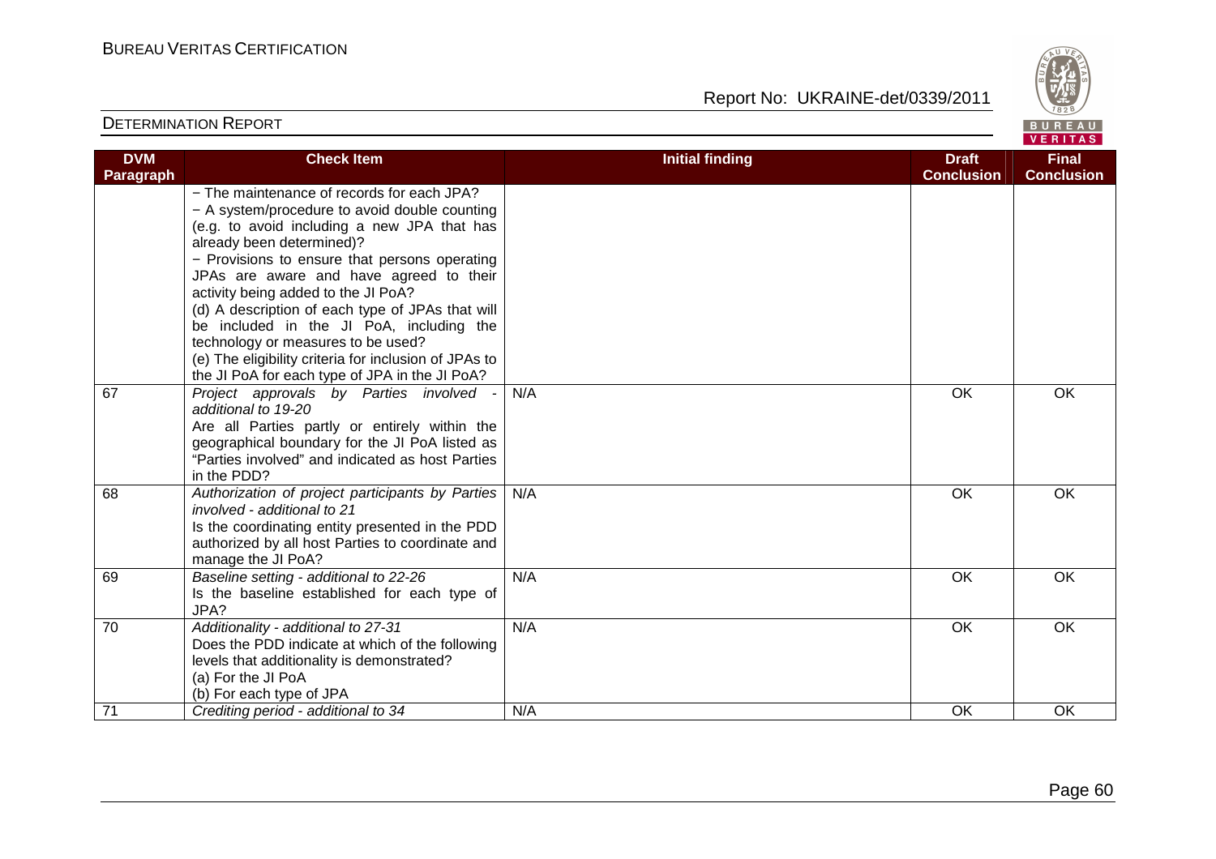| DVM Paragraph | Check Item | Initial finding | Draft Conclusion | Final Conclusion |
|---|---|---|---|---|
| | − The maintenance of records for each JPA?<br>− A system/procedure to avoid double counting (e.g. to avoid including a new JPA that has already been determined)?<br>− Provisions to ensure that persons operating JPAs are aware and have agreed to their activity being added to the JI PoA?<br>(d) A description of each type of JPAs that will be included in the JI PoA, including the technology or measures to be used?<br>(e) The eligibility criteria for inclusion of JPAs to the JI PoA for each type of JPA in the JI PoA? | | | |
| 67 | *Project approvals by Parties involved - additional to 19-20*<br>Are all Parties partly or entirely within the geographical boundary for the JI PoA listed as "Parties involved" and indicated as host Parties in the PDD? | N/A | OK | OK |
| 68 | *Authorization of project participants by Parties involved - additional to 21*<br>Is the coordinating entity presented in the PDD authorized by all host Parties to coordinate and manage the JI PoA? | N/A | OK | OK |
| 69 | *Baseline setting - additional to 22-26*<br>Is the baseline established for each type of JPA? | N/A | OK | OK |
| 70 | *Additionality - additional to 27-31*<br>Does the PDD indicate at which of the following levels that additionality is demonstrated?<br>(a) For the JI PoA<br>(b) For each type of JPA | N/A | OK | OK |
| 71 | *Crediting period - additional to 34* | N/A | OK | OK |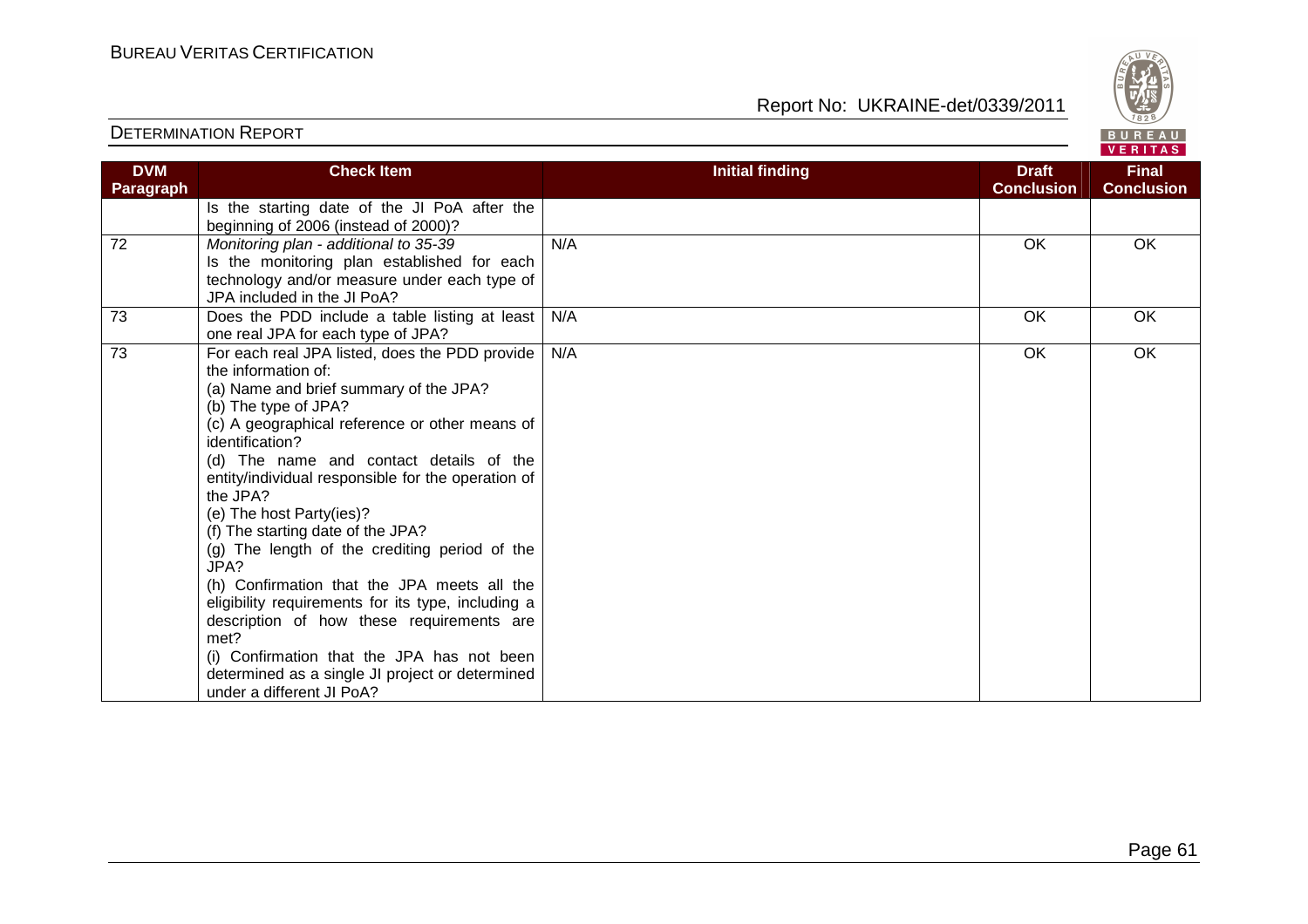| DVM Paragraph | Check Item | Initial finding | Draft Conclusion | Final Conclusion |
|---|---|---|---|---|
| | Is the starting date of the JI PoA after the beginning of 2006 (instead of 2000)? | | | |
| 72 | *Monitoring plan - additional to 35-39*<br>Is the monitoring plan established for each technology and/or measure under each type of JPA included in the JI PoA? | N/A | OK | OK |
| 73 | Does the PDD include a table listing at least one real JPA for each type of JPA? | N/A | OK | OK |
| 73 | For each real JPA listed, does the PDD provide the information of:<br>(a) Name and brief summary of the JPA?<br>(b) The type of JPA?<br>(c) A geographical reference or other means of identification?<br>(d) The name and contact details of the entity/individual responsible for the operation of the JPA?<br>(e) The host Party(ies)?<br>(f) The starting date of the JPA?<br>(g) The length of the crediting period of the JPA?<br>(h) Confirmation that the JPA meets all the eligibility requirements for its type, including a description of how these requirements are met?<br>(i) Confirmation that the JPA has not been determined as a single JI project or determined under a different JI PoA? | N/A | OK | OK |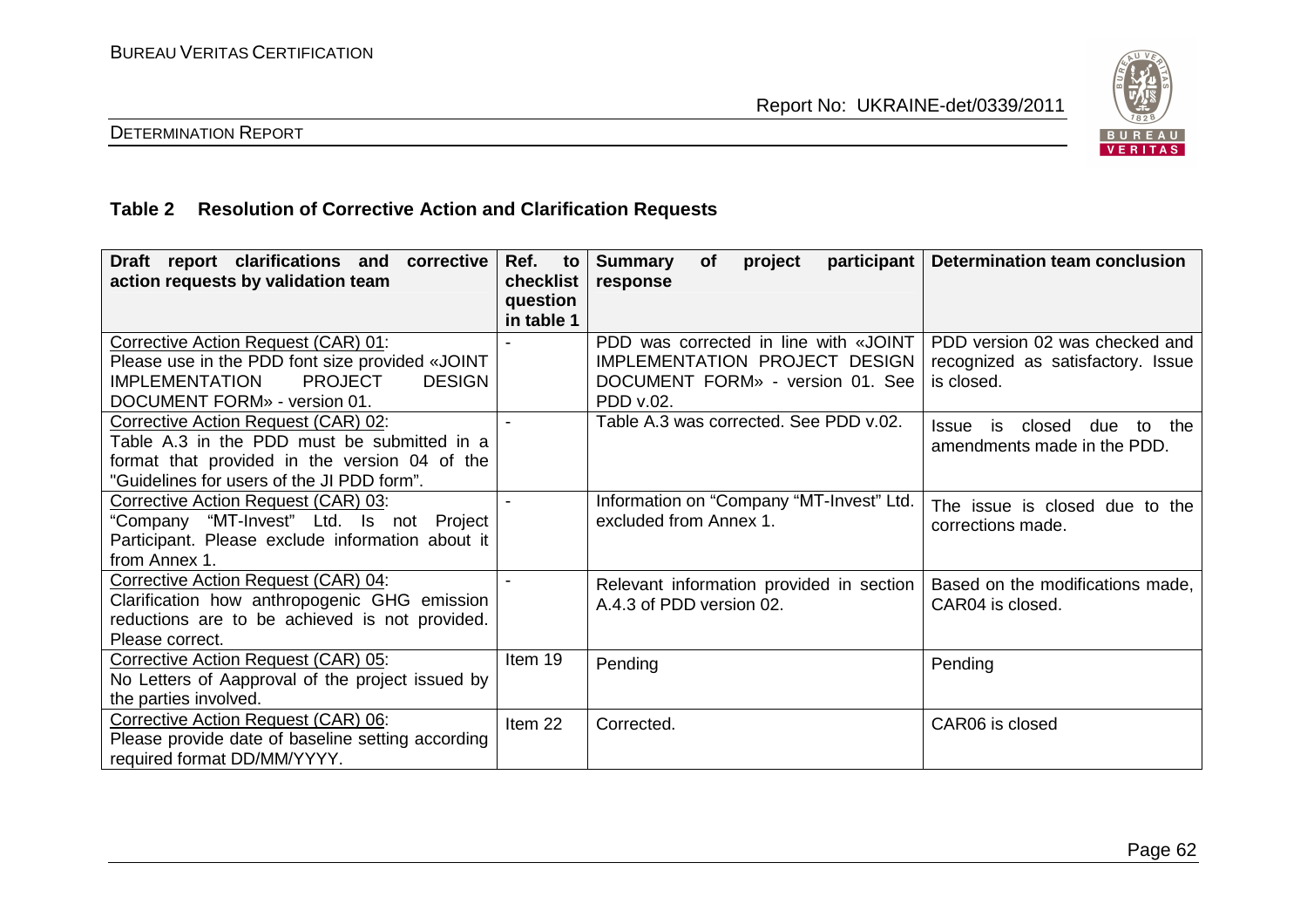### Table 2 Resolution of Corrective Action and Clarification Requests

| Draft report clarifications and corrective action requests by validation team | Ref. to checklist question in table 1 | Summary of project participant response | Determination team conclusion |
|---|---|---|---|
| Corrective Action Request (CAR) 01: Please use in the PDD font size provided «JOINT IMPLEMENTATION PROJECT DESIGN DOCUMENT FORM» - version 01. | - | PDD was corrected in line with «JOINT IMPLEMENTATION PROJECT DESIGN DOCUMENT FORM» - version 01. See PDD v.02. | PDD version 02 was checked and recognized as satisfactory. Issue is closed. |
| Corrective Action Request (CAR) 02: Table A.3 in the PDD must be submitted in a format that provided in the version 04 of the "Guidelines for users of the JI PDD form". | - | Table A.3 was corrected. See PDD v.02. | Issue is closed due to the amendments made in the PDD. |
| Corrective Action Request (CAR) 03: "Company "MT-Invest" Ltd. Is not Project Participant. Please exclude information about it from Annex 1. | - | Information on "Company "MT-Invest" Ltd. excluded from Annex 1. | The issue is closed due to the corrections made. |
| Corrective Action Request (CAR) 04: Clarification how anthropogenic GHG emission reductions are to be achieved is not provided. Please correct. | - | Relevant information provided in section A.4.3 of PDD version 02. | Based on the modifications made, CAR04 is closed. |
| Corrective Action Request (CAR) 05: No Letters of Aapproval of the project issued by the parties involved. | Item 19 | Pending | Pending |
| Corrective Action Request (CAR) 06: Please provide date of baseline setting according required format DD/MM/YYYY. | Item 22 | Corrected. | CAR06 is closed |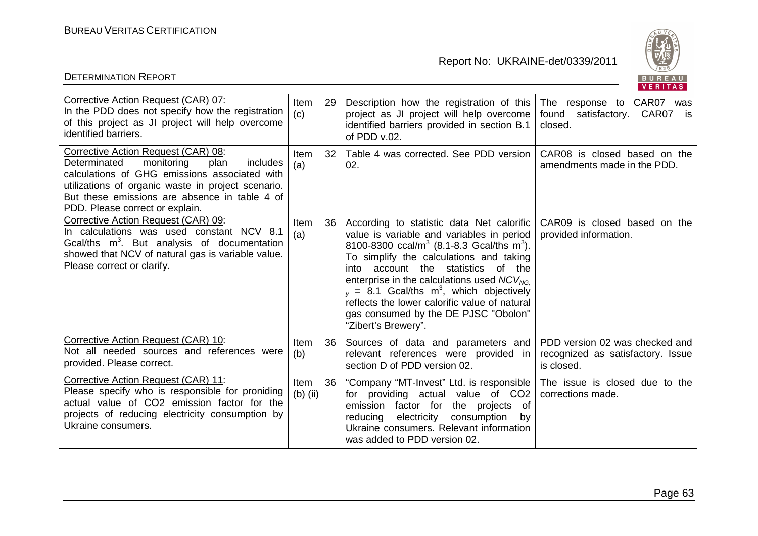| Corrective Action Request (CAR) 07: In the PDD does not specify how the registration of this project as JI project will help overcome identified barriers. | Item 29 (c) | Description how the registration of this project as JI project will help overcome identified barriers provided in section B.1 of PDD v.02. | The response to CAR07 was found satisfactory. CAR07 is closed. |
|---|---|---|---|
| Corrective Action Request (CAR) 08: Determinated monitoring plan includes calculations of GHG emissions associated with utilizations of organic waste in project scenario. But these emissions are absence in table 4 of PDD. Please correct or explain. | Item 32 (a) | Table 4 was corrected. See PDD version 02. | CAR08 is closed based on the amendments made in the PDD. |
| Corrective Action Request (CAR) 09: In calculations was used constant NCV 8.1 Gcal/ths $m^3$. But analysis of documentation showed that NCV of natural gas is variable value. Please correct or clarify. | Item 36 (a) | According to statistic data Net calorific value is variable and variables in period 8100-8300 ccal/$m^3$ (8.1-8.3 Gcal/ths $m^3$). To simplify the calculations and taking into account the statistics of the enterprise in the calculations used $NCV_{NG,y}$ = 8.1 Gcal/ths $m^3$, which objectively reflects the lower calorific value of natural gas consumed by the DE PJSC "Obolon" "Zibert's Brewery". | CAR09 is closed based on the provided information. |
| Corrective Action Request (CAR) 10: Not all needed sources and references were provided. Please correct. | Item 36 (b) | Sources of data and parameters and relevant references were provided in section D of PDD version 02. | PDD version 02 was checked and recognized as satisfactory. Issue is closed. |
| Corrective Action Request (CAR) 11: Please specify who is responsible for proniding actual value of CO2 emission factor for the projects of reducing electricity consumption by Ukraine consumers. | Item 36 (b) (ii) | "Company "MT-Invest" Ltd. is responsible for providing actual value of CO2 emission factor for the projects of reducing electricity consumption by Ukraine consumers. Relevant information was added to PDD version 02. | The issue is closed due to the corrections made. |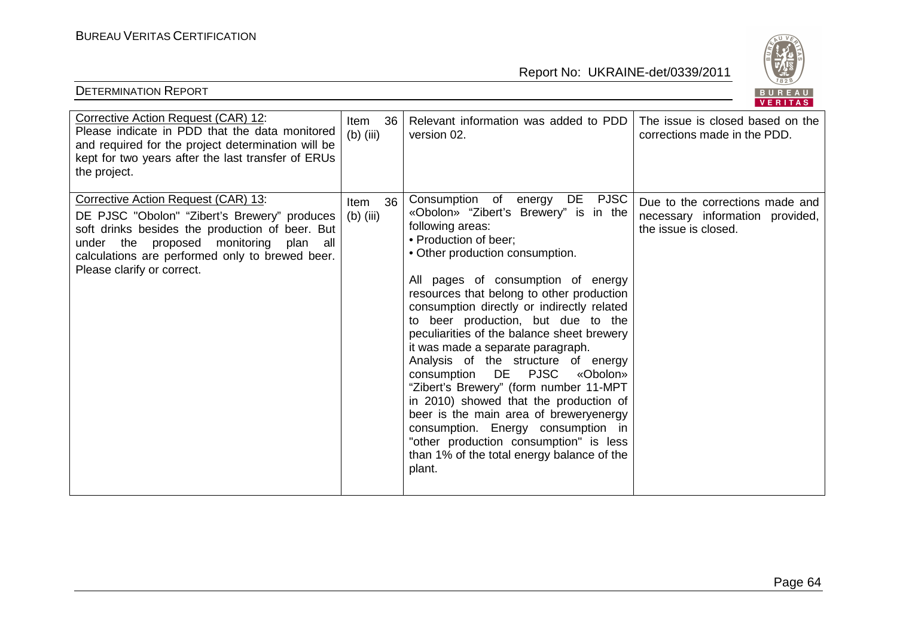| Corrective Action Request (CAR) 12: Please indicate in PDD that the data monitored and required for the project determination will be kept for two years after the last transfer of ERUs the project. | Item 36 (b) (iii) | Relevant information was added to PDD version 02. | The issue is closed based on the corrections made in the PDD. |
|---|---|---|---|
| Corrective Action Request (CAR) 13: DE PJSC "Obolon" "Zibert's Brewery" produces soft drinks besides the production of beer. But under the proposed monitoring plan all calculations are performed only to brewed beer. Please clarify or correct. | Item 36 (b) (iii) | Consumption of energy DE PJSC «Obolon» "Zibert's Brewery" is in the following areas:<br>• Production of beer;<br>• Other production consumption.<br><br>All pages of consumption of energy resources that belong to other production consumption directly or indirectly related to beer production, but due to the peculiarities of the balance sheet brewery it was made a separate paragraph.<br>Analysis of the structure of energy consumption DE PJSC «Obolon» "Zibert's Brewery" (form number 11-MPT in 2010) showed that the production of beer is the main area of breweryenergy consumption. Energy consumption in "other production consumption" is less than 1% of the total energy balance of the plant. | Due to the corrections made and necessary information provided, the issue is closed. |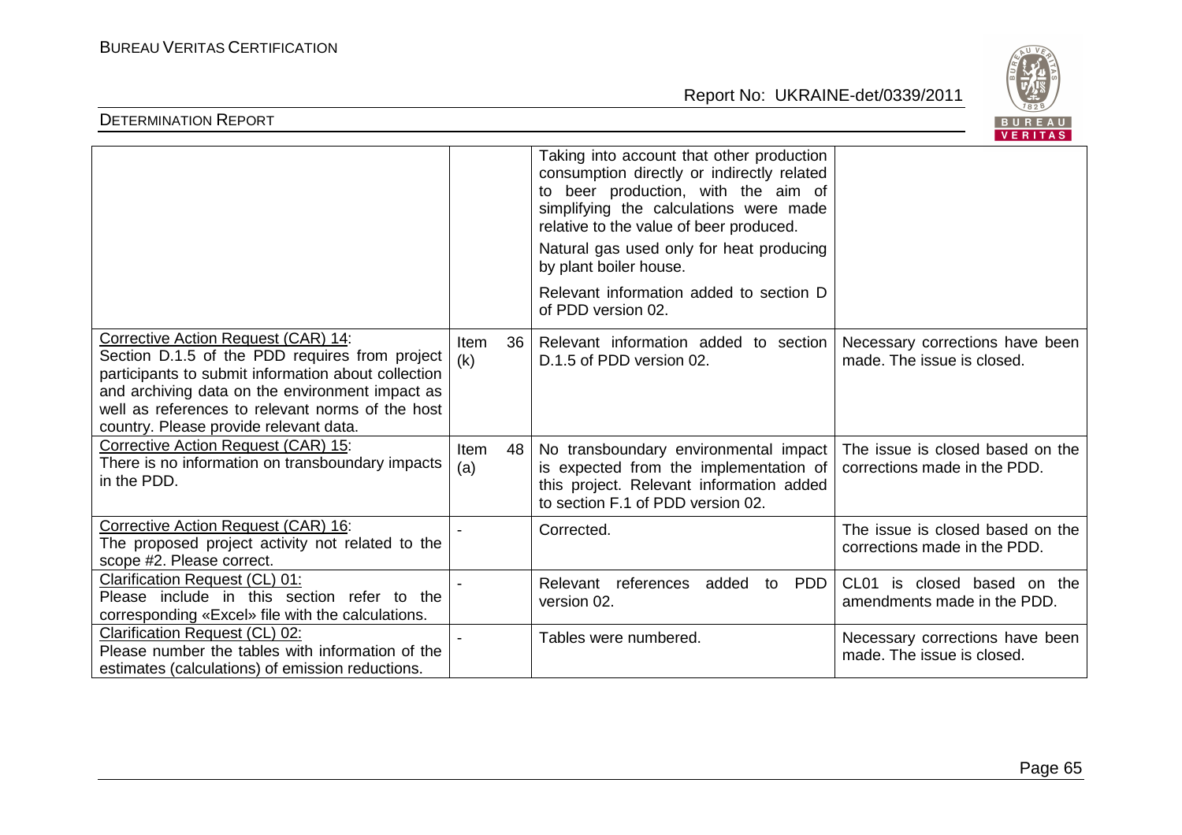| | | | |
|---|---|---|---|
| | | Taking into account that other production consumption directly or indirectly related to beer production, with the aim of simplifying the calculations were made relative to the value of beer produced.<br><br>Natural gas used only for heat producing by plant boiler house.<br><br>Relevant information added to section D of PDD version 02. | |
| Corrective Action Request (CAR) 14:<br>Section D.1.5 of the PDD requires from project participants to submit information about collection and archiving data on the environment impact as well as references to relevant norms of the host country. Please provide relevant data. | Item 36 (k) | Relevant information added to section D.1.5 of PDD version 02. | Necessary corrections have been made. The issue is closed. |
| Corrective Action Request (CAR) 15:<br>There is no information on transboundary impacts in the PDD. | Item 48 (a) | No transboundary environmental impact is expected from the implementation of this project. Relevant information added to section F.1 of PDD version 02. | The issue is closed based on the corrections made in the PDD. |
| Corrective Action Request (CAR) 16:<br>The proposed project activity not related to the scope #2. Please correct. | - | Corrected. | The issue is closed based on the corrections made in the PDD. |
| Clarification Request (CL) 01:<br>Please include in this section refer to the corresponding «Excel» file with the calculations. | - | Relevant references added to PDD version 02. | CL01 is closed based on the amendments made in the PDD. |
| Clarification Request (CL) 02:<br>Please number the tables with information of the estimates (calculations) of emission reductions. | - | Tables were numbered. | Necessary corrections have been made. The issue is closed. |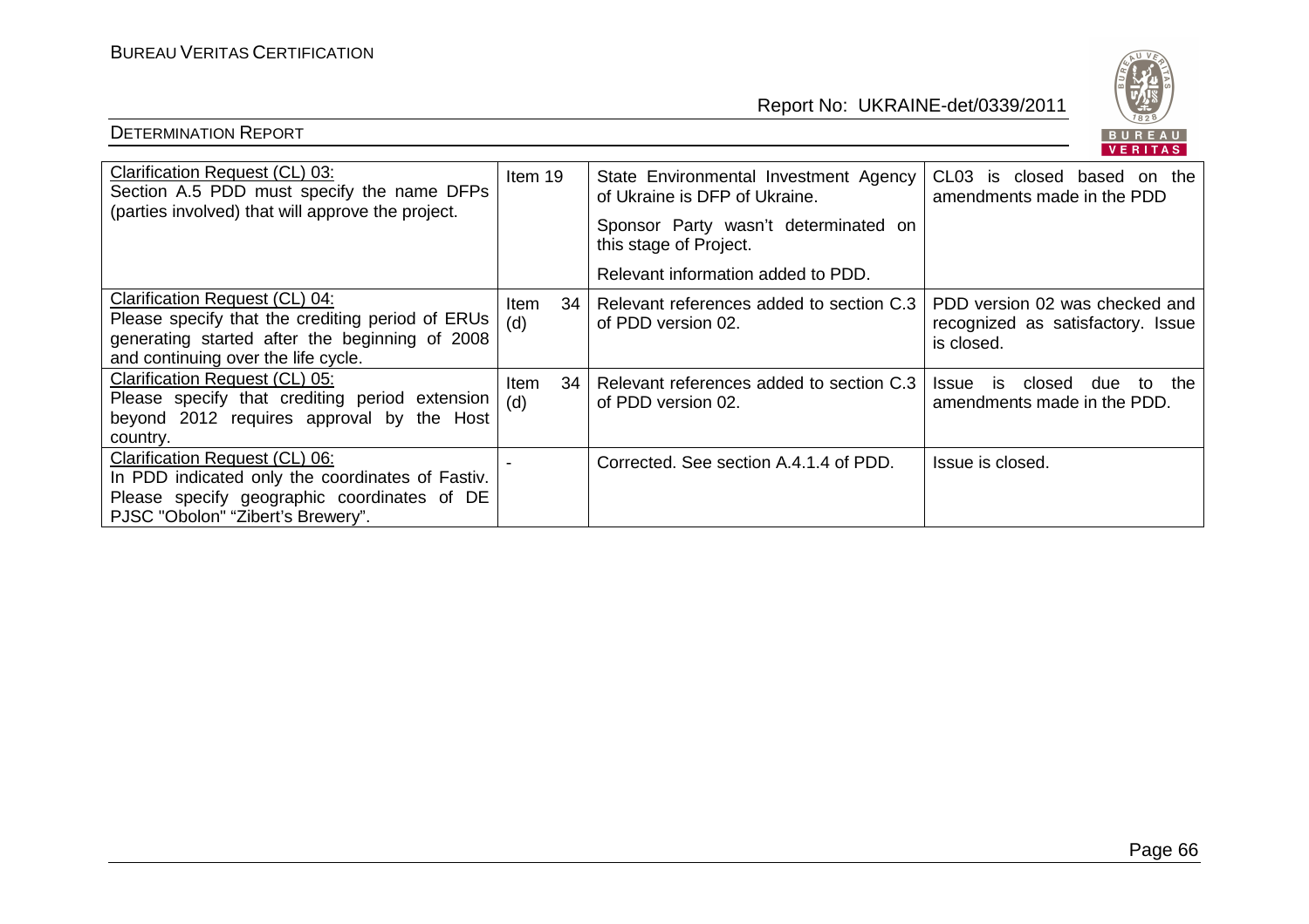| | | | |
|---|---|---|---|
| Clarification Request (CL) 03: Section A.5 PDD must specify the name DFPs (parties involved) that will approve the project. | Item 19 | State Environmental Investment Agency of Ukraine is DFP of Ukraine.<br><br>Sponsor Party wasn't determinated on this stage of Project.<br><br>Relevant information added to PDD. | CL03 is closed based on the amendments made in the PDD |
| Clarification Request (CL) 04: Please specify that the crediting period of ERUs generating started after the beginning of 2008 and continuing over the life cycle. | Item 34 (d) | Relevant references added to section C.3 of PDD version 02. | PDD version 02 was checked and recognized as satisfactory. Issue is closed. |
| Clarification Request (CL) 05: Please specify that crediting period extension beyond 2012 requires approval by the Host country. | Item 34 (d) | Relevant references added to section C.3 of PDD version 02. | Issue is closed due to the amendments made in the PDD. |
| Clarification Request (CL) 06: In PDD indicated only the coordinates of Fastiv. Please specify geographic coordinates of DE PJSC "Obolon" "Zibert's Brewery". | - | Corrected. See section A.4.1.4 of PDD. | Issue is closed. |